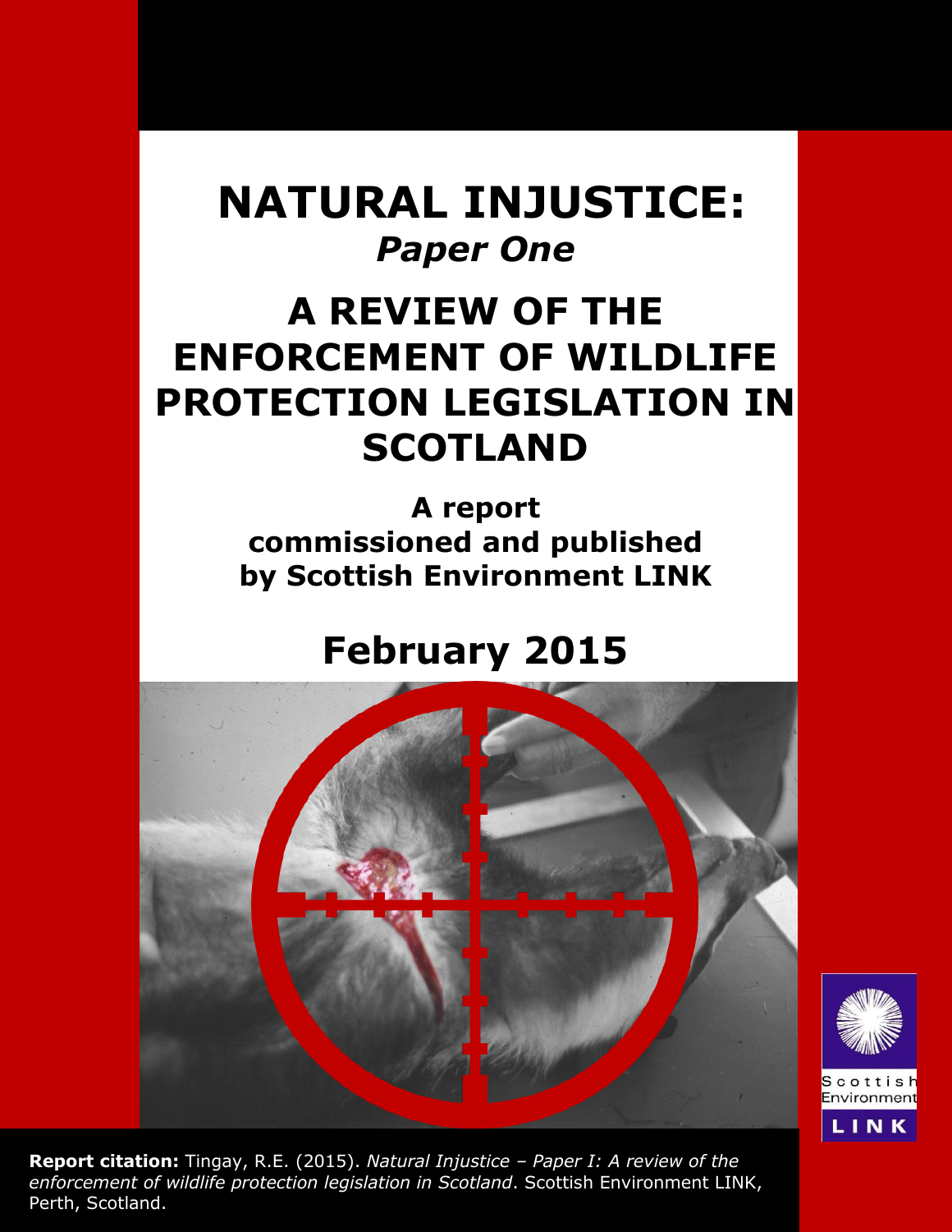# NATURAL INJUSTICE:
*Paper One*

# A REVIEW OF THE ENFORCEMENT OF WILDLIFE PROTECTION LEGISLATION IN SCOTLAND

**A report commissioned and published by Scottish Environment LINK**

## February 2015

Scottish Environment LINK

**Report citation:** Tingay, R.E. (2015). *Natural Injustice – Paper I: A review of the enforcement of wildlife protection legislation in Scotland*. Scottish Environment LINK, Perth, Scotland.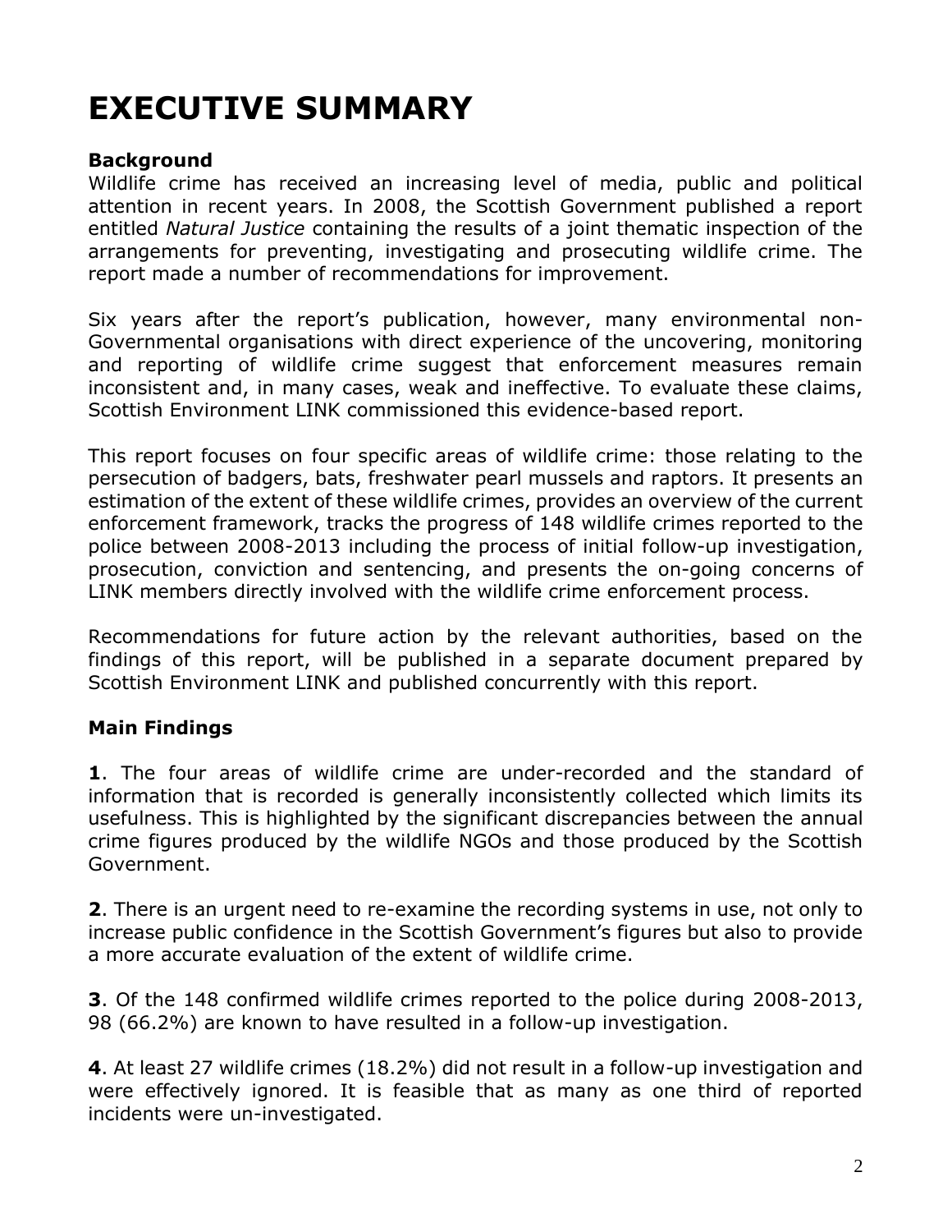# EXECUTIVE SUMMARY

**Background**

Wildlife crime has received an increasing level of media, public and political attention in recent years. In 2008, the Scottish Government published a report entitled *Natural Justice* containing the results of a joint thematic inspection of the arrangements for preventing, investigating and prosecuting wildlife crime. The report made a number of recommendations for improvement.

Six years after the report's publication, however, many environmental non-Governmental organisations with direct experience of the uncovering, monitoring and reporting of wildlife crime suggest that enforcement measures remain inconsistent and, in many cases, weak and ineffective. To evaluate these claims, Scottish Environment LINK commissioned this evidence-based report.

This report focuses on four specific areas of wildlife crime: those relating to the persecution of badgers, bats, freshwater pearl mussels and raptors. It presents an estimation of the extent of these wildlife crimes, provides an overview of the current enforcement framework, tracks the progress of 148 wildlife crimes reported to the police between 2008-2013 including the process of initial follow-up investigation, prosecution, conviction and sentencing, and presents the on-going concerns of LINK members directly involved with the wildlife crime enforcement process.

Recommendations for future action by the relevant authorities, based on the findings of this report, will be published in a separate document prepared by Scottish Environment LINK and published concurrently with this report.

**Main Findings**

**1**. The four areas of wildlife crime are under-recorded and the standard of information that is recorded is generally inconsistently collected which limits its usefulness. This is highlighted by the significant discrepancies between the annual crime figures produced by the wildlife NGOs and those produced by the Scottish Government.

**2**. There is an urgent need to re-examine the recording systems in use, not only to increase public confidence in the Scottish Government's figures but also to provide a more accurate evaluation of the extent of wildlife crime.

**3**. Of the 148 confirmed wildlife crimes reported to the police during 2008-2013, 98 (66.2%) are known to have resulted in a follow-up investigation.

**4**. At least 27 wildlife crimes (18.2%) did not result in a follow-up investigation and were effectively ignored. It is feasible that as many as one third of reported incidents were un-investigated.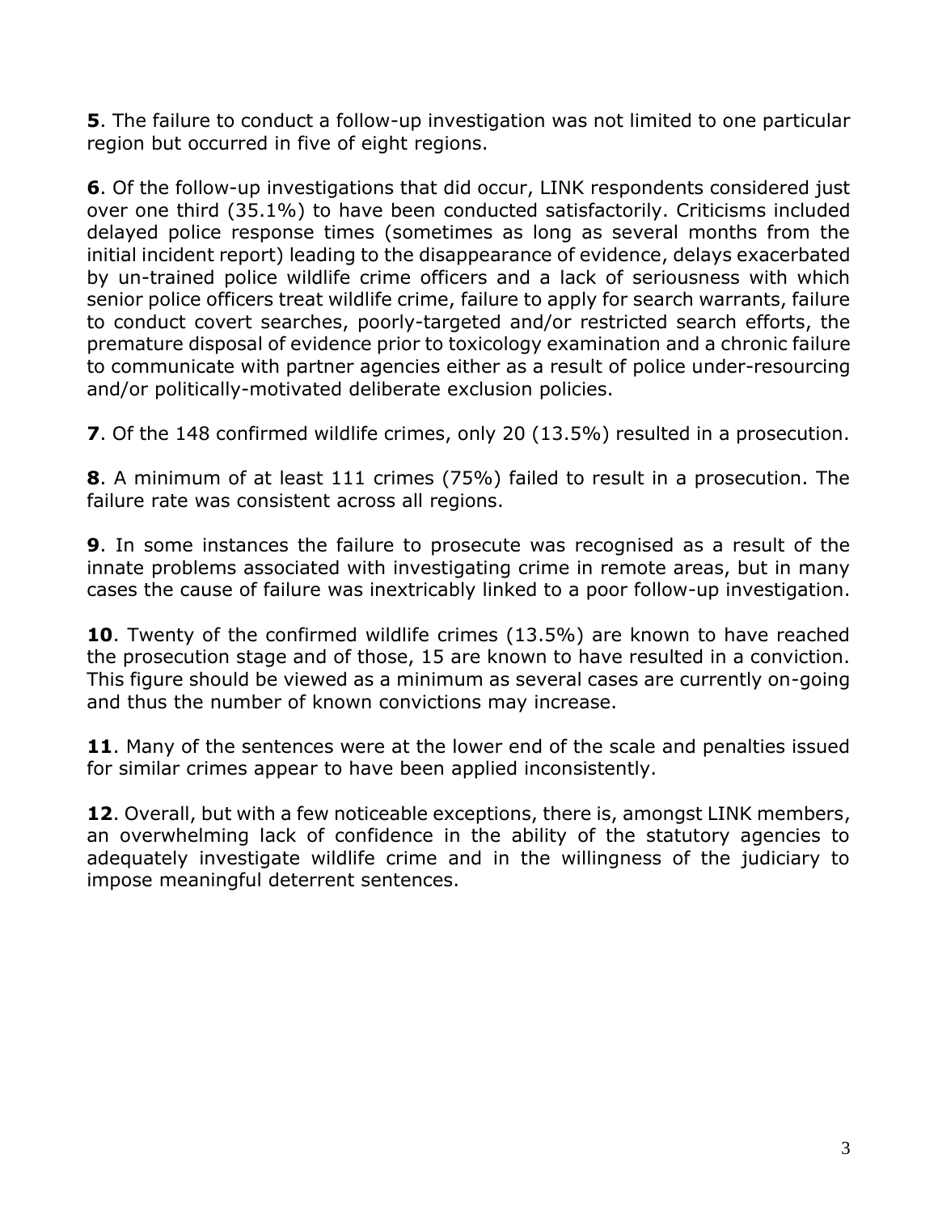**5**. The failure to conduct a follow-up investigation was not limited to one particular region but occurred in five of eight regions.

**6**. Of the follow-up investigations that did occur, LINK respondents considered just over one third (35.1%) to have been conducted satisfactorily. Criticisms included delayed police response times (sometimes as long as several months from the initial incident report) leading to the disappearance of evidence, delays exacerbated by un-trained police wildlife crime officers and a lack of seriousness with which senior police officers treat wildlife crime, failure to apply for search warrants, failure to conduct covert searches, poorly-targeted and/or restricted search efforts, the premature disposal of evidence prior to toxicology examination and a chronic failure to communicate with partner agencies either as a result of police under-resourcing and/or politically-motivated deliberate exclusion policies.

**7**. Of the 148 confirmed wildlife crimes, only 20 (13.5%) resulted in a prosecution.

**8**. A minimum of at least 111 crimes (75%) failed to result in a prosecution. The failure rate was consistent across all regions.

**9**. In some instances the failure to prosecute was recognised as a result of the innate problems associated with investigating crime in remote areas, but in many cases the cause of failure was inextricably linked to a poor follow-up investigation.

**10**. Twenty of the confirmed wildlife crimes (13.5%) are known to have reached the prosecution stage and of those, 15 are known to have resulted in a conviction. This figure should be viewed as a minimum as several cases are currently on-going and thus the number of known convictions may increase.

**11**. Many of the sentences were at the lower end of the scale and penalties issued for similar crimes appear to have been applied inconsistently.

**12**. Overall, but with a few noticeable exceptions, there is, amongst LINK members, an overwhelming lack of confidence in the ability of the statutory agencies to adequately investigate wildlife crime and in the willingness of the judiciary to impose meaningful deterrent sentences.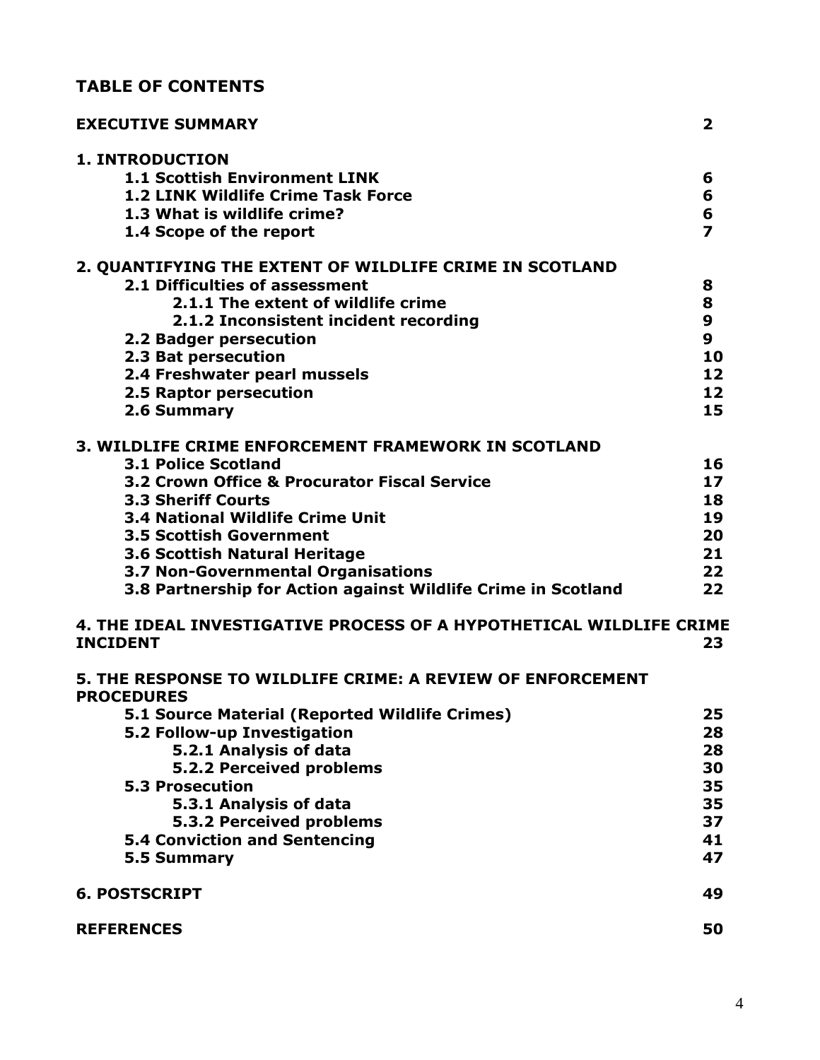# TABLE OF CONTENTS

| | |
|---|---|
| **EXECUTIVE SUMMARY** | **2** |
| **1. INTRODUCTION** | |
| **1.1 Scottish Environment LINK** | **6** |
| **1.2 LINK Wildlife Crime Task Force** | **6** |
| **1.3 What is wildlife crime?** | **6** |
| **1.4 Scope of the report** | **7** |
| **2. QUANTIFYING THE EXTENT OF WILDLIFE CRIME IN SCOTLAND** | |
| **2.1 Difficulties of assessment** | **8** |
| **2.1.1 The extent of wildlife crime** | **8** |
| **2.1.2 Inconsistent incident recording** | **9** |
| **2.2 Badger persecution** | **9** |
| **2.3 Bat persecution** | **10** |
| **2.4 Freshwater pearl mussels** | **12** |
| **2.5 Raptor persecution** | **12** |
| **2.6 Summary** | **15** |
| **3. WILDLIFE CRIME ENFORCEMENT FRAMEWORK IN SCOTLAND** | |
| **3.1 Police Scotland** | **16** |
| **3.2 Crown Office & Procurator Fiscal Service** | **17** |
| **3.3 Sheriff Courts** | **18** |
| **3.4 National Wildlife Crime Unit** | **19** |
| **3.5 Scottish Government** | **20** |
| **3.6 Scottish Natural Heritage** | **21** |
| **3.7 Non-Governmental Organisations** | **22** |
| **3.8 Partnership for Action against Wildlife Crime in Scotland** | **22** |
| **4. THE IDEAL INVESTIGATIVE PROCESS OF A HYPOTHETICAL WILDLIFE CRIME INCIDENT** | **23** |
| **5. THE RESPONSE TO WILDLIFE CRIME: A REVIEW OF ENFORCEMENT PROCEDURES** | |
| **5.1 Source Material (Reported Wildlife Crimes)** | **25** |
| **5.2 Follow-up Investigation** | **28** |
| **5.2.1 Analysis of data** | **28** |
| **5.2.2 Perceived problems** | **30** |
| **5.3 Prosecution** | **35** |
| **5.3.1 Analysis of data** | **35** |
| **5.3.2 Perceived problems** | **37** |
| **5.4 Conviction and Sentencing** | **41** |
| **5.5 Summary** | **47** |
| **6. POSTSCRIPT** | **49** |
| **REFERENCES** | **50** |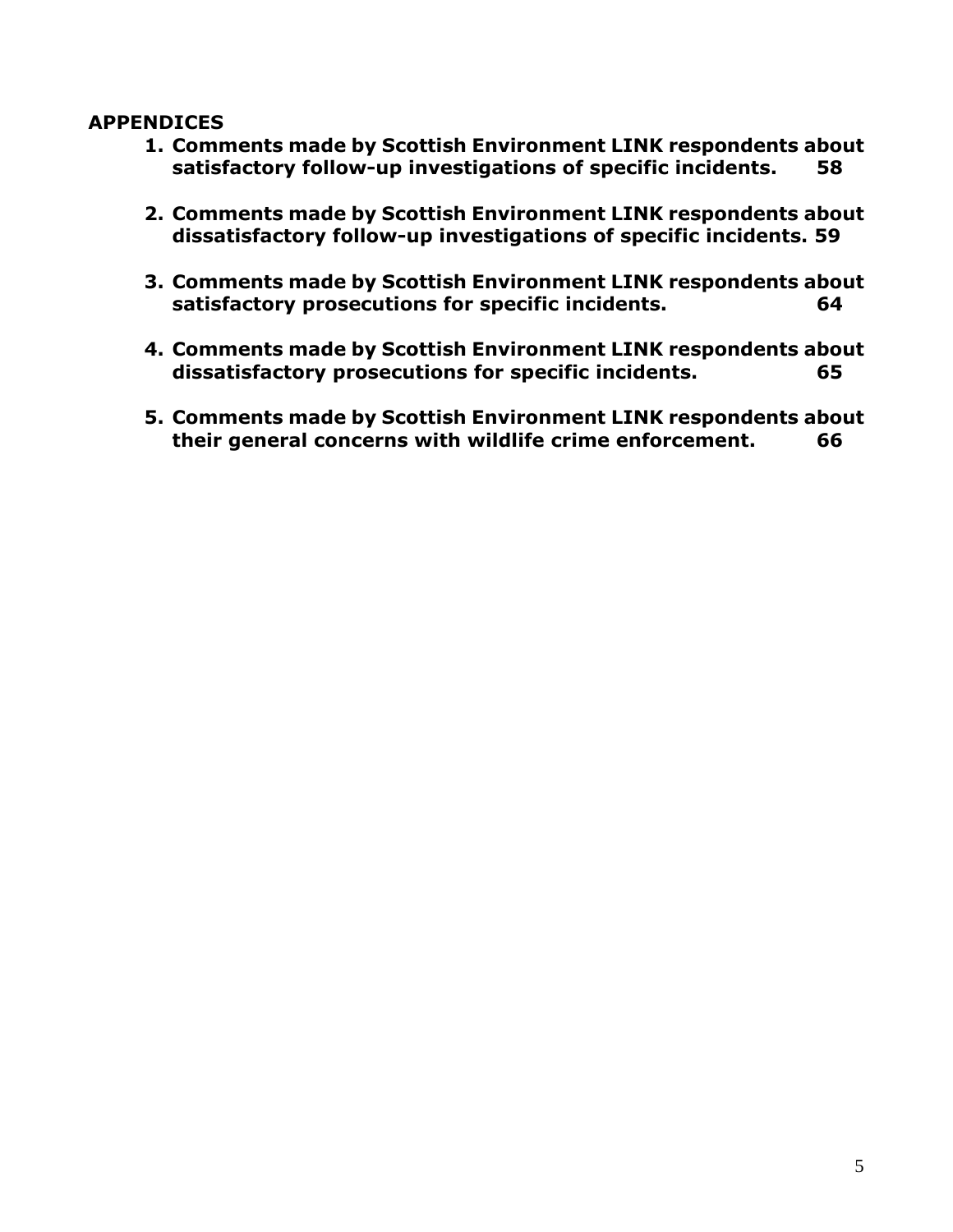## APPENDICES

1. **Comments made by Scottish Environment LINK respondents about satisfactory follow-up investigations of specific incidents. 58**
2. **Comments made by Scottish Environment LINK respondents about dissatisfactory follow-up investigations of specific incidents. 59**
3. **Comments made by Scottish Environment LINK respondents about satisfactory prosecutions for specific incidents. 64**
4. **Comments made by Scottish Environment LINK respondents about dissatisfactory prosecutions for specific incidents. 65**
5. **Comments made by Scottish Environment LINK respondents about their general concerns with wildlife crime enforcement. 66**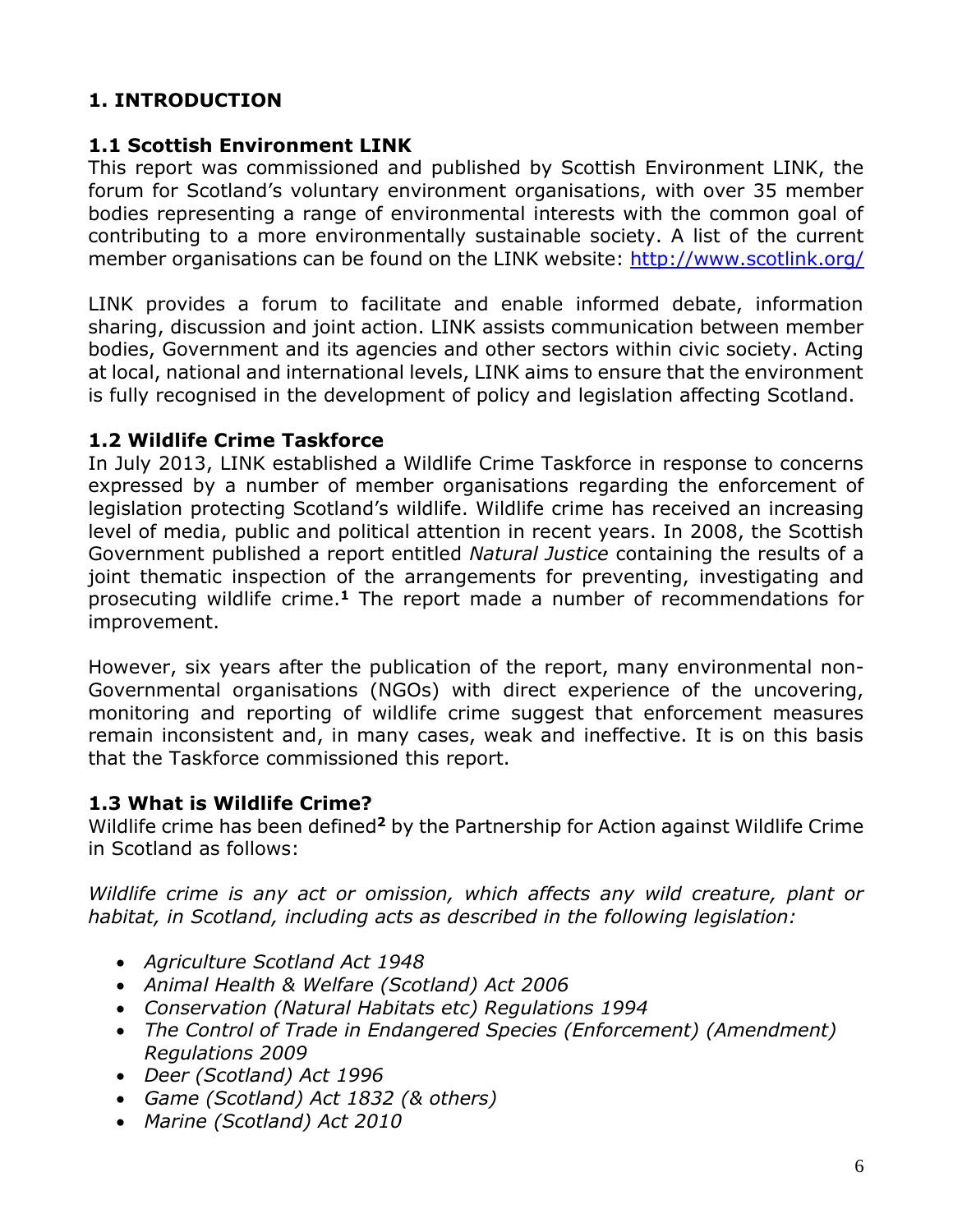# 1. INTRODUCTION

## 1.1 Scottish Environment LINK

This report was commissioned and published by Scottish Environment LINK, the forum for Scotland's voluntary environment organisations, with over 35 member bodies representing a range of environmental interests with the common goal of contributing to a more environmentally sustainable society. A list of the current member organisations can be found on the LINK website: [http://www.scotlink.org/](http://www.scotlink.org/)

LINK provides a forum to facilitate and enable informed debate, information sharing, discussion and joint action. LINK assists communication between member bodies, Government and its agencies and other sectors within civic society. Acting at local, national and international levels, LINK aims to ensure that the environment is fully recognised in the development of policy and legislation affecting Scotland.

## 1.2 Wildlife Crime Taskforce

In July 2013, LINK established a Wildlife Crime Taskforce in response to concerns expressed by a number of member organisations regarding the enforcement of legislation protecting Scotland's wildlife. Wildlife crime has received an increasing level of media, public and political attention in recent years. In 2008, the Scottish Government published a report entitled *Natural Justice* containing the results of a joint thematic inspection of the arrangements for preventing, investigating and prosecuting wildlife crime.[1] The report made a number of recommendations for improvement.

However, six years after the publication of the report, many environmental non-Governmental organisations (NGOs) with direct experience of the uncovering, monitoring and reporting of wildlife crime suggest that enforcement measures remain inconsistent and, in many cases, weak and ineffective. It is on this basis that the Taskforce commissioned this report.

## 1.3 What is Wildlife Crime?

Wildlife crime has been defined[2] by the Partnership for Action against Wildlife Crime in Scotland as follows:

*Wildlife crime is any act or omission, which affects any wild creature, plant or habitat, in Scotland, including acts as described in the following legislation:*

- *Agriculture Scotland Act 1948*
- *Animal Health & Welfare (Scotland) Act 2006*
- *Conservation (Natural Habitats etc) Regulations 1994*
- *The Control of Trade in Endangered Species (Enforcement) (Amendment) Regulations 2009*
- *Deer (Scotland) Act 1996*
- *Game (Scotland) Act 1832 (& others)*
- *Marine (Scotland) Act 2010*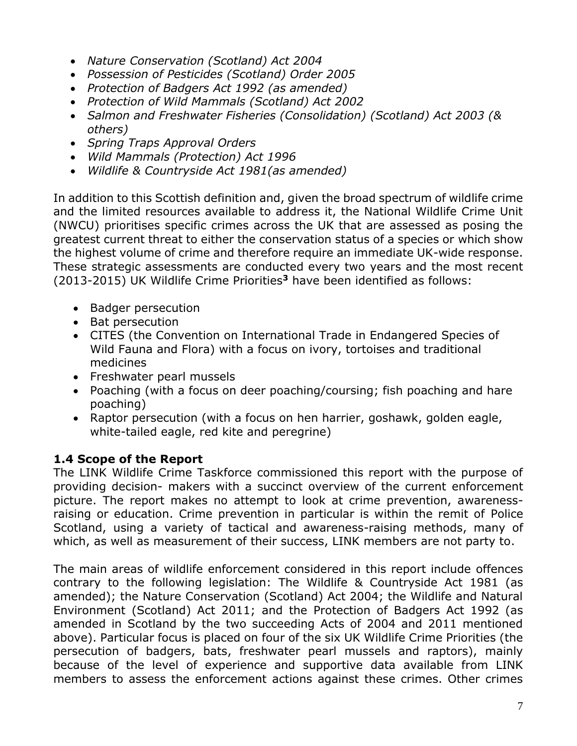- *Nature Conservation (Scotland) Act 2004*
- *Possession of Pesticides (Scotland) Order 2005*
- *Protection of Badgers Act 1992 (as amended)*
- *Protection of Wild Mammals (Scotland) Act 2002*
- *Salmon and Freshwater Fisheries (Consolidation) (Scotland) Act 2003 (& others)*
- *Spring Traps Approval Orders*
- *Wild Mammals (Protection) Act 1996*
- *Wildlife & Countryside Act 1981(as amended)*

In addition to this Scottish definition and, given the broad spectrum of wildlife crime and the limited resources available to address it, the National Wildlife Crime Unit (NWCU) prioritises specific crimes across the UK that are assessed as posing the greatest current threat to either the conservation status of a species or which show the highest volume of crime and therefore require an immediate UK-wide response. These strategic assessments are conducted every two years and the most recent (2013-2015) UK Wildlife Crime Priorities[3] have been identified as follows:

- Badger persecution
- Bat persecution
- CITES (the Convention on International Trade in Endangered Species of Wild Fauna and Flora) with a focus on ivory, tortoises and traditional medicines
- Freshwater pearl mussels
- Poaching (with a focus on deer poaching/coursing; fish poaching and hare poaching)
- Raptor persecution (with a focus on hen harrier, goshawk, golden eagle, white-tailed eagle, red kite and peregrine)

### 1.4 Scope of the Report

The LINK Wildlife Crime Taskforce commissioned this report with the purpose of providing decision- makers with a succinct overview of the current enforcement picture. The report makes no attempt to look at crime prevention, awareness-raising or education. Crime prevention in particular is within the remit of Police Scotland, using a variety of tactical and awareness-raising methods, many of which, as well as measurement of their success, LINK members are not party to.

The main areas of wildlife enforcement considered in this report include offences contrary to the following legislation: The Wildlife & Countryside Act 1981 (as amended); the Nature Conservation (Scotland) Act 2004; the Wildlife and Natural Environment (Scotland) Act 2011; and the Protection of Badgers Act 1992 (as amended in Scotland by the two succeeding Acts of 2004 and 2011 mentioned above). Particular focus is placed on four of the six UK Wildlife Crime Priorities (the persecution of badgers, bats, freshwater pearl mussels and raptors), mainly because of the level of experience and supportive data available from LINK members to assess the enforcement actions against these crimes. Other crimes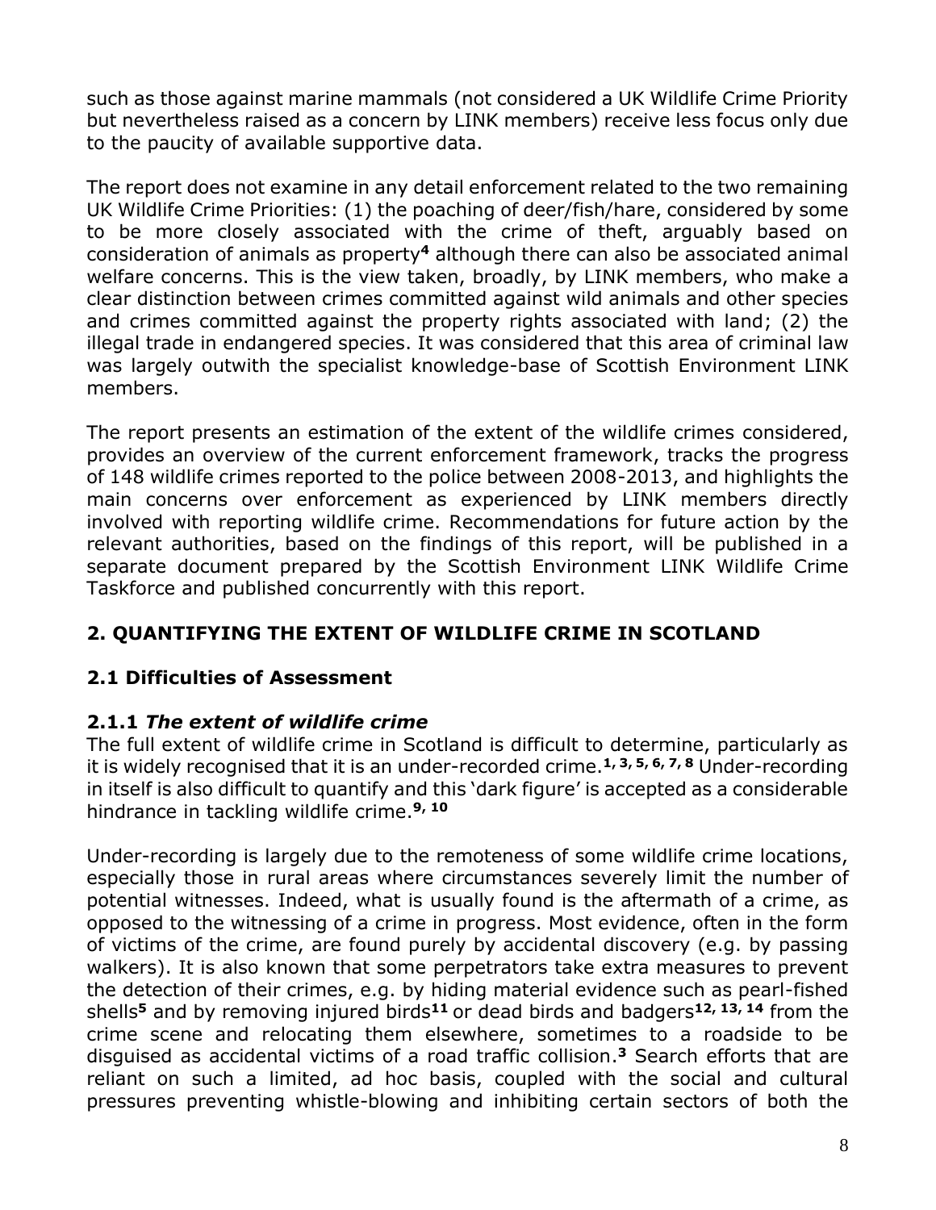such as those against marine mammals (not considered a UK Wildlife Crime Priority but nevertheless raised as a concern by LINK members) receive less focus only due to the paucity of available supportive data.

The report does not examine in any detail enforcement related to the two remaining UK Wildlife Crime Priorities: (1) the poaching of deer/fish/hare, considered by some to be more closely associated with the crime of theft, arguably based on consideration of animals as property[4] although there can also be associated animal welfare concerns. This is the view taken, broadly, by LINK members, who make a clear distinction between crimes committed against wild animals and other species and crimes committed against the property rights associated with land; (2) the illegal trade in endangered species. It was considered that this area of criminal law was largely outwith the specialist knowledge-base of Scottish Environment LINK members.

The report presents an estimation of the extent of the wildlife crimes considered, provides an overview of the current enforcement framework, tracks the progress of 148 wildlife crimes reported to the police between 2008-2013, and highlights the main concerns over enforcement as experienced by LINK members directly involved with reporting wildlife crime. Recommendations for future action by the relevant authorities, based on the findings of this report, will be published in a separate document prepared by the Scottish Environment LINK Wildlife Crime Taskforce and published concurrently with this report.

## 2. QUANTIFYING THE EXTENT OF WILDLIFE CRIME IN SCOTLAND

### 2.1 Difficulties of Assessment

#### 2.1.1 *The extent of wildlife crime*

The full extent of wildlife crime in Scotland is difficult to determine, particularly as it is widely recognised that it is an under-recorded crime.[1, 3, 5, 6, 7, 8] Under-recording in itself is also difficult to quantify and this 'dark figure' is accepted as a considerable hindrance in tackling wildlife crime.[9, 10]

Under-recording is largely due to the remoteness of some wildlife crime locations, especially those in rural areas where circumstances severely limit the number of potential witnesses. Indeed, what is usually found is the aftermath of a crime, as opposed to the witnessing of a crime in progress. Most evidence, often in the form of victims of the crime, are found purely by accidental discovery (e.g. by passing walkers). It is also known that some perpetrators take extra measures to prevent the detection of their crimes, e.g. by hiding material evidence such as pearl-fished shells[5] and by removing injured birds[11] or dead birds and badgers[12, 13, 14] from the crime scene and relocating them elsewhere, sometimes to a roadside to be disguised as accidental victims of a road traffic collision.[3] Search efforts that are reliant on such a limited, ad hoc basis, coupled with the social and cultural pressures preventing whistle-blowing and inhibiting certain sectors of both the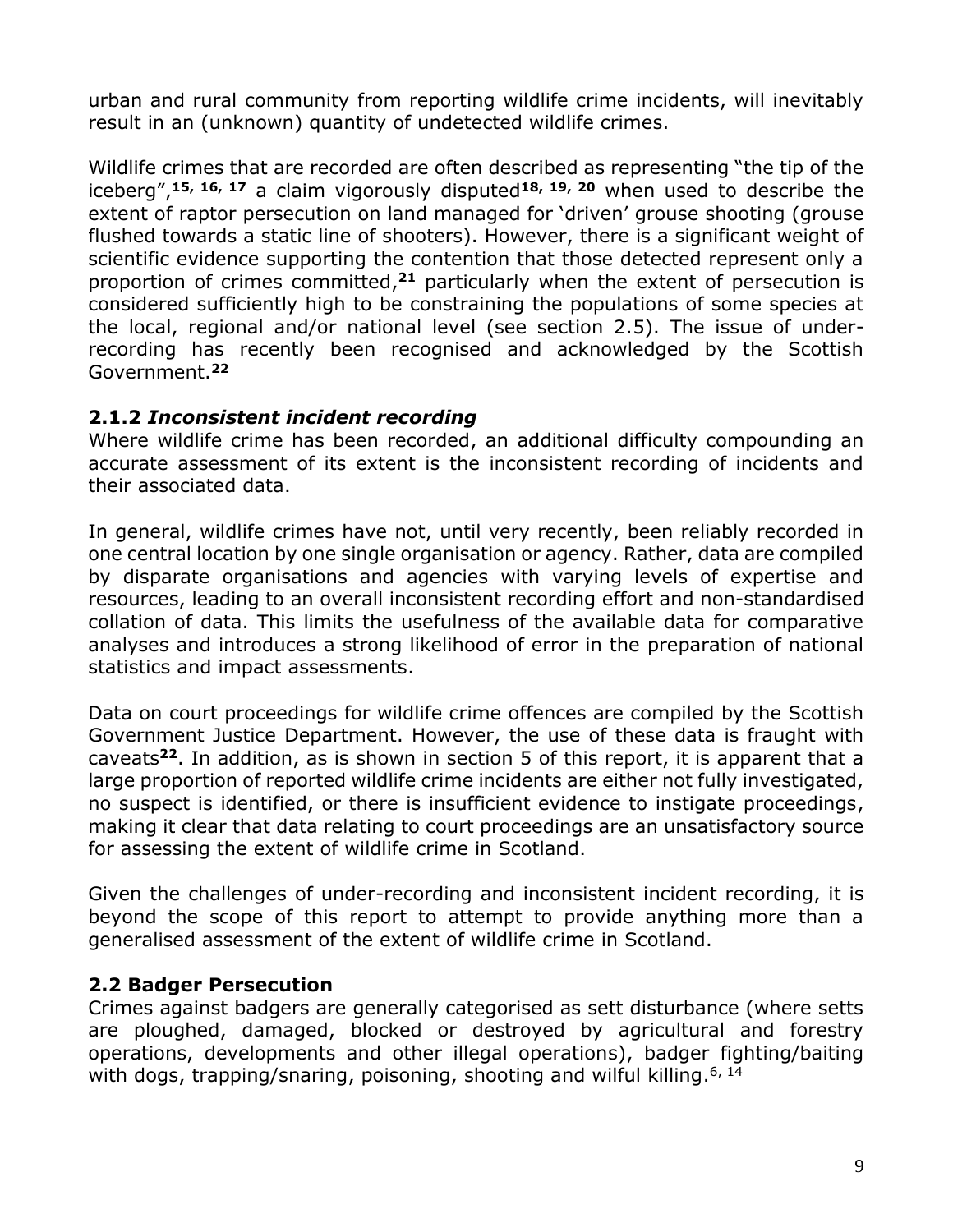urban and rural community from reporting wildlife crime incidents, will inevitably result in an (unknown) quantity of undetected wildlife crimes.

Wildlife crimes that are recorded are often described as representing "the tip of the iceberg",[15, 16, 17] a claim vigorously disputed[18, 19, 20] when used to describe the extent of raptor persecution on land managed for 'driven' grouse shooting (grouse flushed towards a static line of shooters). However, there is a significant weight of scientific evidence supporting the contention that those detected represent only a proportion of crimes committed,[21] particularly when the extent of persecution is considered sufficiently high to be constraining the populations of some species at the local, regional and/or national level (see section 2.5). The issue of under-recording has recently been recognised and acknowledged by the Scottish Government.[22]

### 2.1.2 *Inconsistent incident recording*

Where wildlife crime has been recorded, an additional difficulty compounding an accurate assessment of its extent is the inconsistent recording of incidents and their associated data.

In general, wildlife crimes have not, until very recently, been reliably recorded in one central location by one single organisation or agency. Rather, data are compiled by disparate organisations and agencies with varying levels of expertise and resources, leading to an overall inconsistent recording effort and non-standardised collation of data. This limits the usefulness of the available data for comparative analyses and introduces a strong likelihood of error in the preparation of national statistics and impact assessments.

Data on court proceedings for wildlife crime offences are compiled by the Scottish Government Justice Department. However, the use of these data is fraught with caveats[22]. In addition, as is shown in section 5 of this report, it is apparent that a large proportion of reported wildlife crime incidents are either not fully investigated, no suspect is identified, or there is insufficient evidence to instigate proceedings, making it clear that data relating to court proceedings are an unsatisfactory source for assessing the extent of wildlife crime in Scotland.

Given the challenges of under-recording and inconsistent incident recording, it is beyond the scope of this report to attempt to provide anything more than a generalised assessment of the extent of wildlife crime in Scotland.

## 2.2 Badger Persecution

Crimes against badgers are generally categorised as sett disturbance (where setts are ploughed, damaged, blocked or destroyed by agricultural and forestry operations, developments and other illegal operations), badger fighting/baiting with dogs, trapping/snaring, poisoning, shooting and wilful killing.[6, 14]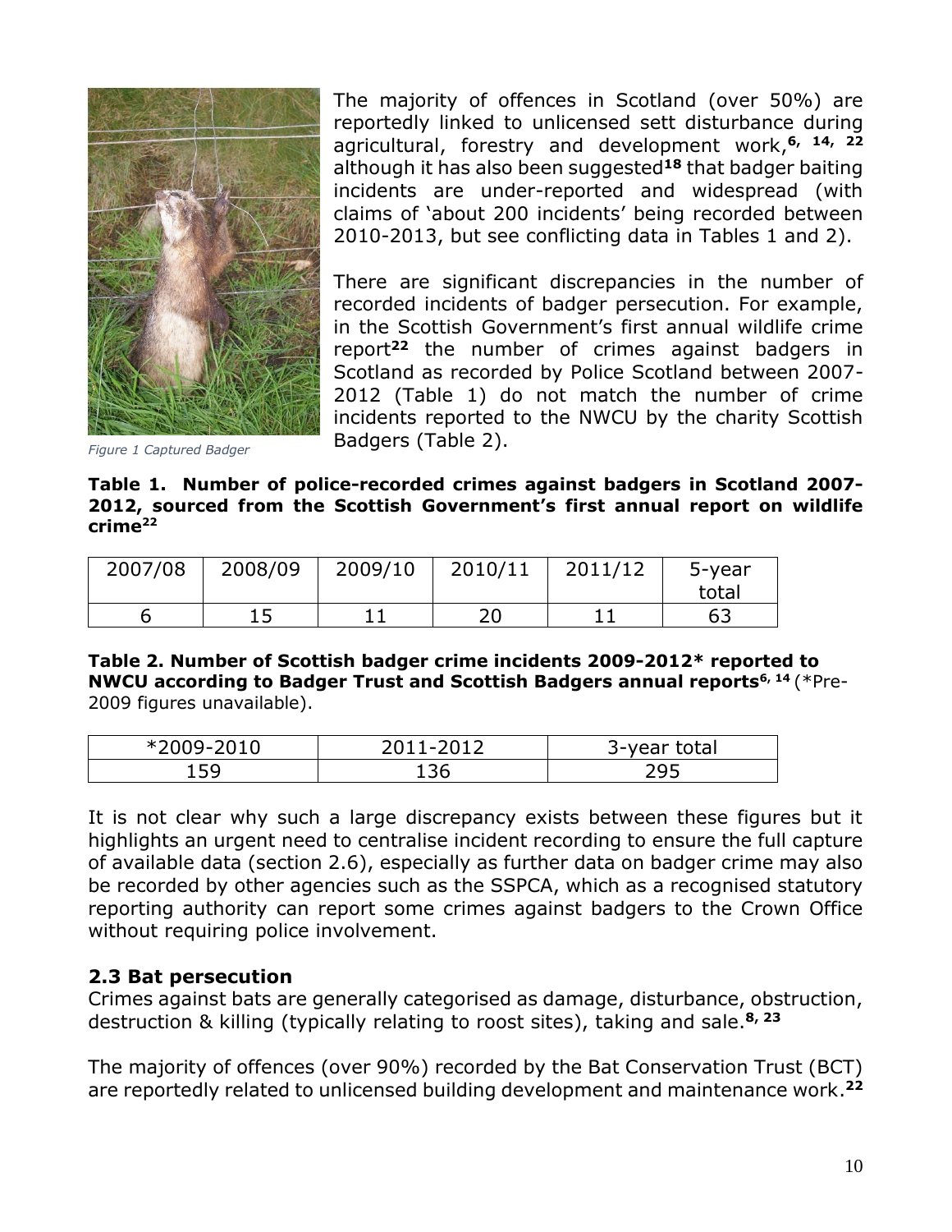The majority of offences in Scotland (over 50%) are reportedly linked to unlicensed sett disturbance during agricultural, forestry and development work,[6, 14, 22] although it has also been suggested[18] that badger baiting incidents are under-reported and widespread (with claims of 'about 200 incidents' being recorded between 2010-2013, but see conflicting data in Tables 1 and 2).

There are significant discrepancies in the number of recorded incidents of badger persecution. For example, in the Scottish Government's first annual wildlife crime report[22] the number of crimes against badgers in Scotland as recorded by Police Scotland between 2007-2012 (Table 1) do not match the number of crime incidents reported to the NWCU by the charity Scottish Badgers (Table 2).

*Figure 1 Captured Badger*

**Table 1. Number of police-recorded crimes against badgers in Scotland 2007-2012, sourced from the Scottish Government's first annual report on wildlife crime[22]**

| 2007/08 | 2008/09 | 2009/10 | 2010/11 | 2011/12 | 5-year total |
|---|---|---|---|---|---|
| 6 | 15 | 11 | 20 | 11 | 63 |

**Table 2. Number of Scottish badger crime incidents 2009-2012* reported to NWCU according to Badger Trust and Scottish Badgers annual reports[6, 14]** (*Pre-2009 figures unavailable).

| *2009-2010 | 2011-2012 | 3-year total |
|---|---|---|
| 159 | 136 | 295 |

It is not clear why such a large discrepancy exists between these figures but it highlights an urgent need to centralise incident recording to ensure the full capture of available data (section 2.6), especially as further data on badger crime may also be recorded by other agencies such as the SSPCA, which as a recognised statutory reporting authority can report some crimes against badgers to the Crown Office without requiring police involvement.

## 2.3 Bat persecution

Crimes against bats are generally categorised as damage, disturbance, obstruction, destruction & killing (typically relating to roost sites), taking and sale.[8, 23]

The majority of offences (over 90%) recorded by the Bat Conservation Trust (BCT) are reportedly related to unlicensed building development and maintenance work.[22]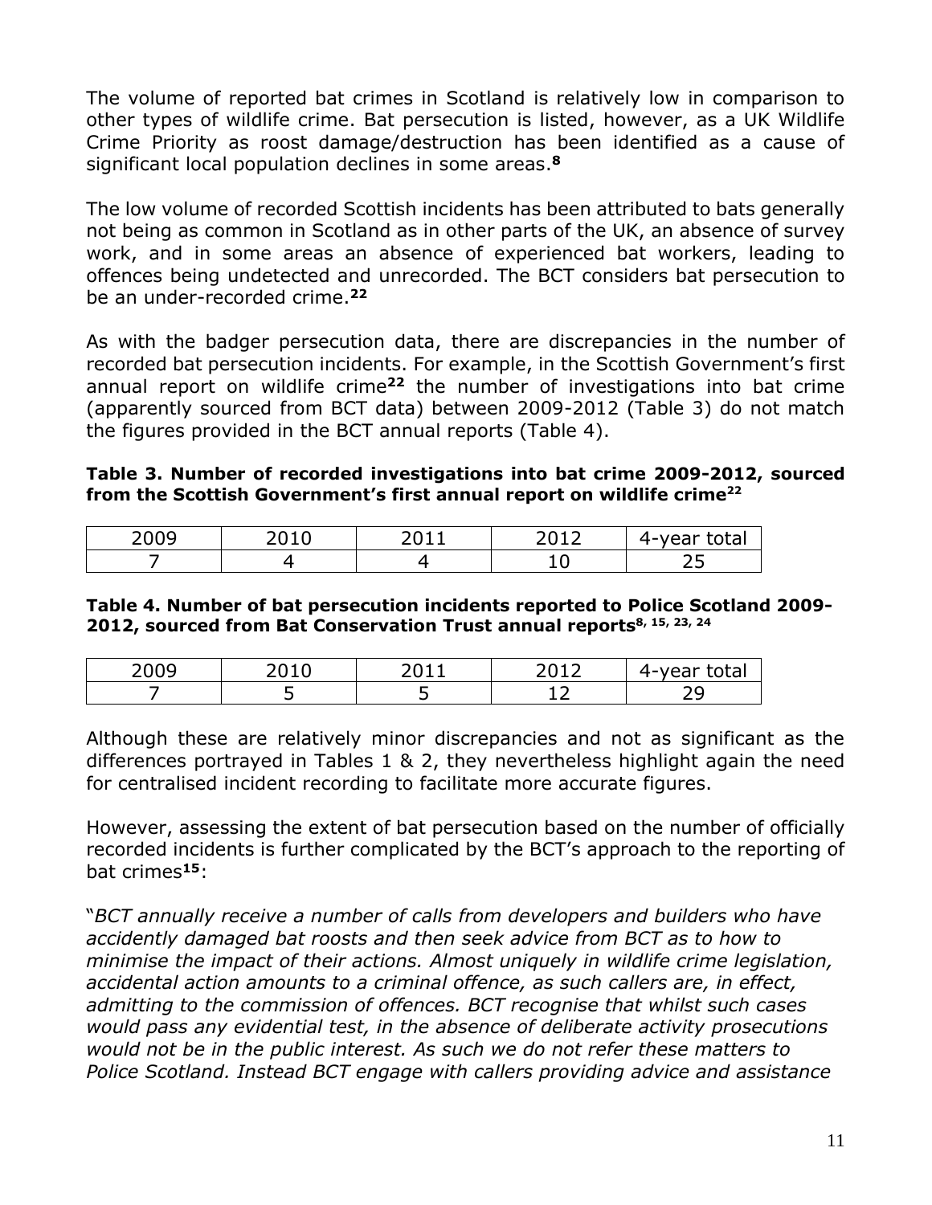The volume of reported bat crimes in Scotland is relatively low in comparison to other types of wildlife crime. Bat persecution is listed, however, as a UK Wildlife Crime Priority as roost damage/destruction has been identified as a cause of significant local population declines in some areas.[8]

The low volume of recorded Scottish incidents has been attributed to bats generally not being as common in Scotland as in other parts of the UK, an absence of survey work, and in some areas an absence of experienced bat workers, leading to offences being undetected and unrecorded. The BCT considers bat persecution to be an under-recorded crime.[22]

As with the badger persecution data, there are discrepancies in the number of recorded bat persecution incidents. For example, in the Scottish Government's first annual report on wildlife crime[22] the number of investigations into bat crime (apparently sourced from BCT data) between 2009-2012 (Table 3) do not match the figures provided in the BCT annual reports (Table 4).

**Table 3. Number of recorded investigations into bat crime 2009-2012, sourced from the Scottish Government's first annual report on wildlife crime[22]**

| 2009 | 2010 | 2011 | 2012 | 4-year total |
|---|---|---|---|---|
| 7 | 4 | 4 | 10 | 25 |

**Table 4. Number of bat persecution incidents reported to Police Scotland 2009-2012, sourced from Bat Conservation Trust annual reports[8, 15, 23, 24]**

| 2009 | 2010 | 2011 | 2012 | 4-year total |
|---|---|---|---|---|
| 7 | 5 | 5 | 12 | 29 |

Although these are relatively minor discrepancies and not as significant as the differences portrayed in Tables 1 & 2, they nevertheless highlight again the need for centralised incident recording to facilitate more accurate figures.

However, assessing the extent of bat persecution based on the number of officially recorded incidents is further complicated by the BCT's approach to the reporting of bat crimes[15]:

"*BCT annually receive a number of calls from developers and builders who have accidently damaged bat roosts and then seek advice from BCT as to how to minimise the impact of their actions. Almost uniquely in wildlife crime legislation, accidental action amounts to a criminal offence, as such callers are, in effect, admitting to the commission of offences. BCT recognise that whilst such cases would pass any evidential test, in the absence of deliberate activity prosecutions would not be in the public interest. As such we do not refer these matters to Police Scotland. Instead BCT engage with callers providing advice and assistance*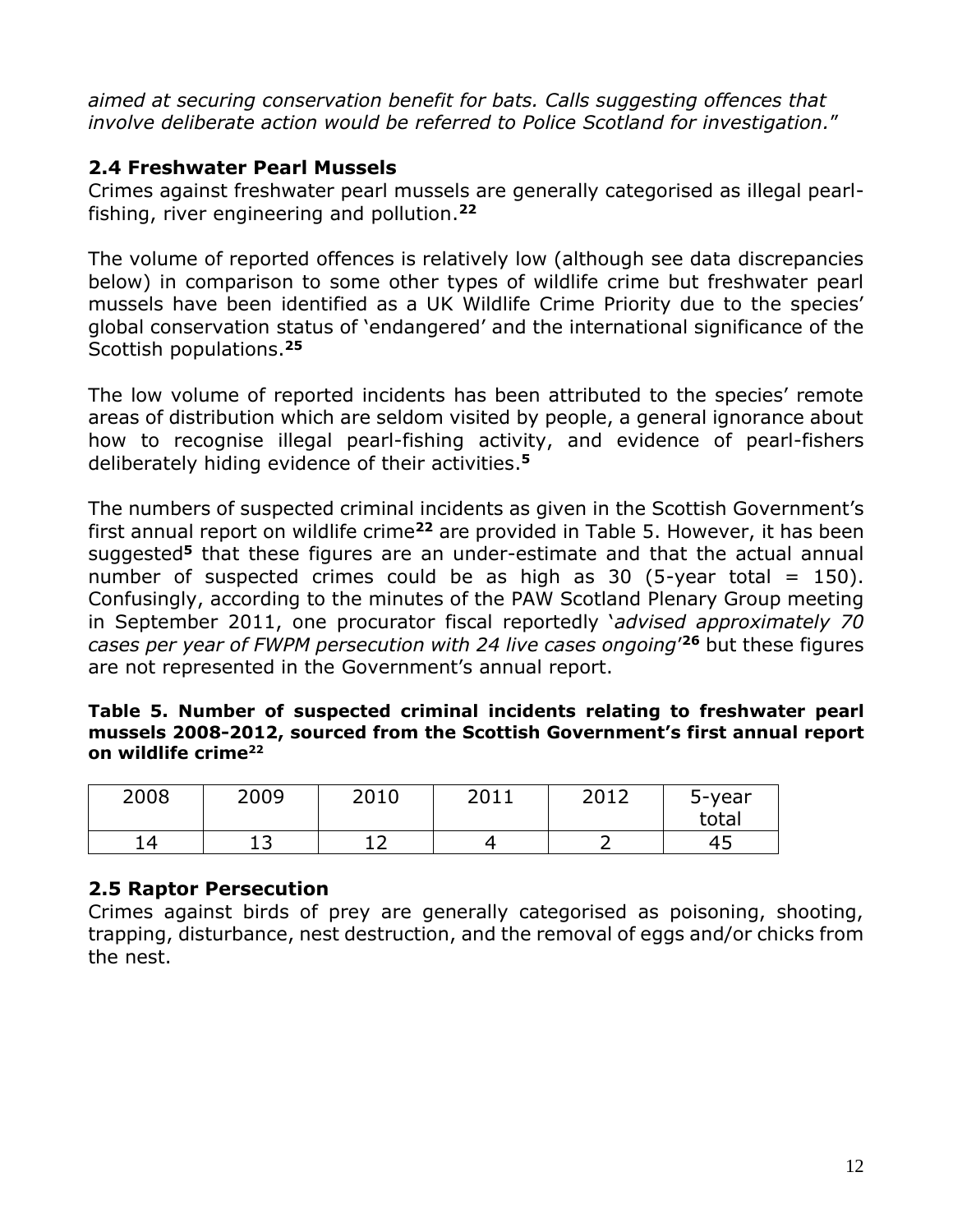*aimed at securing conservation benefit for bats. Calls suggesting offences that involve deliberate action would be referred to Police Scotland for investigation.*"

## 2.4 Freshwater Pearl Mussels

Crimes against freshwater pearl mussels are generally categorised as illegal pearl-fishing, river engineering and pollution.[22]

The volume of reported offences is relatively low (although see data discrepancies below) in comparison to some other types of wildlife crime but freshwater pearl mussels have been identified as a UK Wildlife Crime Priority due to the species' global conservation status of 'endangered' and the international significance of the Scottish populations.[25]

The low volume of reported incidents has been attributed to the species' remote areas of distribution which are seldom visited by people, a general ignorance about how to recognise illegal pearl-fishing activity, and evidence of pearl-fishers deliberately hiding evidence of their activities.[5]

The numbers of suspected criminal incidents as given in the Scottish Government's first annual report on wildlife crime[22] are provided in Table 5. However, it has been suggested[5] that these figures are an under-estimate and that the actual annual number of suspected crimes could be as high as 30 (5-year total = 150). Confusingly, according to the minutes of the PAW Scotland Plenary Group meeting in September 2011, one procurator fiscal reportedly '*advised approximately 70 cases per year of FWPM persecution with 24 live cases ongoing*'[26] but these figures are not represented in the Government's annual report.

**Table 5. Number of suspected criminal incidents relating to freshwater pearl mussels 2008-2012, sourced from the Scottish Government's first annual report on wildlife crime[22]**

| 2008 | 2009 | 2010 | 2011 | 2012 | 5-year total |
|---|---|---|---|---|---|
| 14 | 13 | 12 | 4 | 2 | 45 |

## 2.5 Raptor Persecution

Crimes against birds of prey are generally categorised as poisoning, shooting, trapping, disturbance, nest destruction, and the removal of eggs and/or chicks from the nest.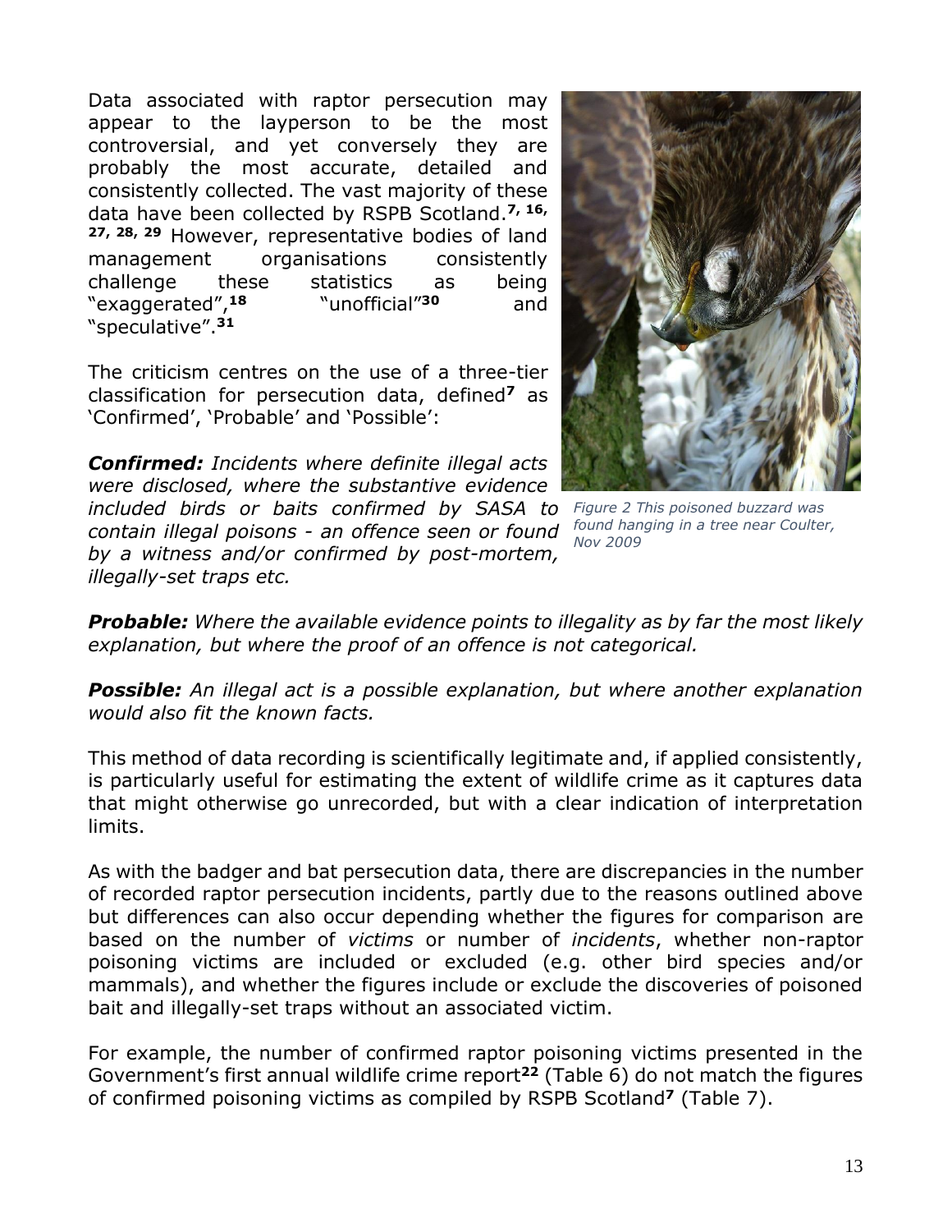Data associated with raptor persecution may appear to the layperson to be the most controversial, and yet conversely they are probably the most accurate, detailed and consistently collected. The vast majority of these data have been collected by RSPB Scotland.[7, 16, 27, 28, 29] However, representative bodies of land management organisations consistently challenge these statistics as being "exaggerated",[18] "unofficial"[30] and "speculative".[31]

The criticism centres on the use of a three-tier classification for persecution data, defined[7] as 'Confirmed', 'Probable' and 'Possible':

***Confirmed:*** *Incidents where definite illegal acts were disclosed, where the substantive evidence included birds or baits confirmed by SASA to contain illegal poisons - an offence seen or found by a witness and/or confirmed by post-mortem, illegally-set traps etc.*

Figure 2 This poisoned buzzard was found hanging in a tree near Coulter, Nov 2009

***Probable:*** *Where the available evidence points to illegality as by far the most likely explanation, but where the proof of an offence is not categorical.*

***Possible:*** *An illegal act is a possible explanation, but where another explanation would also fit the known facts.*

This method of data recording is scientifically legitimate and, if applied consistently, is particularly useful for estimating the extent of wildlife crime as it captures data that might otherwise go unrecorded, but with a clear indication of interpretation limits.

As with the badger and bat persecution data, there are discrepancies in the number of recorded raptor persecution incidents, partly due to the reasons outlined above but differences can also occur depending whether the figures for comparison are based on the number of *victims* or number of *incidents*, whether non-raptor poisoning victims are included or excluded (e.g. other bird species and/or mammals), and whether the figures include or exclude the discoveries of poisoned bait and illegally-set traps without an associated victim.

For example, the number of confirmed raptor poisoning victims presented in the Government's first annual wildlife crime report[22] (Table 6) do not match the figures of confirmed poisoning victims as compiled by RSPB Scotland[7] (Table 7).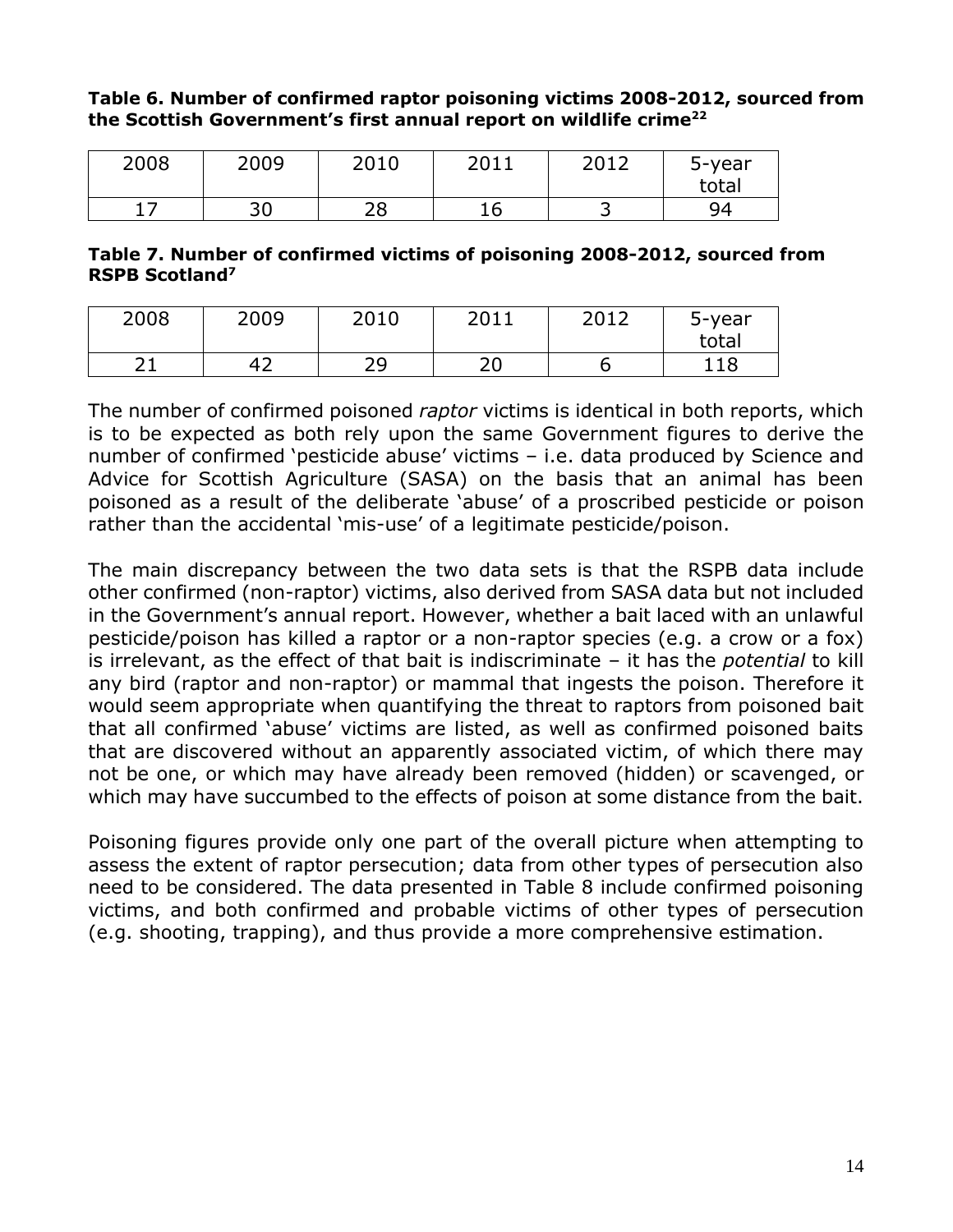**Table 6. Number of confirmed raptor poisoning victims 2008-2012, sourced from the Scottish Government's first annual report on wildlife crime[22]**

| 2008 | 2009 | 2010 | 2011 | 2012 | 5-year total |
|---|---|---|---|---|---|
| 17 | 30 | 28 | 16 | 3 | 94 |

**Table 7. Number of confirmed victims of poisoning 2008-2012, sourced from RSPB Scotland[7]**

| 2008 | 2009 | 2010 | 2011 | 2012 | 5-year total |
|---|---|---|---|---|---|
| 21 | 42 | 29 | 20 | 6 | 118 |

The number of confirmed poisoned *raptor* victims is identical in both reports, which is to be expected as both rely upon the same Government figures to derive the number of confirmed 'pesticide abuse' victims – i.e. data produced by Science and Advice for Scottish Agriculture (SASA) on the basis that an animal has been poisoned as a result of the deliberate 'abuse' of a proscribed pesticide or poison rather than the accidental 'mis-use' of a legitimate pesticide/poison.

The main discrepancy between the two data sets is that the RSPB data include other confirmed (non-raptor) victims, also derived from SASA data but not included in the Government's annual report. However, whether a bait laced with an unlawful pesticide/poison has killed a raptor or a non-raptor species (e.g. a crow or a fox) is irrelevant, as the effect of that bait is indiscriminate – it has the *potential* to kill any bird (raptor and non-raptor) or mammal that ingests the poison. Therefore it would seem appropriate when quantifying the threat to raptors from poisoned bait that all confirmed 'abuse' victims are listed, as well as confirmed poisoned baits that are discovered without an apparently associated victim, of which there may not be one, or which may have already been removed (hidden) or scavenged, or which may have succumbed to the effects of poison at some distance from the bait.

Poisoning figures provide only one part of the overall picture when attempting to assess the extent of raptor persecution; data from other types of persecution also need to be considered. The data presented in Table 8 include confirmed poisoning victims, and both confirmed and probable victims of other types of persecution (e.g. shooting, trapping), and thus provide a more comprehensive estimation.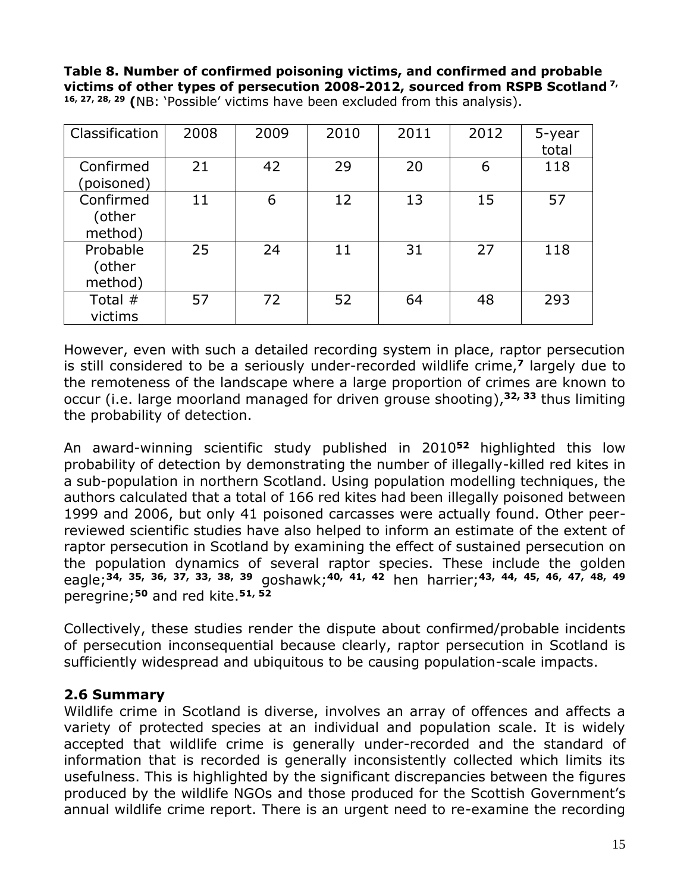**Table 8. Number of confirmed poisoning victims, and confirmed and probable victims of other types of persecution 2008-2012, sourced from RSPB Scotland [7, 16, 27, 28, 29] (**NB: 'Possible' victims have been excluded from this analysis).

| Classification | 2008 | 2009 | 2010 | 2011 | 2012 | 5-year total |
|---|---|---|---|---|---|---|
| Confirmed (poisoned) | 21 | 42 | 29 | 20 | 6 | 118 |
| Confirmed (other method) | 11 | 6 | 12 | 13 | 15 | 57 |
| Probable (other method) | 25 | 24 | 11 | 31 | 27 | 118 |
| Total # victims | 57 | 72 | 52 | 64 | 48 | 293 |

However, even with such a detailed recording system in place, raptor persecution is still considered to be a seriously under-recorded wildlife crime,[7] largely due to the remoteness of the landscape where a large proportion of crimes are known to occur (i.e. large moorland managed for driven grouse shooting),[32, 33] thus limiting the probability of detection.

An award-winning scientific study published in 2010[52] highlighted this low probability of detection by demonstrating the number of illegally-killed red kites in a sub-population in northern Scotland. Using population modelling techniques, the authors calculated that a total of 166 red kites had been illegally poisoned between 1999 and 2006, but only 41 poisoned carcasses were actually found. Other peer-reviewed scientific studies have also helped to inform an estimate of the extent of raptor persecution in Scotland by examining the effect of sustained persecution on the population dynamics of several raptor species. These include the golden eagle;[34, 35, 36, 37, 33, 38, 39] goshawk;[40, 41, 42] hen harrier;[43, 44, 45, 46, 47, 48, 49] peregrine;[50] and red kite.[51, 52]

Collectively, these studies render the dispute about confirmed/probable incidents of persecution inconsequential because clearly, raptor persecution in Scotland is sufficiently widespread and ubiquitous to be causing population-scale impacts.

## 2.6 Summary

Wildlife crime in Scotland is diverse, involves an array of offences and affects a variety of protected species at an individual and population scale. It is widely accepted that wildlife crime is generally under-recorded and the standard of information that is recorded is generally inconsistently collected which limits its usefulness. This is highlighted by the significant discrepancies between the figures produced by the wildlife NGOs and those produced for the Scottish Government's annual wildlife crime report. There is an urgent need to re-examine the recording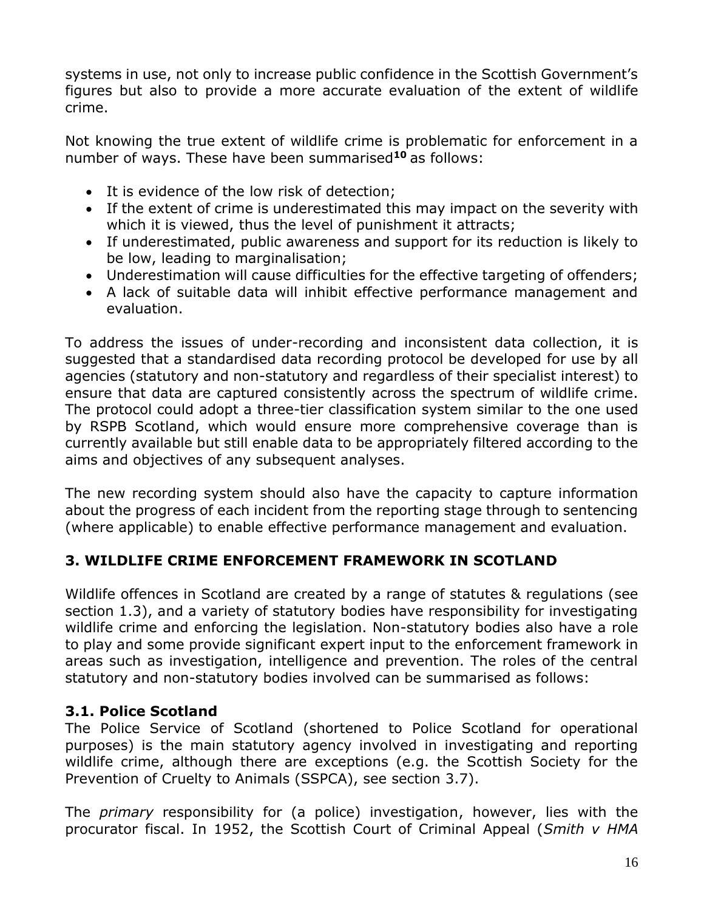systems in use, not only to increase public confidence in the Scottish Government's figures but also to provide a more accurate evaluation of the extent of wildlife crime.

Not knowing the true extent of wildlife crime is problematic for enforcement in a number of ways. These have been summarised[10] as follows:

- It is evidence of the low risk of detection;
- If the extent of crime is underestimated this may impact on the severity with which it is viewed, thus the level of punishment it attracts;
- If underestimated, public awareness and support for its reduction is likely to be low, leading to marginalisation;
- Underestimation will cause difficulties for the effective targeting of offenders;
- A lack of suitable data will inhibit effective performance management and evaluation.

To address the issues of under-recording and inconsistent data collection, it is suggested that a standardised data recording protocol be developed for use by all agencies (statutory and non-statutory and regardless of their specialist interest) to ensure that data are captured consistently across the spectrum of wildlife crime. The protocol could adopt a three-tier classification system similar to the one used by RSPB Scotland, which would ensure more comprehensive coverage than is currently available but still enable data to be appropriately filtered according to the aims and objectives of any subsequent analyses.

The new recording system should also have the capacity to capture information about the progress of each incident from the reporting stage through to sentencing (where applicable) to enable effective performance management and evaluation.

## 3. WILDLIFE CRIME ENFORCEMENT FRAMEWORK IN SCOTLAND

Wildlife offences in Scotland are created by a range of statutes & regulations (see section 1.3), and a variety of statutory bodies have responsibility for investigating wildlife crime and enforcing the legislation. Non-statutory bodies also have a role to play and some provide significant expert input to the enforcement framework in areas such as investigation, intelligence and prevention. The roles of the central statutory and non-statutory bodies involved can be summarised as follows:

### 3.1. Police Scotland

The Police Service of Scotland (shortened to Police Scotland for operational purposes) is the main statutory agency involved in investigating and reporting wildlife crime, although there are exceptions (e.g. the Scottish Society for the Prevention of Cruelty to Animals (SSPCA), see section 3.7).

The *primary* responsibility for (a police) investigation, however, lies with the procurator fiscal. In 1952, the Scottish Court of Criminal Appeal (*Smith v HMA*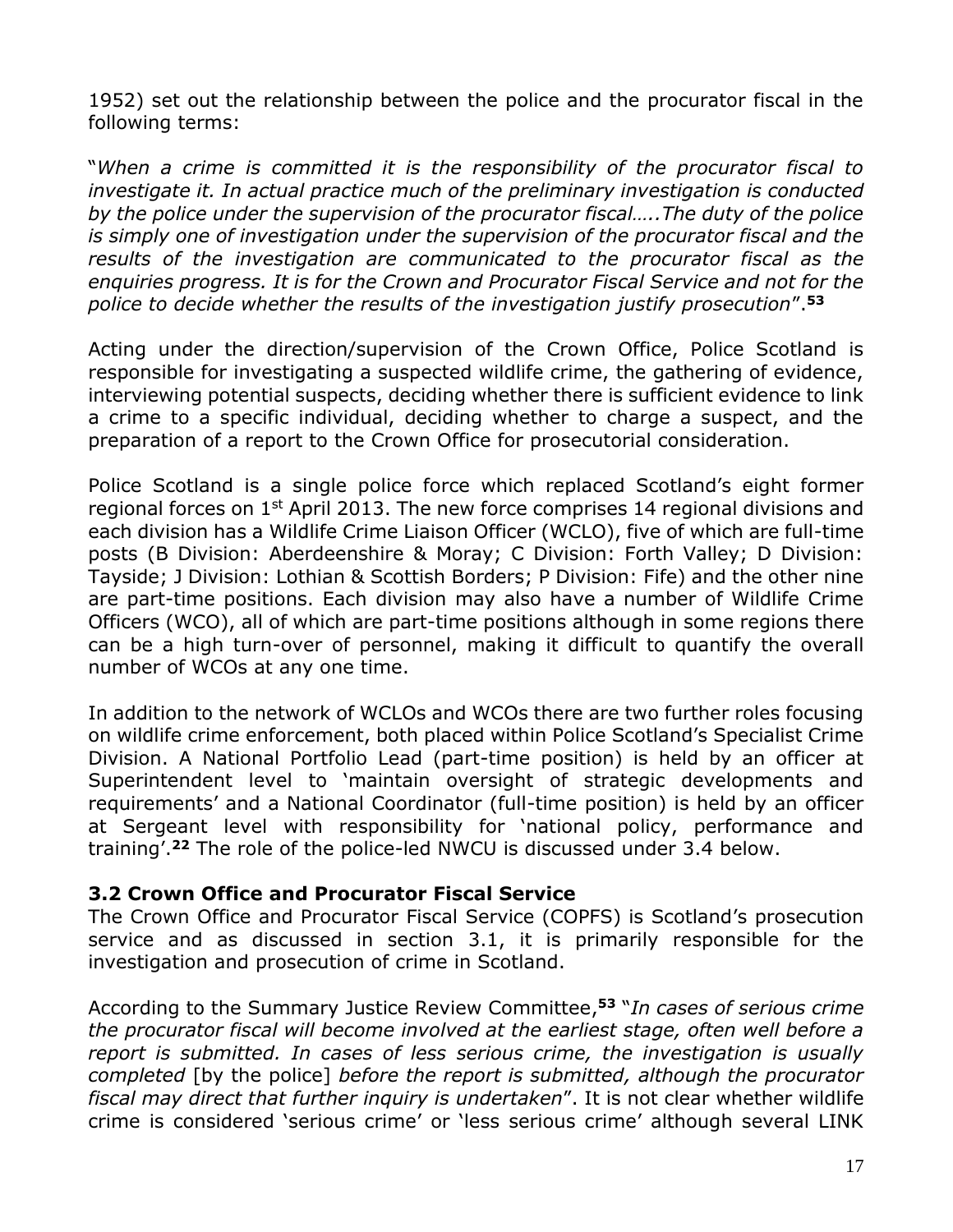1952) set out the relationship between the police and the procurator fiscal in the following terms:

"*When a crime is committed it is the responsibility of the procurator fiscal to investigate it. In actual practice much of the preliminary investigation is conducted by the police under the supervision of the procurator fiscal…..The duty of the police is simply one of investigation under the supervision of the procurator fiscal and the results of the investigation are communicated to the procurator fiscal as the enquiries progress. It is for the Crown and Procurator Fiscal Service and not for the police to decide whether the results of the investigation justify prosecution*".[53]

Acting under the direction/supervision of the Crown Office, Police Scotland is responsible for investigating a suspected wildlife crime, the gathering of evidence, interviewing potential suspects, deciding whether there is sufficient evidence to link a crime to a specific individual, deciding whether to charge a suspect, and the preparation of a report to the Crown Office for prosecutorial consideration.

Police Scotland is a single police force which replaced Scotland's eight former regional forces on 1st April 2013. The new force comprises 14 regional divisions and each division has a Wildlife Crime Liaison Officer (WCLO), five of which are full-time posts (B Division: Aberdeenshire & Moray; C Division: Forth Valley; D Division: Tayside; J Division: Lothian & Scottish Borders; P Division: Fife) and the other nine are part-time positions. Each division may also have a number of Wildlife Crime Officers (WCO), all of which are part-time positions although in some regions there can be a high turn-over of personnel, making it difficult to quantify the overall number of WCOs at any one time.

In addition to the network of WCLOs and WCOs there are two further roles focusing on wildlife crime enforcement, both placed within Police Scotland's Specialist Crime Division. A National Portfolio Lead (part-time position) is held by an officer at Superintendent level to 'maintain oversight of strategic developments and requirements' and a National Coordinator (full-time position) is held by an officer at Sergeant level with responsibility for 'national policy, performance and training'.[22] The role of the police-led NWCU is discussed under 3.4 below.

### 3.2 Crown Office and Procurator Fiscal Service

The Crown Office and Procurator Fiscal Service (COPFS) is Scotland's prosecution service and as discussed in section 3.1, it is primarily responsible for the investigation and prosecution of crime in Scotland.

According to the Summary Justice Review Committee,[53] "*In cases of serious crime the procurator fiscal will become involved at the earliest stage, often well before a report is submitted. In cases of less serious crime, the investigation is usually completed* [by the police] *before the report is submitted, although the procurator fiscal may direct that further inquiry is undertaken*". It is not clear whether wildlife crime is considered 'serious crime' or 'less serious crime' although several LINK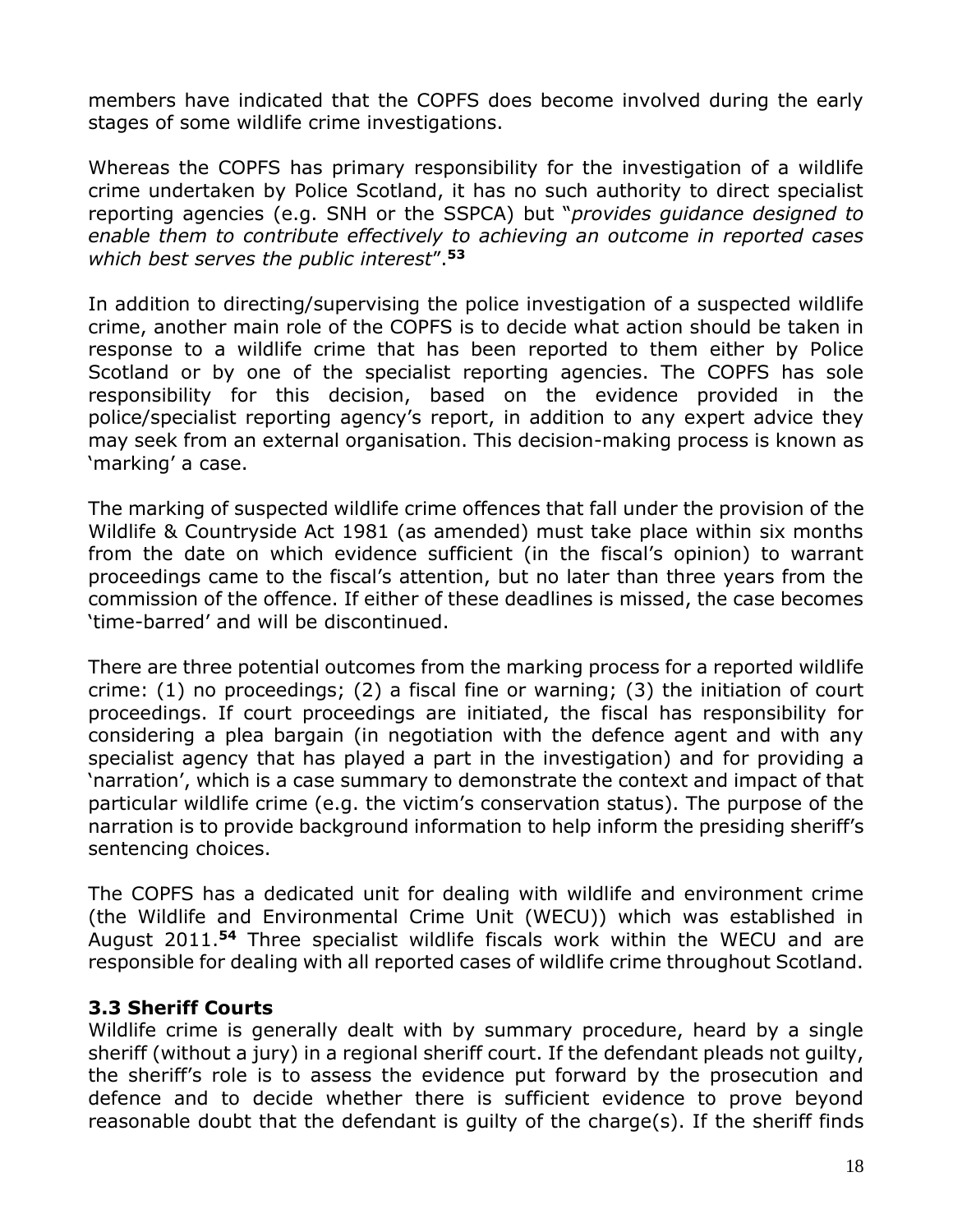members have indicated that the COPFS does become involved during the early stages of some wildlife crime investigations.

Whereas the COPFS has primary responsibility for the investigation of a wildlife crime undertaken by Police Scotland, it has no such authority to direct specialist reporting agencies (e.g. SNH or the SSPCA) but "*provides guidance designed to enable them to contribute effectively to achieving an outcome in reported cases which best serves the public interest*".[53]

In addition to directing/supervising the police investigation of a suspected wildlife crime, another main role of the COPFS is to decide what action should be taken in response to a wildlife crime that has been reported to them either by Police Scotland or by one of the specialist reporting agencies. The COPFS has sole responsibility for this decision, based on the evidence provided in the police/specialist reporting agency's report, in addition to any expert advice they may seek from an external organisation. This decision-making process is known as 'marking' a case.

The marking of suspected wildlife crime offences that fall under the provision of the Wildlife & Countryside Act 1981 (as amended) must take place within six months from the date on which evidence sufficient (in the fiscal's opinion) to warrant proceedings came to the fiscal's attention, but no later than three years from the commission of the offence. If either of these deadlines is missed, the case becomes 'time-barred' and will be discontinued.

There are three potential outcomes from the marking process for a reported wildlife crime: (1) no proceedings; (2) a fiscal fine or warning; (3) the initiation of court proceedings. If court proceedings are initiated, the fiscal has responsibility for considering a plea bargain (in negotiation with the defence agent and with any specialist agency that has played a part in the investigation) and for providing a 'narration', which is a case summary to demonstrate the context and impact of that particular wildlife crime (e.g. the victim's conservation status). The purpose of the narration is to provide background information to help inform the presiding sheriff's sentencing choices.

The COPFS has a dedicated unit for dealing with wildlife and environment crime (the Wildlife and Environmental Crime Unit (WECU)) which was established in August 2011.[54] Three specialist wildlife fiscals work within the WECU and are responsible for dealing with all reported cases of wildlife crime throughout Scotland.

### 3.3 Sheriff Courts

Wildlife crime is generally dealt with by summary procedure, heard by a single sheriff (without a jury) in a regional sheriff court. If the defendant pleads not guilty, the sheriff's role is to assess the evidence put forward by the prosecution and defence and to decide whether there is sufficient evidence to prove beyond reasonable doubt that the defendant is guilty of the charge(s). If the sheriff finds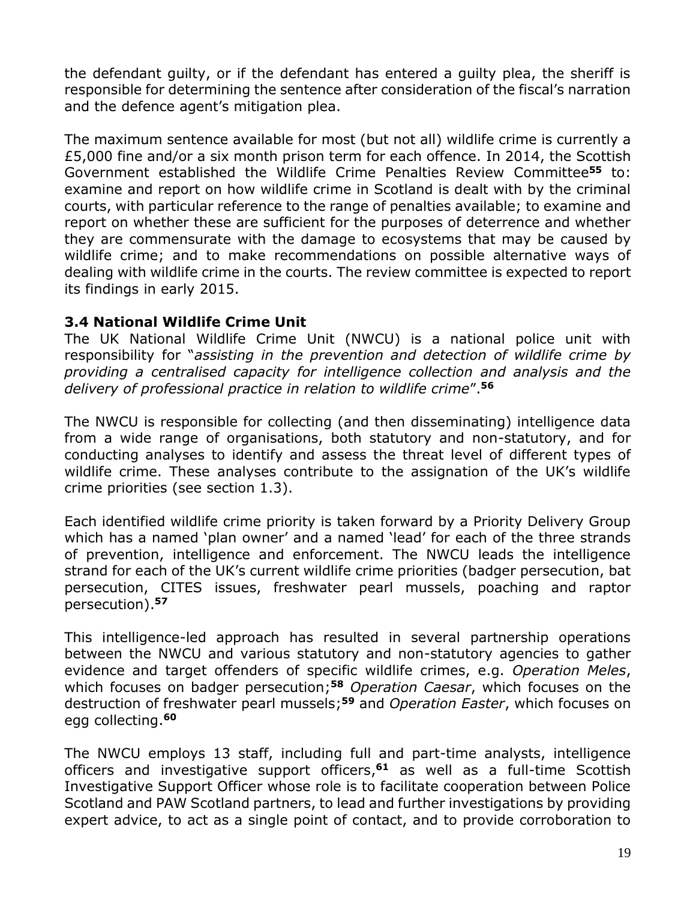the defendant guilty, or if the defendant has entered a guilty plea, the sheriff is responsible for determining the sentence after consideration of the fiscal's narration and the defence agent's mitigation plea.

The maximum sentence available for most (but not all) wildlife crime is currently a £5,000 fine and/or a six month prison term for each offence. In 2014, the Scottish Government established the Wildlife Crime Penalties Review Committee[55] to: examine and report on how wildlife crime in Scotland is dealt with by the criminal courts, with particular reference to the range of penalties available; to examine and report on whether these are sufficient for the purposes of deterrence and whether they are commensurate with the damage to ecosystems that may be caused by wildlife crime; and to make recommendations on possible alternative ways of dealing with wildlife crime in the courts. The review committee is expected to report its findings in early 2015.

### 3.4 National Wildlife Crime Unit

The UK National Wildlife Crime Unit (NWCU) is a national police unit with responsibility for "*assisting in the prevention and detection of wildlife crime by providing a centralised capacity for intelligence collection and analysis and the delivery of professional practice in relation to wildlife crime*".[56]

The NWCU is responsible for collecting (and then disseminating) intelligence data from a wide range of organisations, both statutory and non-statutory, and for conducting analyses to identify and assess the threat level of different types of wildlife crime. These analyses contribute to the assignation of the UK's wildlife crime priorities (see section 1.3).

Each identified wildlife crime priority is taken forward by a Priority Delivery Group which has a named 'plan owner' and a named 'lead' for each of the three strands of prevention, intelligence and enforcement. The NWCU leads the intelligence strand for each of the UK's current wildlife crime priorities (badger persecution, bat persecution, CITES issues, freshwater pearl mussels, poaching and raptor persecution).[57]

This intelligence-led approach has resulted in several partnership operations between the NWCU and various statutory and non-statutory agencies to gather evidence and target offenders of specific wildlife crimes, e.g. *Operation Meles*, which focuses on badger persecution;[58] *Operation Caesar*, which focuses on the destruction of freshwater pearl mussels;[59] and *Operation Easter*, which focuses on egg collecting.[60]

The NWCU employs 13 staff, including full and part-time analysts, intelligence officers and investigative support officers,[61] as well as a full-time Scottish Investigative Support Officer whose role is to facilitate cooperation between Police Scotland and PAW Scotland partners, to lead and further investigations by providing expert advice, to act as a single point of contact, and to provide corroboration to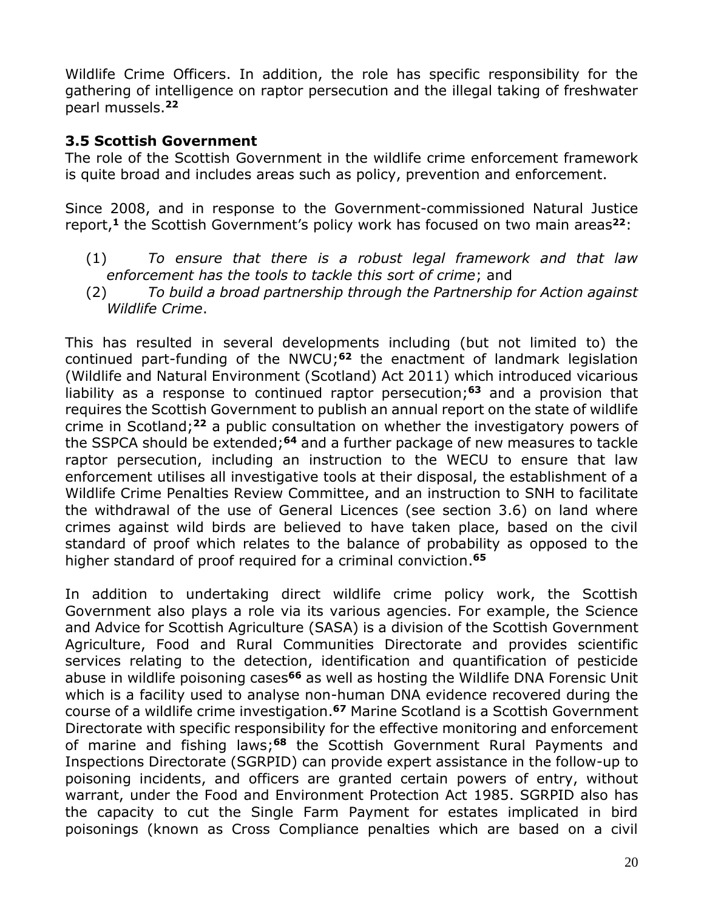Wildlife Crime Officers. In addition, the role has specific responsibility for the gathering of intelligence on raptor persecution and the illegal taking of freshwater pearl mussels.[22]

### 3.5 Scottish Government

The role of the Scottish Government in the wildlife crime enforcement framework is quite broad and includes areas such as policy, prevention and enforcement.

Since 2008, and in response to the Government-commissioned Natural Justice report,[1] the Scottish Government's policy work has focused on two main areas[22]:

(1) *To ensure that there is a robust legal framework and that law enforcement has the tools to tackle this sort of crime*; and

(2) *To build a broad partnership through the Partnership for Action against Wildlife Crime*.

This has resulted in several developments including (but not limited to) the continued part-funding of the NWCU;[62] the enactment of landmark legislation (Wildlife and Natural Environment (Scotland) Act 2011) which introduced vicarious liability as a response to continued raptor persecution;[63] and a provision that requires the Scottish Government to publish an annual report on the state of wildlife crime in Scotland;[22] a public consultation on whether the investigatory powers of the SSPCA should be extended;[64] and a further package of new measures to tackle raptor persecution, including an instruction to the WECU to ensure that law enforcement utilises all investigative tools at their disposal, the establishment of a Wildlife Crime Penalties Review Committee, and an instruction to SNH to facilitate the withdrawal of the use of General Licences (see section 3.6) on land where crimes against wild birds are believed to have taken place, based on the civil standard of proof which relates to the balance of probability as opposed to the higher standard of proof required for a criminal conviction.[65]

In addition to undertaking direct wildlife crime policy work, the Scottish Government also plays a role via its various agencies. For example, the Science and Advice for Scottish Agriculture (SASA) is a division of the Scottish Government Agriculture, Food and Rural Communities Directorate and provides scientific services relating to the detection, identification and quantification of pesticide abuse in wildlife poisoning cases[66] as well as hosting the Wildlife DNA Forensic Unit which is a facility used to analyse non-human DNA evidence recovered during the course of a wildlife crime investigation.[67] Marine Scotland is a Scottish Government Directorate with specific responsibility for the effective monitoring and enforcement of marine and fishing laws;[68] the Scottish Government Rural Payments and Inspections Directorate (SGRPID) can provide expert assistance in the follow-up to poisoning incidents, and officers are granted certain powers of entry, without warrant, under the Food and Environment Protection Act 1985. SGRPID also has the capacity to cut the Single Farm Payment for estates implicated in bird poisonings (known as Cross Compliance penalties which are based on a civil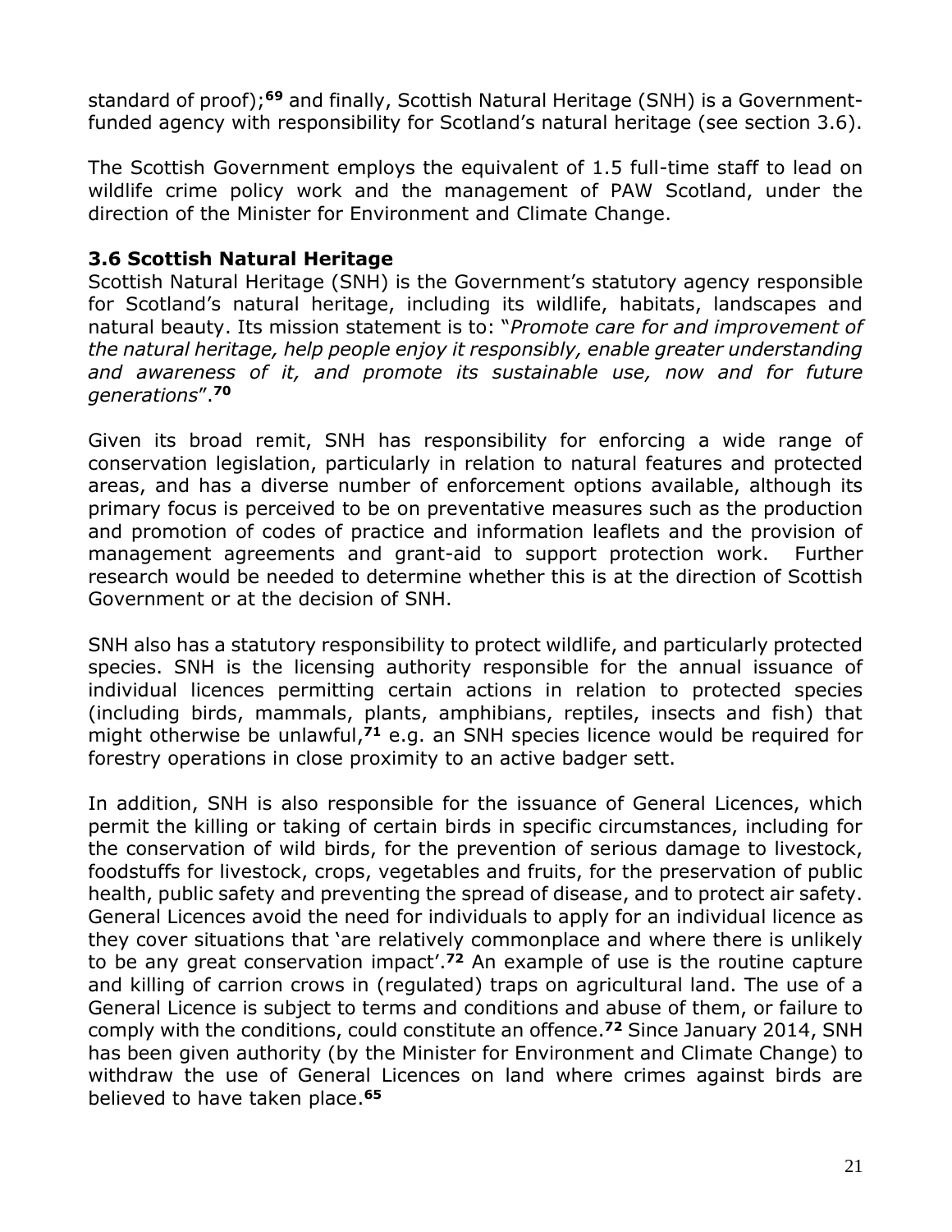standard of proof);[69] and finally, Scottish Natural Heritage (SNH) is a Government-funded agency with responsibility for Scotland's natural heritage (see section 3.6).

The Scottish Government employs the equivalent of 1.5 full-time staff to lead on wildlife crime policy work and the management of PAW Scotland, under the direction of the Minister for Environment and Climate Change.

### 3.6 Scottish Natural Heritage

Scottish Natural Heritage (SNH) is the Government's statutory agency responsible for Scotland's natural heritage, including its wildlife, habitats, landscapes and natural beauty. Its mission statement is to: "*Promote care for and improvement of the natural heritage, help people enjoy it responsibly, enable greater understanding and awareness of it, and promote its sustainable use, now and for future generations*".[70]

Given its broad remit, SNH has responsibility for enforcing a wide range of conservation legislation, particularly in relation to natural features and protected areas, and has a diverse number of enforcement options available, although its primary focus is perceived to be on preventative measures such as the production and promotion of codes of practice and information leaflets and the provision of management agreements and grant-aid to support protection work. Further research would be needed to determine whether this is at the direction of Scottish Government or at the decision of SNH.

SNH also has a statutory responsibility to protect wildlife, and particularly protected species. SNH is the licensing authority responsible for the annual issuance of individual licences permitting certain actions in relation to protected species (including birds, mammals, plants, amphibians, reptiles, insects and fish) that might otherwise be unlawful,[71] e.g. an SNH species licence would be required for forestry operations in close proximity to an active badger sett.

In addition, SNH is also responsible for the issuance of General Licences, which permit the killing or taking of certain birds in specific circumstances, including for the conservation of wild birds, for the prevention of serious damage to livestock, foodstuffs for livestock, crops, vegetables and fruits, for the preservation of public health, public safety and preventing the spread of disease, and to protect air safety. General Licences avoid the need for individuals to apply for an individual licence as they cover situations that 'are relatively commonplace and where there is unlikely to be any great conservation impact'.[72] An example of use is the routine capture and killing of carrion crows in (regulated) traps on agricultural land. The use of a General Licence is subject to terms and conditions and abuse of them, or failure to comply with the conditions, could constitute an offence.[72] Since January 2014, SNH has been given authority (by the Minister for Environment and Climate Change) to withdraw the use of General Licences on land where crimes against birds are believed to have taken place.[65]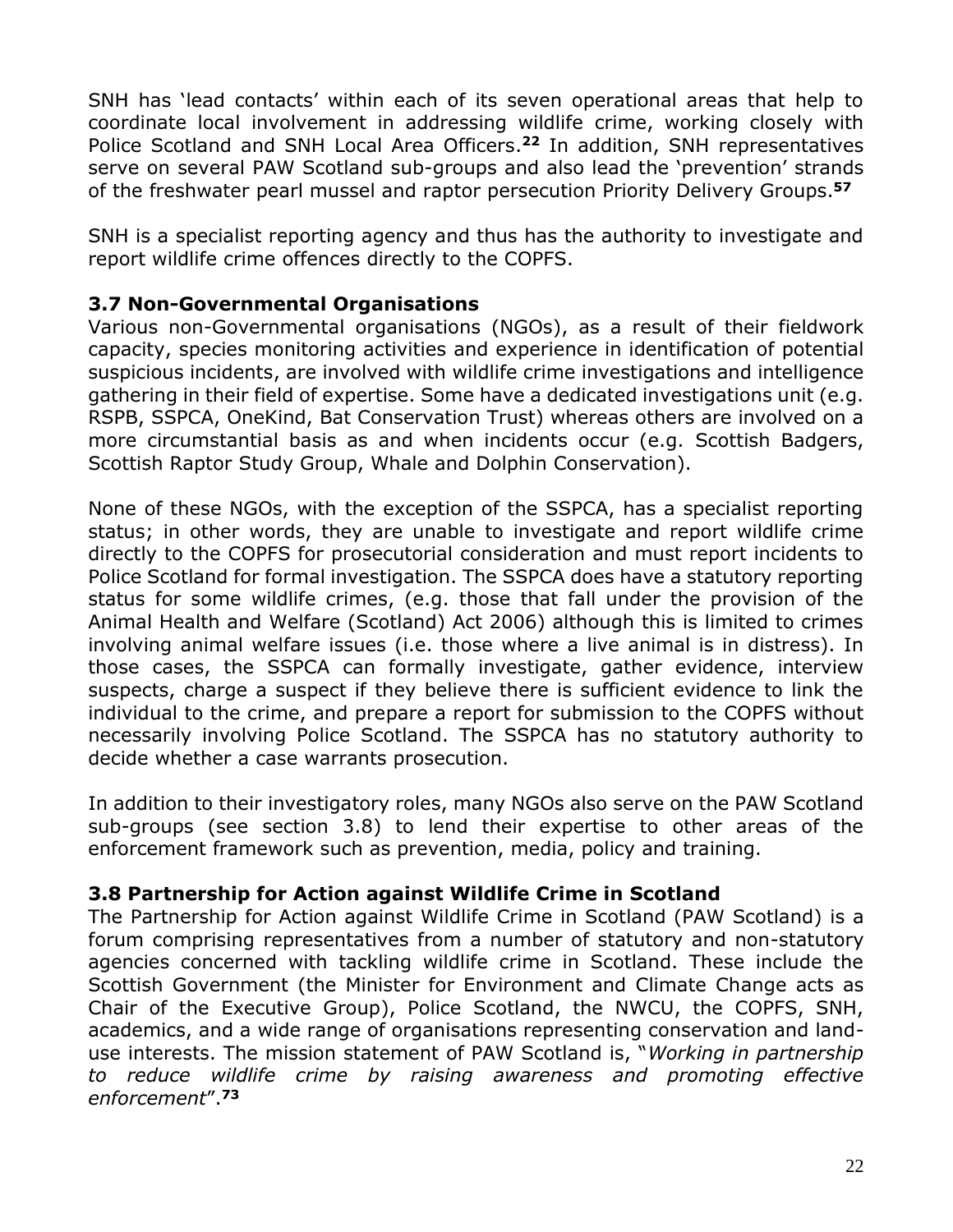SNH has 'lead contacts' within each of its seven operational areas that help to coordinate local involvement in addressing wildlife crime, working closely with Police Scotland and SNH Local Area Officers.[22] In addition, SNH representatives serve on several PAW Scotland sub-groups and also lead the 'prevention' strands of the freshwater pearl mussel and raptor persecution Priority Delivery Groups.[57]

SNH is a specialist reporting agency and thus has the authority to investigate and report wildlife crime offences directly to the COPFS.

### 3.7 Non-Governmental Organisations

Various non-Governmental organisations (NGOs), as a result of their fieldwork capacity, species monitoring activities and experience in identification of potential suspicious incidents, are involved with wildlife crime investigations and intelligence gathering in their field of expertise. Some have a dedicated investigations unit (e.g. RSPB, SSPCA, OneKind, Bat Conservation Trust) whereas others are involved on a more circumstantial basis as and when incidents occur (e.g. Scottish Badgers, Scottish Raptor Study Group, Whale and Dolphin Conservation).

None of these NGOs, with the exception of the SSPCA, has a specialist reporting status; in other words, they are unable to investigate and report wildlife crime directly to the COPFS for prosecutorial consideration and must report incidents to Police Scotland for formal investigation. The SSPCA does have a statutory reporting status for some wildlife crimes, (e.g. those that fall under the provision of the Animal Health and Welfare (Scotland) Act 2006) although this is limited to crimes involving animal welfare issues (i.e. those where a live animal is in distress). In those cases, the SSPCA can formally investigate, gather evidence, interview suspects, charge a suspect if they believe there is sufficient evidence to link the individual to the crime, and prepare a report for submission to the COPFS without necessarily involving Police Scotland. The SSPCA has no statutory authority to decide whether a case warrants prosecution.

In addition to their investigatory roles, many NGOs also serve on the PAW Scotland sub-groups (see section 3.8) to lend their expertise to other areas of the enforcement framework such as prevention, media, policy and training.

### 3.8 Partnership for Action against Wildlife Crime in Scotland

The Partnership for Action against Wildlife Crime in Scotland (PAW Scotland) is a forum comprising representatives from a number of statutory and non-statutory agencies concerned with tackling wildlife crime in Scotland. These include the Scottish Government (the Minister for Environment and Climate Change acts as Chair of the Executive Group), Police Scotland, the NWCU, the COPFS, SNH, academics, and a wide range of organisations representing conservation and land-use interests. The mission statement of PAW Scotland is, "*Working in partnership to reduce wildlife crime by raising awareness and promoting effective enforcement*".[73]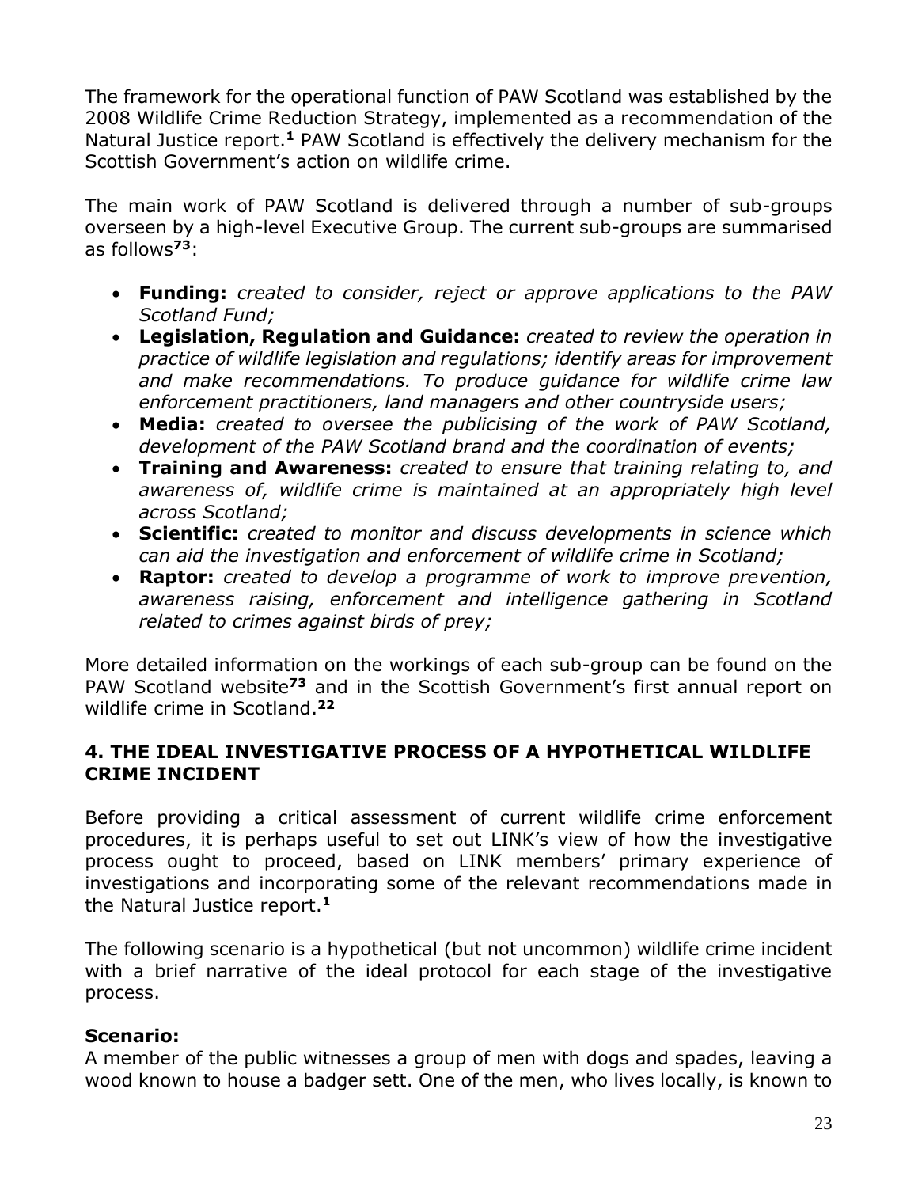The framework for the operational function of PAW Scotland was established by the 2008 Wildlife Crime Reduction Strategy, implemented as a recommendation of the Natural Justice report.[1] PAW Scotland is effectively the delivery mechanism for the Scottish Government's action on wildlife crime.

The main work of PAW Scotland is delivered through a number of sub-groups overseen by a high-level Executive Group. The current sub-groups are summarised as follows[73]:

- **Funding:** *created to consider, reject or approve applications to the PAW Scotland Fund;*
- **Legislation, Regulation and Guidance:** *created to review the operation in practice of wildlife legislation and regulations; identify areas for improvement and make recommendations. To produce guidance for wildlife crime law enforcement practitioners, land managers and other countryside users;*
- **Media:** *created to oversee the publicising of the work of PAW Scotland, development of the PAW Scotland brand and the coordination of events;*
- **Training and Awareness:** *created to ensure that training relating to, and awareness of, wildlife crime is maintained at an appropriately high level across Scotland;*
- **Scientific:** *created to monitor and discuss developments in science which can aid the investigation and enforcement of wildlife crime in Scotland;*
- **Raptor:** *created to develop a programme of work to improve prevention, awareness raising, enforcement and intelligence gathering in Scotland related to crimes against birds of prey;*

More detailed information on the workings of each sub-group can be found on the PAW Scotland website[73] and in the Scottish Government's first annual report on wildlife crime in Scotland.[22]

## 4. THE IDEAL INVESTIGATIVE PROCESS OF A HYPOTHETICAL WILDLIFE CRIME INCIDENT

Before providing a critical assessment of current wildlife crime enforcement procedures, it is perhaps useful to set out LINK's view of how the investigative process ought to proceed, based on LINK members' primary experience of investigations and incorporating some of the relevant recommendations made in the Natural Justice report.[1]

The following scenario is a hypothetical (but not uncommon) wildlife crime incident with a brief narrative of the ideal protocol for each stage of the investigative process.

### Scenario:

A member of the public witnesses a group of men with dogs and spades, leaving a wood known to house a badger sett. One of the men, who lives locally, is known to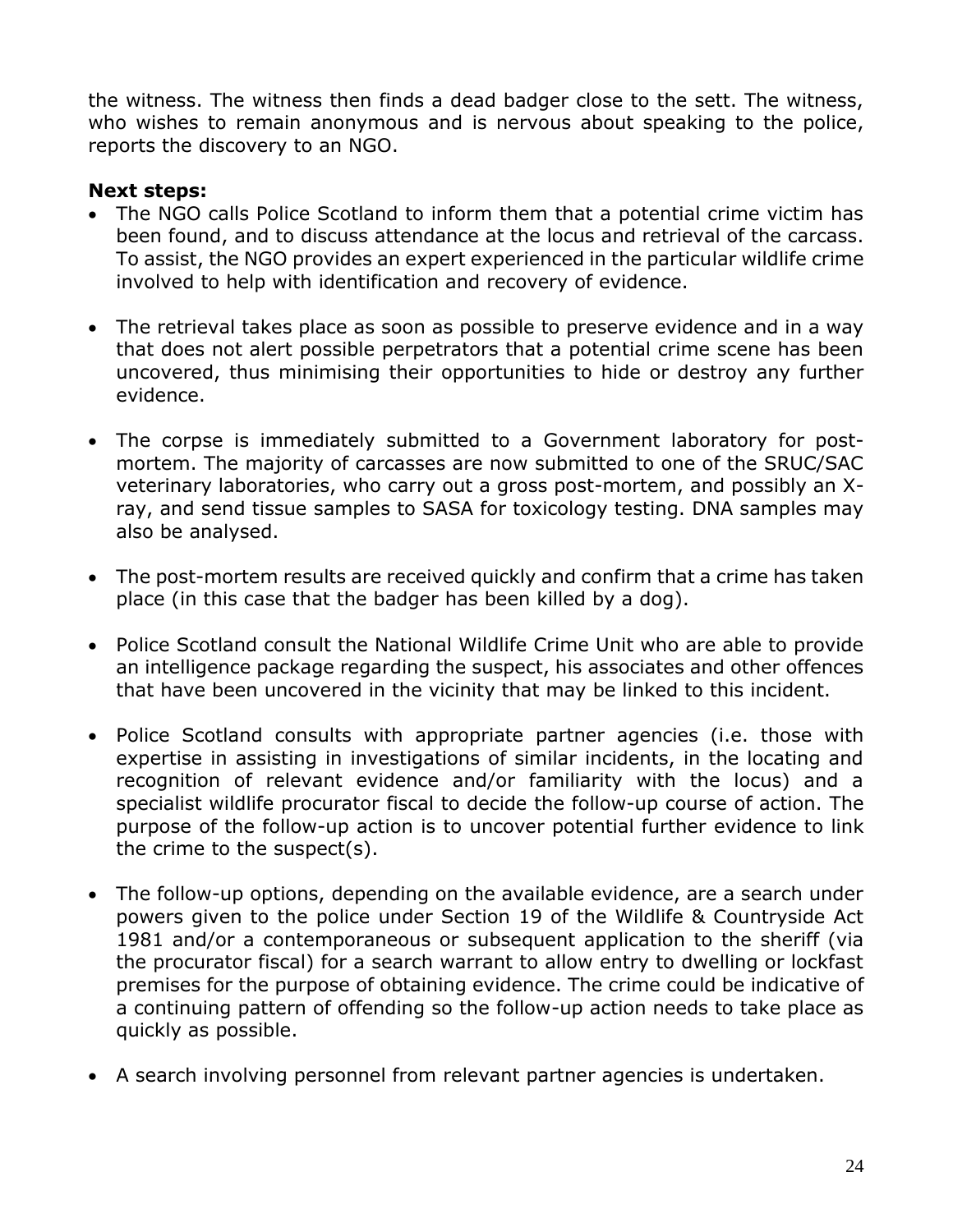the witness. The witness then finds a dead badger close to the sett. The witness, who wishes to remain anonymous and is nervous about speaking to the police, reports the discovery to an NGO.

**Next steps:**

- The NGO calls Police Scotland to inform them that a potential crime victim has been found, and to discuss attendance at the locus and retrieval of the carcass. To assist, the NGO provides an expert experienced in the particular wildlife crime involved to help with identification and recovery of evidence.

- The retrieval takes place as soon as possible to preserve evidence and in a way that does not alert possible perpetrators that a potential crime scene has been uncovered, thus minimising their opportunities to hide or destroy any further evidence.

- The corpse is immediately submitted to a Government laboratory for post-mortem. The majority of carcasses are now submitted to one of the SRUC/SAC veterinary laboratories, who carry out a gross post-mortem, and possibly an X-ray, and send tissue samples to SASA for toxicology testing. DNA samples may also be analysed.

- The post-mortem results are received quickly and confirm that a crime has taken place (in this case that the badger has been killed by a dog).

- Police Scotland consult the National Wildlife Crime Unit who are able to provide an intelligence package regarding the suspect, his associates and other offences that have been uncovered in the vicinity that may be linked to this incident.

- Police Scotland consults with appropriate partner agencies (i.e. those with expertise in assisting in investigations of similar incidents, in the locating and recognition of relevant evidence and/or familiarity with the locus) and a specialist wildlife procurator fiscal to decide the follow-up course of action. The purpose of the follow-up action is to uncover potential further evidence to link the crime to the suspect(s).

- The follow-up options, depending on the available evidence, are a search under powers given to the police under Section 19 of the Wildlife & Countryside Act 1981 and/or a contemporaneous or subsequent application to the sheriff (via the procurator fiscal) for a search warrant to allow entry to dwelling or lockfast premises for the purpose of obtaining evidence. The crime could be indicative of a continuing pattern of offending so the follow-up action needs to take place as quickly as possible.

- A search involving personnel from relevant partner agencies is undertaken.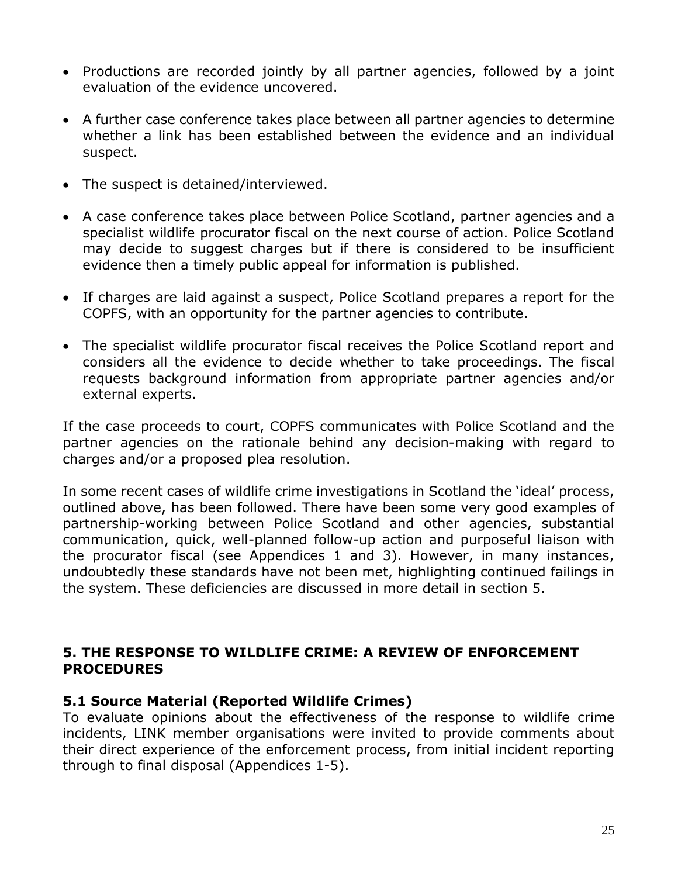- Productions are recorded jointly by all partner agencies, followed by a joint evaluation of the evidence uncovered.

- A further case conference takes place between all partner agencies to determine whether a link has been established between the evidence and an individual suspect.

- The suspect is detained/interviewed.

- A case conference takes place between Police Scotland, partner agencies and a specialist wildlife procurator fiscal on the next course of action. Police Scotland may decide to suggest charges but if there is considered to be insufficient evidence then a timely public appeal for information is published.

- If charges are laid against a suspect, Police Scotland prepares a report for the COPFS, with an opportunity for the partner agencies to contribute.

- The specialist wildlife procurator fiscal receives the Police Scotland report and considers all the evidence to decide whether to take proceedings. The fiscal requests background information from appropriate partner agencies and/or external experts.

If the case proceeds to court, COPFS communicates with Police Scotland and the partner agencies on the rationale behind any decision-making with regard to charges and/or a proposed plea resolution.

In some recent cases of wildlife crime investigations in Scotland the 'ideal' process, outlined above, has been followed. There have been some very good examples of partnership-working between Police Scotland and other agencies, substantial communication, quick, well-planned follow-up action and purposeful liaison with the procurator fiscal (see Appendices 1 and 3). However, in many instances, undoubtedly these standards have not been met, highlighting continued failings in the system. These deficiencies are discussed in more detail in section 5.

## 5. THE RESPONSE TO WILDLIFE CRIME: A REVIEW OF ENFORCEMENT PROCEDURES

### 5.1 Source Material (Reported Wildlife Crimes)

To evaluate opinions about the effectiveness of the response to wildlife crime incidents, LINK member organisations were invited to provide comments about their direct experience of the enforcement process, from initial incident reporting through to final disposal (Appendices 1-5).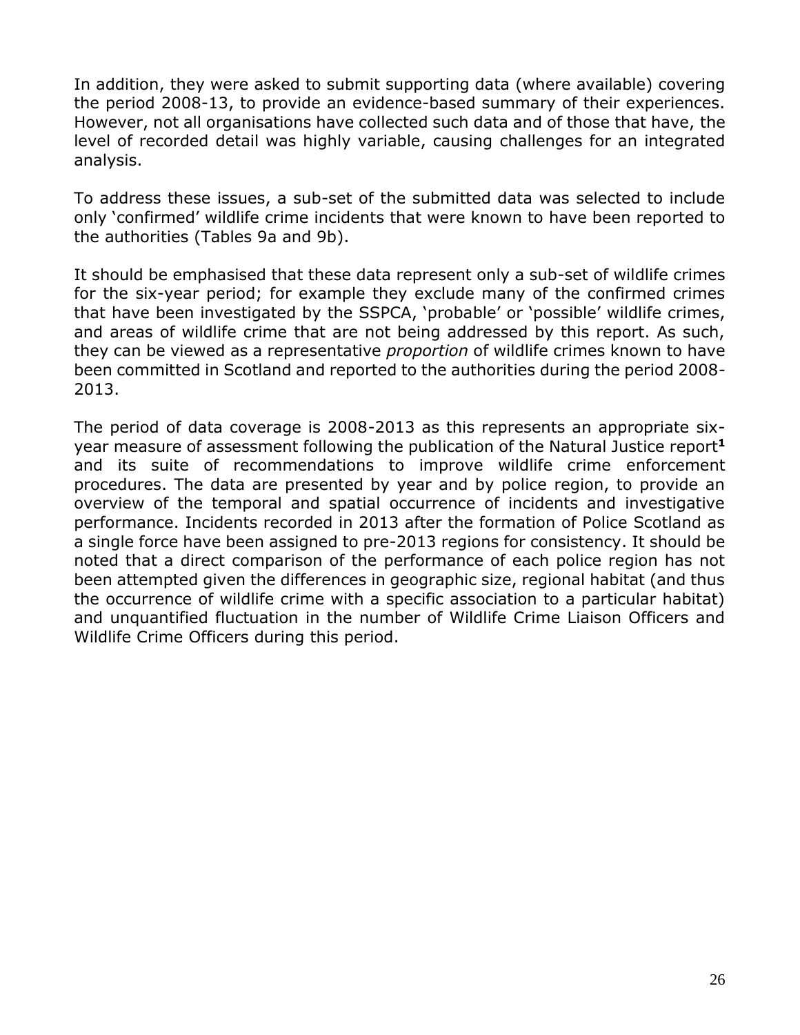In addition, they were asked to submit supporting data (where available) covering the period 2008-13, to provide an evidence-based summary of their experiences. However, not all organisations have collected such data and of those that have, the level of recorded detail was highly variable, causing challenges for an integrated analysis.

To address these issues, a sub-set of the submitted data was selected to include only 'confirmed' wildlife crime incidents that were known to have been reported to the authorities (Tables 9a and 9b).

It should be emphasised that these data represent only a sub-set of wildlife crimes for the six-year period; for example they exclude many of the confirmed crimes that have been investigated by the SSPCA, 'probable' or 'possible' wildlife crimes, and areas of wildlife crime that are not being addressed by this report. As such, they can be viewed as a representative *proportion* of wildlife crimes known to have been committed in Scotland and reported to the authorities during the period 2008-2013.

The period of data coverage is 2008-2013 as this represents an appropriate six-year measure of assessment following the publication of the Natural Justice report[1] and its suite of recommendations to improve wildlife crime enforcement procedures. The data are presented by year and by police region, to provide an overview of the temporal and spatial occurrence of incidents and investigative performance. Incidents recorded in 2013 after the formation of Police Scotland as a single force have been assigned to pre-2013 regions for consistency. It should be noted that a direct comparison of the performance of each police region has not been attempted given the differences in geographic size, regional habitat (and thus the occurrence of wildlife crime with a specific association to a particular habitat) and unquantified fluctuation in the number of Wildlife Crime Liaison Officers and Wildlife Crime Officers during this period.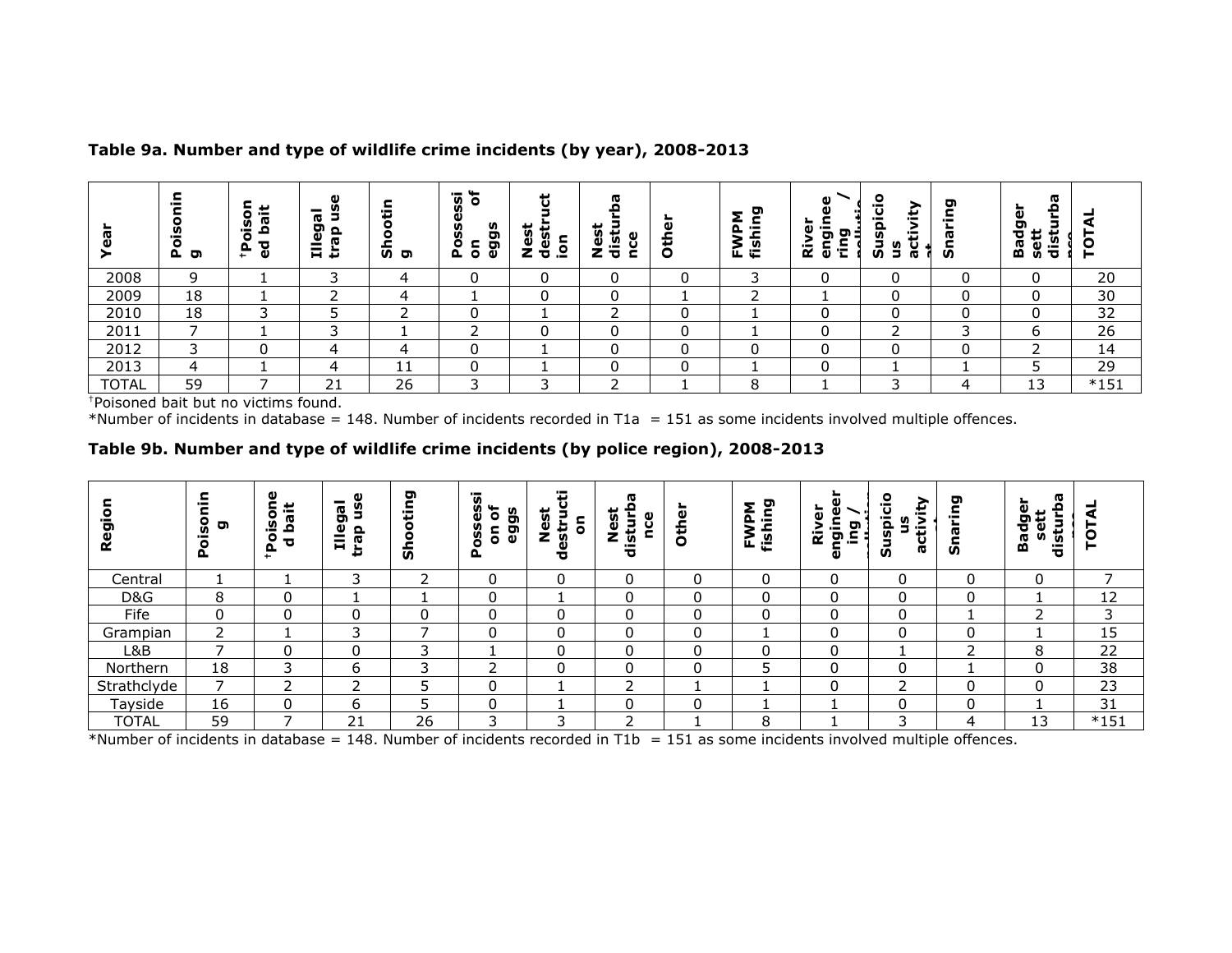**Table 9a. Number and type of wildlife crime incidents (by year), 2008-2013**

| Year | Poisoning | †Poisoned bait | Illegal trap use | Shooting | Possession of eggs | Nest destruction | Nest disturbance | Other | FWPM fishing | River engineering / pollution | Suspicious activity | Snaring | Badger sett disturbance | TOTAL |
|---|---|---|---|---|---|---|---|---|---|---|---|---|---|---|
| 2008 | 9 | 1 | 3 | 4 | 0 | 0 | 0 | 0 | 3 | 0 | 0 | 0 | 0 | 20 |
| 2009 | 18 | 1 | 2 | 4 | 1 | 0 | 0 | 1 | 2 | 1 | 0 | 0 | 0 | 30 |
| 2010 | 18 | 3 | 5 | 2 | 0 | 1 | 2 | 0 | 1 | 0 | 0 | 0 | 0 | 32 |
| 2011 | 7 | 1 | 3 | 1 | 2 | 0 | 0 | 0 | 1 | 0 | 2 | 3 | 6 | 26 |
| 2012 | 3 | 0 | 4 | 4 | 0 | 1 | 0 | 0 | 0 | 0 | 0 | 0 | 2 | 14 |
| 2013 | 4 | 1 | 4 | 11 | 0 | 1 | 0 | 0 | 1 | 0 | 1 | 1 | 5 | 29 |
| TOTAL | 59 | 7 | 21 | 26 | 3 | 3 | 2 | 1 | 8 | 1 | 3 | 4 | 13 | *151 |

†Poisoned bait but no victims found.

*Number of incidents in database = 148. Number of incidents recorded in T1a = 151 as some incidents involved multiple offences.

**Table 9b. Number and type of wildlife crime incidents (by police region), 2008-2013**

| Region | Poisoning | †Poisoned bait | Illegal trap use | Shooting | Possession of eggs | Nest destruction | Nest disturbance | Other | FWPM fishing | River engineering / pollution | Suspicious activity | Snaring | Badger sett disturbance | TOTAL |
|---|---|---|---|---|---|---|---|---|---|---|---|---|---|---|
| Central | 1 | 1 | 3 | 2 | 0 | 0 | 0 | 0 | 0 | 0 | 0 | 0 | 0 | 7 |
| D&G | 8 | 0 | 1 | 1 | 0 | 1 | 0 | 0 | 0 | 0 | 0 | 0 | 1 | 12 |
| Fife | 0 | 0 | 0 | 0 | 0 | 0 | 0 | 0 | 0 | 0 | 0 | 1 | 2 | 3 |
| Grampian | 2 | 1 | 3 | 7 | 0 | 0 | 0 | 0 | 1 | 0 | 0 | 0 | 1 | 15 |
| L&B | 7 | 0 | 0 | 3 | 1 | 0 | 0 | 0 | 0 | 0 | 1 | 2 | 8 | 22 |
| Northern | 18 | 3 | 6 | 3 | 2 | 0 | 0 | 0 | 5 | 0 | 0 | 1 | 0 | 38 |
| Strathclyde | 7 | 2 | 2 | 5 | 0 | 1 | 2 | 1 | 1 | 0 | 2 | 0 | 0 | 23 |
| Tayside | 16 | 0 | 6 | 5 | 0 | 1 | 0 | 0 | 1 | 1 | 0 | 0 | 1 | 31 |
| TOTAL | 59 | 7 | 21 | 26 | 3 | 3 | 2 | 1 | 8 | 1 | 3 | 4 | 13 | *151 |

*Number of incidents in database = 148. Number of incidents recorded in T1b = 151 as some incidents involved multiple offences.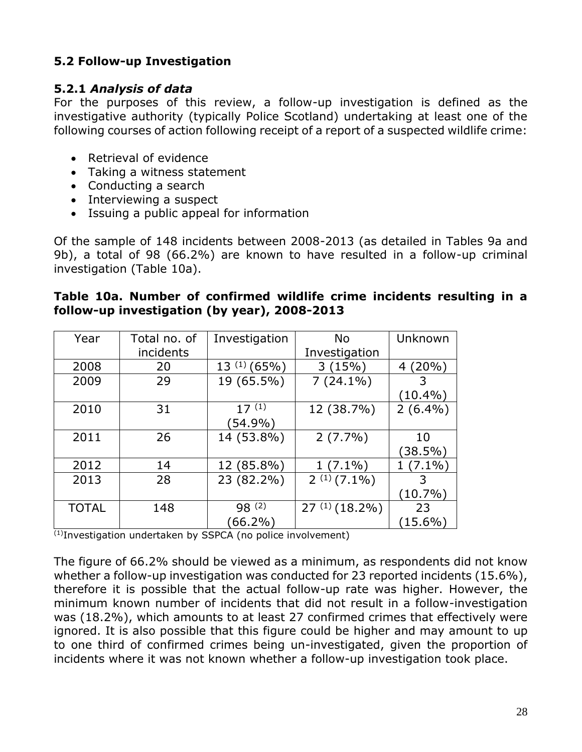### 5.2 Follow-up Investigation

#### 5.2.1 *Analysis of data*

For the purposes of this review, a follow-up investigation is defined as the investigative authority (typically Police Scotland) undertaking at least one of the following courses of action following receipt of a report of a suspected wildlife crime:

- Retrieval of evidence
- Taking a witness statement
- Conducting a search
- Interviewing a suspect
- Issuing a public appeal for information

Of the sample of 148 incidents between 2008-2013 (as detailed in Tables 9a and 9b), a total of 98 (66.2%) are known to have resulted in a follow-up criminal investigation (Table 10a).

**Table 10a. Number of confirmed wildlife crime incidents resulting in a follow-up investigation (by year), 2008-2013**

| Year | Total no. of incidents | Investigation | No Investigation | Unknown |
|---|---|---|---|---|
| 2008 | 20 | 13 [(1)] (65%) | 3 (15%) | 4 (20%) |
| 2009 | 29 | 19 (65.5%) | 7 (24.1%) | 3 (10.4%) |
| 2010 | 31 | 17 [(1)] (54.9%) | 12 (38.7%) | 2 (6.4%) |
| 2011 | 26 | 14 (53.8%) | 2 (7.7%) | 10 (38.5%) |
| 2012 | 14 | 12 (85.8%) | 1 (7.1%) | 1 (7.1%) |
| 2013 | 28 | 23 (82.2%) | 2 [(1)] (7.1%) | 3 (10.7%) |
| TOTAL | 148 | 98 [(2)] (66.2%) | 27 [(1)] (18.2%) | 23 (15.6%) |

[(1)]Investigation undertaken by SSPCA (no police involvement)

The figure of 66.2% should be viewed as a minimum, as respondents did not know whether a follow-up investigation was conducted for 23 reported incidents (15.6%), therefore it is possible that the actual follow-up rate was higher. However, the minimum known number of incidents that did not result in a follow-investigation was (18.2%), which amounts to at least 27 confirmed crimes that effectively were ignored. It is also possible that this figure could be higher and may amount to up to one third of confirmed crimes being un-investigated, given the proportion of incidents where it was not known whether a follow-up investigation took place.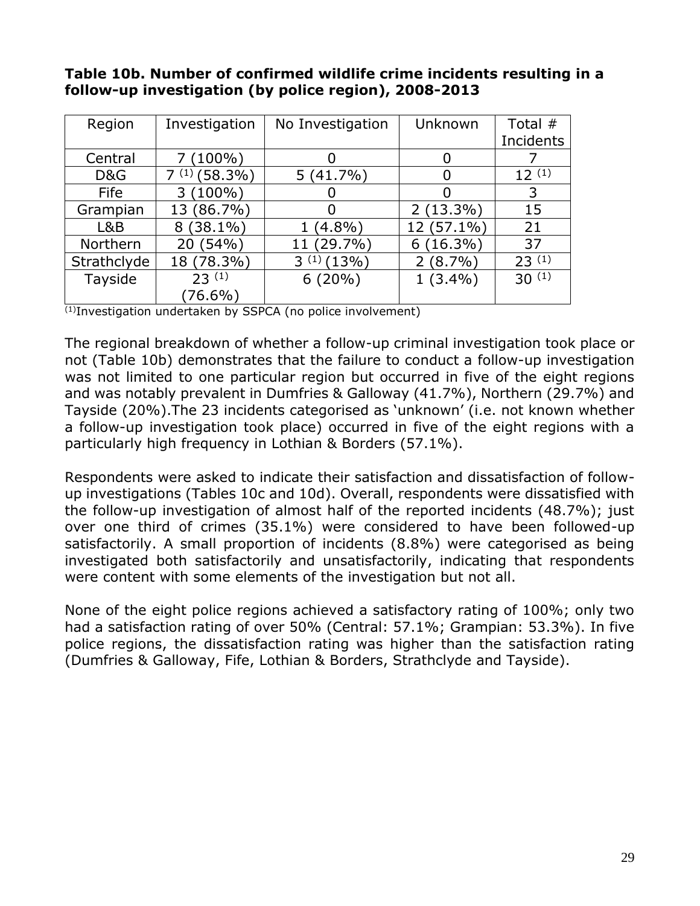**Table 10b. Number of confirmed wildlife crime incidents resulting in a follow-up investigation (by police region), 2008-2013**

| Region | Investigation | No Investigation | Unknown | Total # Incidents |
| --- | --- | --- | --- | --- |
| Central | 7 (100%) | 0 | 0 | 7 |
| D&G | 7 [1] (58.3%) | 5 (41.7%) | 0 | 12 [1] |
| Fife | 3 (100%) | 0 | 0 | 3 |
| Grampian | 13 (86.7%) | 0 | 2 (13.3%) | 15 |
| L&B | 8 (38.1%) | 1 (4.8%) | 12 (57.1%) | 21 |
| Northern | 20 (54%) | 11 (29.7%) | 6 (16.3%) | 37 |
| Strathclyde | 18 (78.3%) | 3 [1] (13%) | 2 (8.7%) | 23 [1] |
| Tayside | 23 [1] (76.6%) | 6 (20%) | 1 (3.4%) | 30 [1] |

[1]Investigation undertaken by SSPCA (no police involvement)

The regional breakdown of whether a follow-up criminal investigation took place or not (Table 10b) demonstrates that the failure to conduct a follow-up investigation was not limited to one particular region but occurred in five of the eight regions and was notably prevalent in Dumfries & Galloway (41.7%), Northern (29.7%) and Tayside (20%).The 23 incidents categorised as 'unknown' (i.e. not known whether a follow-up investigation took place) occurred in five of the eight regions with a particularly high frequency in Lothian & Borders (57.1%).

Respondents were asked to indicate their satisfaction and dissatisfaction of follow-up investigations (Tables 10c and 10d). Overall, respondents were dissatisfied with the follow-up investigation of almost half of the reported incidents (48.7%); just over one third of crimes (35.1%) were considered to have been followed-up satisfactorily. A small proportion of incidents (8.8%) were categorised as being investigated both satisfactorily and unsatisfactorily, indicating that respondents were content with some elements of the investigation but not all.

None of the eight police regions achieved a satisfactory rating of 100%; only two had a satisfaction rating of over 50% (Central: 57.1%; Grampian: 53.3%). In five police regions, the dissatisfaction rating was higher than the satisfaction rating (Dumfries & Galloway, Fife, Lothian & Borders, Strathclyde and Tayside).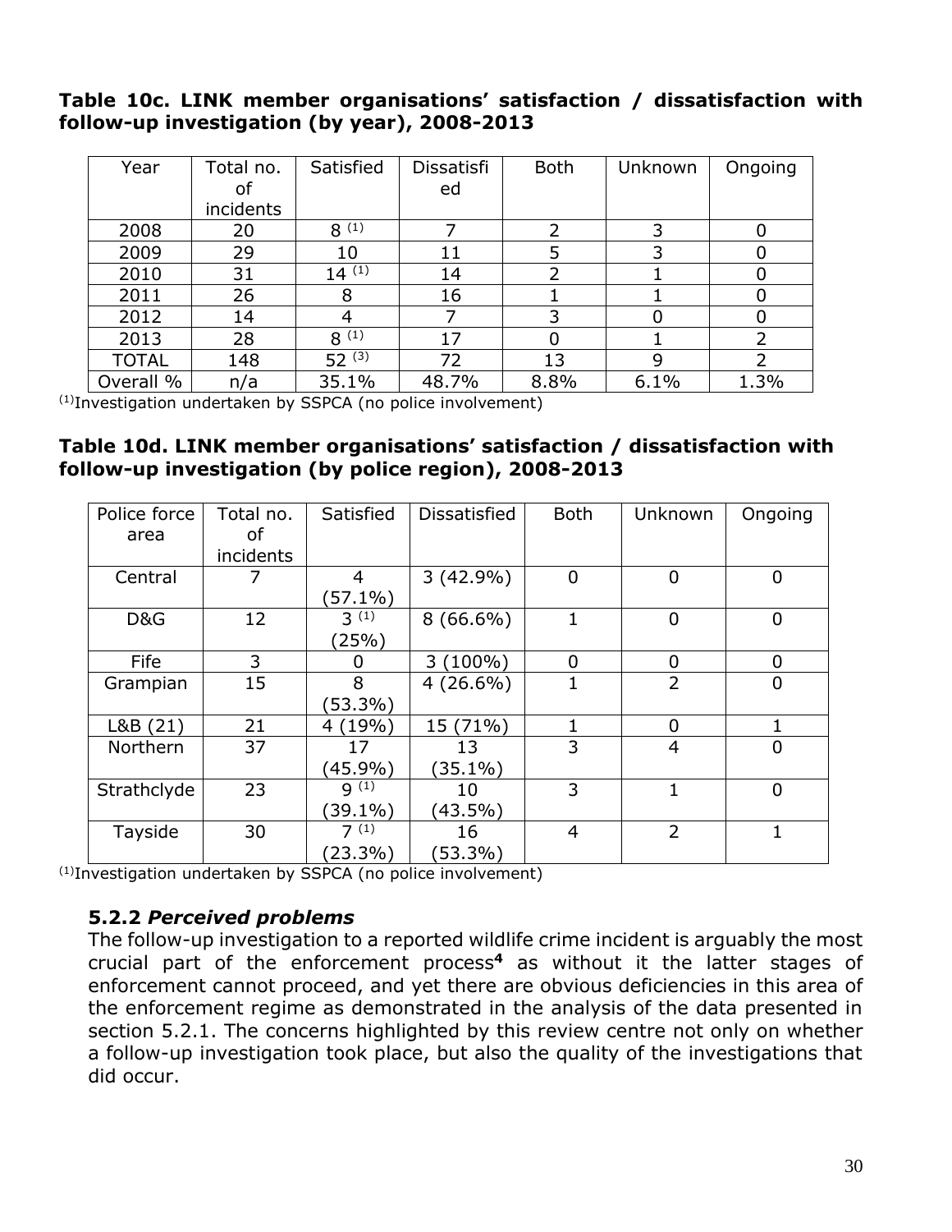**Table 10c. LINK member organisations' satisfaction / dissatisfaction with follow-up investigation (by year), 2008-2013**

| Year | Total no. of incidents | Satisfied | Dissatisfied | Both | Unknown | Ongoing |
|---|---|---|---|---|---|---|
| 2008 | 20 | 8 (1) | 7 | 2 | 3 | 0 |
| 2009 | 29 | 10 | 11 | 5 | 3 | 0 |
| 2010 | 31 | 14 (1) | 14 | 2 | 1 | 0 |
| 2011 | 26 | 8 | 16 | 1 | 1 | 0 |
| 2012 | 14 | 4 | 7 | 3 | 0 | 0 |
| 2013 | 28 | 8 (1) | 17 | 0 | 1 | 2 |
| TOTAL | 148 | 52 (3) | 72 | 13 | 9 | 2 |
| Overall % | n/a | 35.1% | 48.7% | 8.8% | 6.1% | 1.3% |

(1)Investigation undertaken by SSPCA (no police involvement)

**Table 10d. LINK member organisations' satisfaction / dissatisfaction with follow-up investigation (by police region), 2008-2013**

| Police force area | Total no. of incidents | Satisfied | Dissatisfied | Both | Unknown | Ongoing |
|---|---|---|---|---|---|---|
| Central | 7 | 4 (57.1%) | 3 (42.9%) | 0 | 0 | 0 |
| D&G | 12 | 3 (1) (25%) | 8 (66.6%) | 1 | 0 | 0 |
| Fife | 3 | 0 | 3 (100%) | 0 | 0 | 0 |
| Grampian | 15 | 8 (53.3%) | 4 (26.6%) | 1 | 2 | 0 |
| L&B (21) | 21 | 4 (19%) | 15 (71%) | 1 | 0 | 1 |
| Northern | 37 | 17 (45.9%) | 13 (35.1%) | 3 | 4 | 0 |
| Strathclyde | 23 | 9 (1) (39.1%) | 10 (43.5%) | 3 | 1 | 0 |
| Tayside | 30 | 7 (1) (23.3%) | 16 (53.3%) | 4 | 2 | 1 |

(1)Investigation undertaken by SSPCA (no police involvement)

### 5.2.2 *Perceived problems*

The follow-up investigation to a reported wildlife crime incident is arguably the most crucial part of the enforcement process[4] as without it the latter stages of enforcement cannot proceed, and yet there are obvious deficiencies in this area of the enforcement regime as demonstrated in the analysis of the data presented in section 5.2.1. The concerns highlighted by this review centre not only on whether a follow-up investigation took place, but also the quality of the investigations that did occur.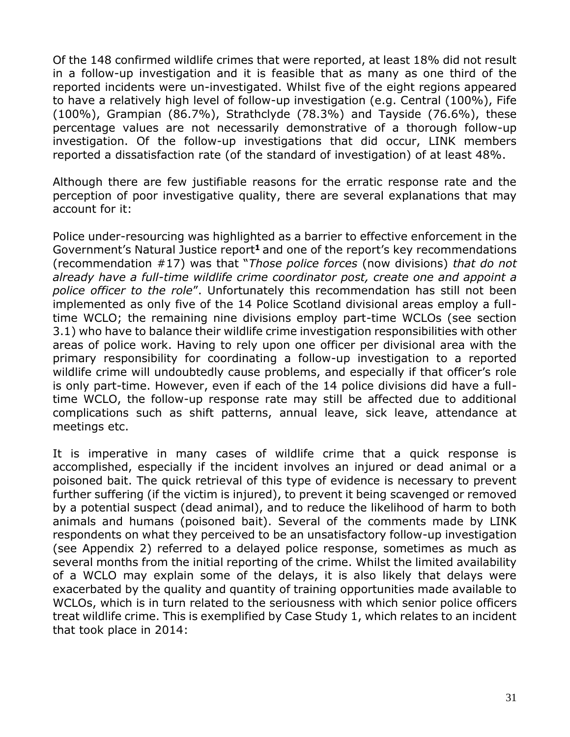Of the 148 confirmed wildlife crimes that were reported, at least 18% did not result in a follow-up investigation and it is feasible that as many as one third of the reported incidents were un-investigated. Whilst five of the eight regions appeared to have a relatively high level of follow-up investigation (e.g. Central (100%), Fife (100%), Grampian (86.7%), Strathclyde (78.3%) and Tayside (76.6%), these percentage values are not necessarily demonstrative of a thorough follow-up investigation. Of the follow-up investigations that did occur, LINK members reported a dissatisfaction rate (of the standard of investigation) of at least 48%.

Although there are few justifiable reasons for the erratic response rate and the perception of poor investigative quality, there are several explanations that may account for it:

Police under-resourcing was highlighted as a barrier to effective enforcement in the Government's Natural Justice report[1] and one of the report's key recommendations (recommendation #17) was that "*Those police forces* (now divisions) *that do not already have a full-time wildlife crime coordinator post, create one and appoint a police officer to the role*". Unfortunately this recommendation has still not been implemented as only five of the 14 Police Scotland divisional areas employ a full-time WCLO; the remaining nine divisions employ part-time WCLOs (see section 3.1) who have to balance their wildlife crime investigation responsibilities with other areas of police work. Having to rely upon one officer per divisional area with the primary responsibility for coordinating a follow-up investigation to a reported wildlife crime will undoubtedly cause problems, and especially if that officer's role is only part-time. However, even if each of the 14 police divisions did have a full-time WCLO, the follow-up response rate may still be affected due to additional complications such as shift patterns, annual leave, sick leave, attendance at meetings etc.

It is imperative in many cases of wildlife crime that a quick response is accomplished, especially if the incident involves an injured or dead animal or a poisoned bait. The quick retrieval of this type of evidence is necessary to prevent further suffering (if the victim is injured), to prevent it being scavenged or removed by a potential suspect (dead animal), and to reduce the likelihood of harm to both animals and humans (poisoned bait). Several of the comments made by LINK respondents on what they perceived to be an unsatisfactory follow-up investigation (see Appendix 2) referred to a delayed police response, sometimes as much as several months from the initial reporting of the crime. Whilst the limited availability of a WCLO may explain some of the delays, it is also likely that delays were exacerbated by the quality and quantity of training opportunities made available to WCLOs, which is in turn related to the seriousness with which senior police officers treat wildlife crime. This is exemplified by Case Study 1, which relates to an incident that took place in 2014: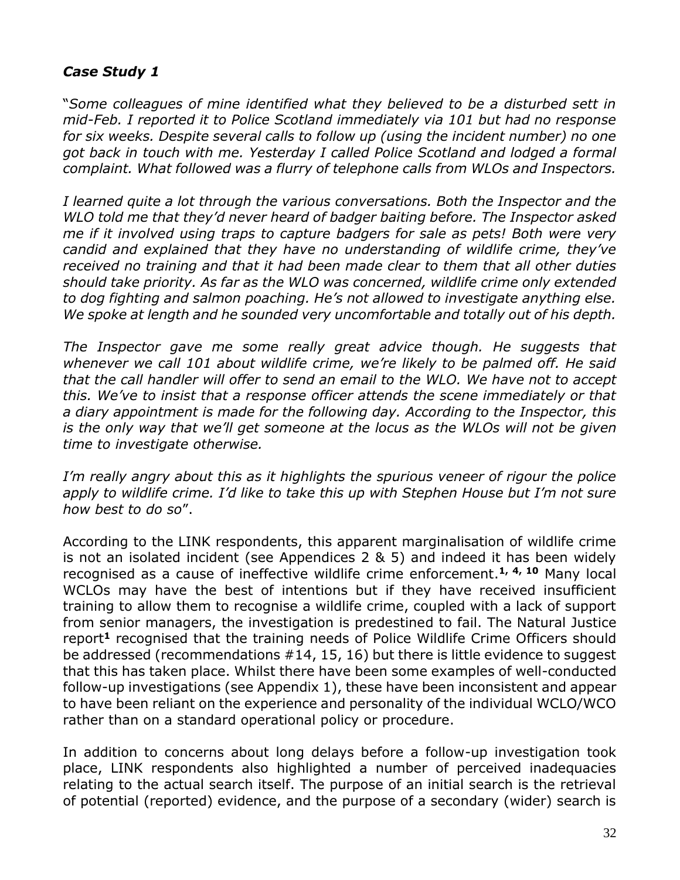### *Case Study 1*

"*Some colleagues of mine identified what they believed to be a disturbed sett in mid-Feb. I reported it to Police Scotland immediately via 101 but had no response for six weeks. Despite several calls to follow up (using the incident number) no one got back in touch with me. Yesterday I called Police Scotland and lodged a formal complaint. What followed was a flurry of telephone calls from WLOs and Inspectors.*

*I learned quite a lot through the various conversations. Both the Inspector and the WLO told me that they'd never heard of badger baiting before. The Inspector asked me if it involved using traps to capture badgers for sale as pets! Both were very candid and explained that they have no understanding of wildlife crime, they've received no training and that it had been made clear to them that all other duties should take priority. As far as the WLO was concerned, wildlife crime only extended to dog fighting and salmon poaching. He's not allowed to investigate anything else. We spoke at length and he sounded very uncomfortable and totally out of his depth.*

*The Inspector gave me some really great advice though. He suggests that whenever we call 101 about wildlife crime, we're likely to be palmed off. He said that the call handler will offer to send an email to the WLO. We have not to accept this. We've to insist that a response officer attends the scene immediately or that a diary appointment is made for the following day. According to the Inspector, this is the only way that we'll get someone at the locus as the WLOs will not be given time to investigate otherwise.*

*I'm really angry about this as it highlights the spurious veneer of rigour the police apply to wildlife crime. I'd like to take this up with Stephen House but I'm not sure how best to do so*".

According to the LINK respondents, this apparent marginalisation of wildlife crime is not an isolated incident (see Appendices 2 & 5) and indeed it has been widely recognised as a cause of ineffective wildlife crime enforcement.[1, 4, 10] Many local WCLOs may have the best of intentions but if they have received insufficient training to allow them to recognise a wildlife crime, coupled with a lack of support from senior managers, the investigation is predestined to fail. The Natural Justice report[1] recognised that the training needs of Police Wildlife Crime Officers should be addressed (recommendations #14, 15, 16) but there is little evidence to suggest that this has taken place. Whilst there have been some examples of well-conducted follow-up investigations (see Appendix 1), these have been inconsistent and appear to have been reliant on the experience and personality of the individual WCLO/WCO rather than on a standard operational policy or procedure.

In addition to concerns about long delays before a follow-up investigation took place, LINK respondents also highlighted a number of perceived inadequacies relating to the actual search itself. The purpose of an initial search is the retrieval of potential (reported) evidence, and the purpose of a secondary (wider) search is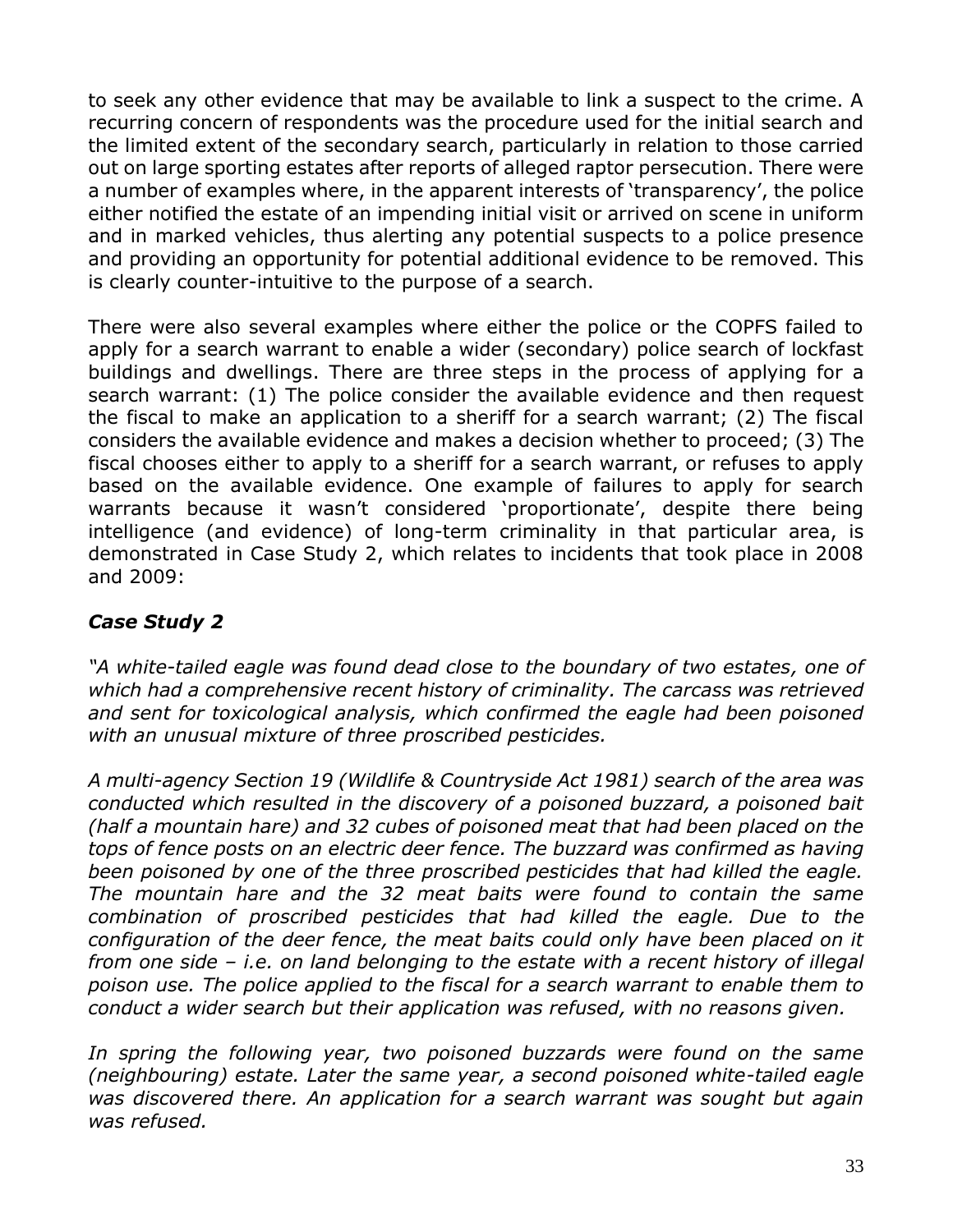to seek any other evidence that may be available to link a suspect to the crime. A recurring concern of respondents was the procedure used for the initial search and the limited extent of the secondary search, particularly in relation to those carried out on large sporting estates after reports of alleged raptor persecution. There were a number of examples where, in the apparent interests of 'transparency', the police either notified the estate of an impending initial visit or arrived on scene in uniform and in marked vehicles, thus alerting any potential suspects to a police presence and providing an opportunity for potential additional evidence to be removed. This is clearly counter-intuitive to the purpose of a search.

There were also several examples where either the police or the COPFS failed to apply for a search warrant to enable a wider (secondary) police search of lockfast buildings and dwellings. There are three steps in the process of applying for a search warrant: (1) The police consider the available evidence and then request the fiscal to make an application to a sheriff for a search warrant; (2) The fiscal considers the available evidence and makes a decision whether to proceed; (3) The fiscal chooses either to apply to a sheriff for a search warrant, or refuses to apply based on the available evidence. One example of failures to apply for search warrants because it wasn't considered 'proportionate', despite there being intelligence (and evidence) of long-term criminality in that particular area, is demonstrated in Case Study 2, which relates to incidents that took place in 2008 and 2009:

### *Case Study 2*

*"A white-tailed eagle was found dead close to the boundary of two estates, one of which had a comprehensive recent history of criminality. The carcass was retrieved and sent for toxicological analysis, which confirmed the eagle had been poisoned with an unusual mixture of three proscribed pesticides.*

*A multi-agency Section 19 (Wildlife & Countryside Act 1981) search of the area was conducted which resulted in the discovery of a poisoned buzzard, a poisoned bait (half a mountain hare) and 32 cubes of poisoned meat that had been placed on the tops of fence posts on an electric deer fence. The buzzard was confirmed as having been poisoned by one of the three proscribed pesticides that had killed the eagle. The mountain hare and the 32 meat baits were found to contain the same combination of proscribed pesticides that had killed the eagle. Due to the configuration of the deer fence, the meat baits could only have been placed on it from one side – i.e. on land belonging to the estate with a recent history of illegal poison use. The police applied to the fiscal for a search warrant to enable them to conduct a wider search but their application was refused, with no reasons given.*

*In spring the following year, two poisoned buzzards were found on the same (neighbouring) estate. Later the same year, a second poisoned white-tailed eagle was discovered there. An application for a search warrant was sought but again was refused.*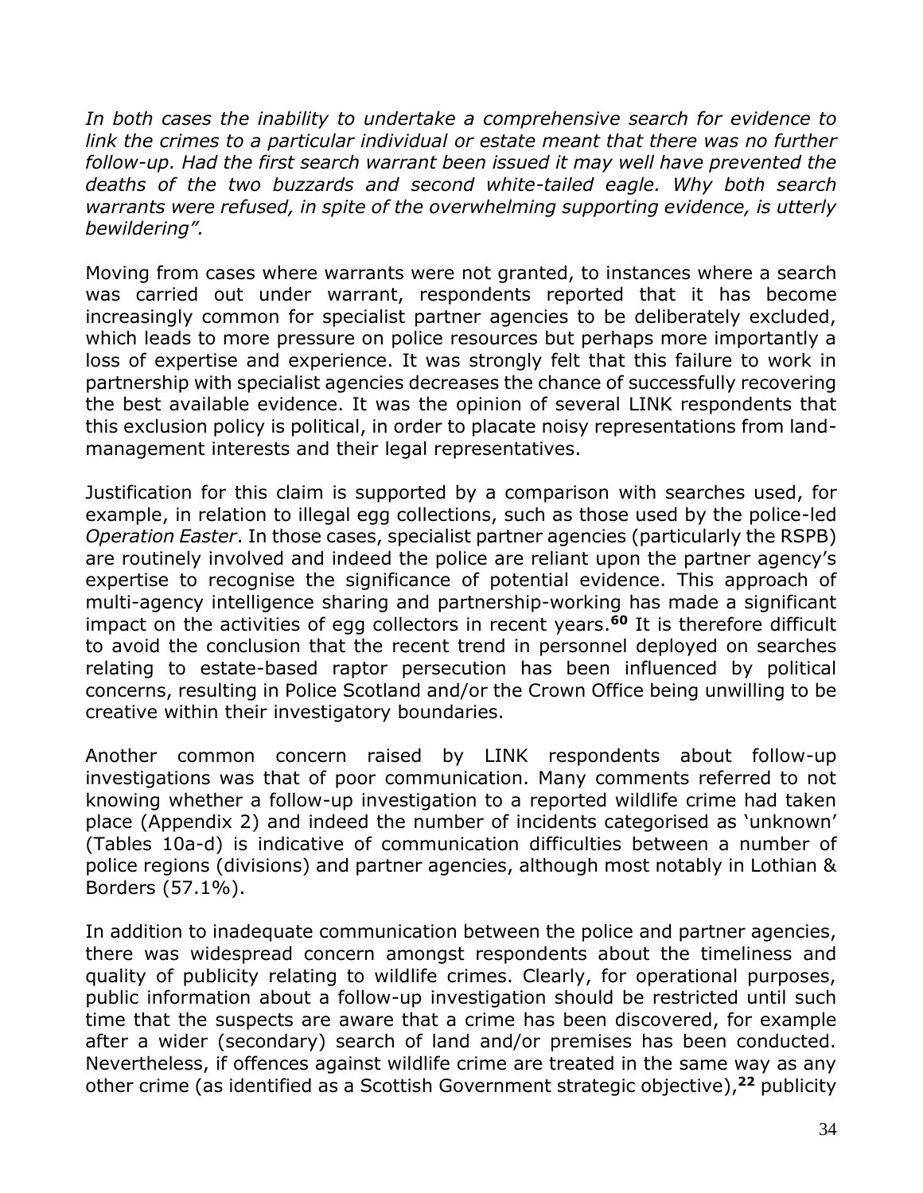*In both cases the inability to undertake a comprehensive search for evidence to link the crimes to a particular individual or estate meant that there was no further follow-up. Had the first search warrant been issued it may well have prevented the deaths of the two buzzards and second white-tailed eagle. Why both search warrants were refused, in spite of the overwhelming supporting evidence, is utterly bewildering".*

Moving from cases where warrants were not granted, to instances where a search was carried out under warrant, respondents reported that it has become increasingly common for specialist partner agencies to be deliberately excluded, which leads to more pressure on police resources but perhaps more importantly a loss of expertise and experience. It was strongly felt that this failure to work in partnership with specialist agencies decreases the chance of successfully recovering the best available evidence. It was the opinion of several LINK respondents that this exclusion policy is political, in order to placate noisy representations from land-management interests and their legal representatives.

Justification for this claim is supported by a comparison with searches used, for example, in relation to illegal egg collections, such as those used by the police-led *Operation Easter*. In those cases, specialist partner agencies (particularly the RSPB) are routinely involved and indeed the police are reliant upon the partner agency's expertise to recognise the significance of potential evidence. This approach of multi-agency intelligence sharing and partnership-working has made a significant impact on the activities of egg collectors in recent years.[60] It is therefore difficult to avoid the conclusion that the recent trend in personnel deployed on searches relating to estate-based raptor persecution has been influenced by political concerns, resulting in Police Scotland and/or the Crown Office being unwilling to be creative within their investigatory boundaries.

Another common concern raised by LINK respondents about follow-up investigations was that of poor communication. Many comments referred to not knowing whether a follow-up investigation to a reported wildlife crime had taken place (Appendix 2) and indeed the number of incidents categorised as 'unknown' (Tables 10a-d) is indicative of communication difficulties between a number of police regions (divisions) and partner agencies, although most notably in Lothian & Borders (57.1%).

In addition to inadequate communication between the police and partner agencies, there was widespread concern amongst respondents about the timeliness and quality of publicity relating to wildlife crimes. Clearly, for operational purposes, public information about a follow-up investigation should be restricted until such time that the suspects are aware that a crime has been discovered, for example after a wider (secondary) search of land and/or premises has been conducted. Nevertheless, if offences against wildlife crime are treated in the same way as any other crime (as identified as a Scottish Government strategic objective),[22] publicity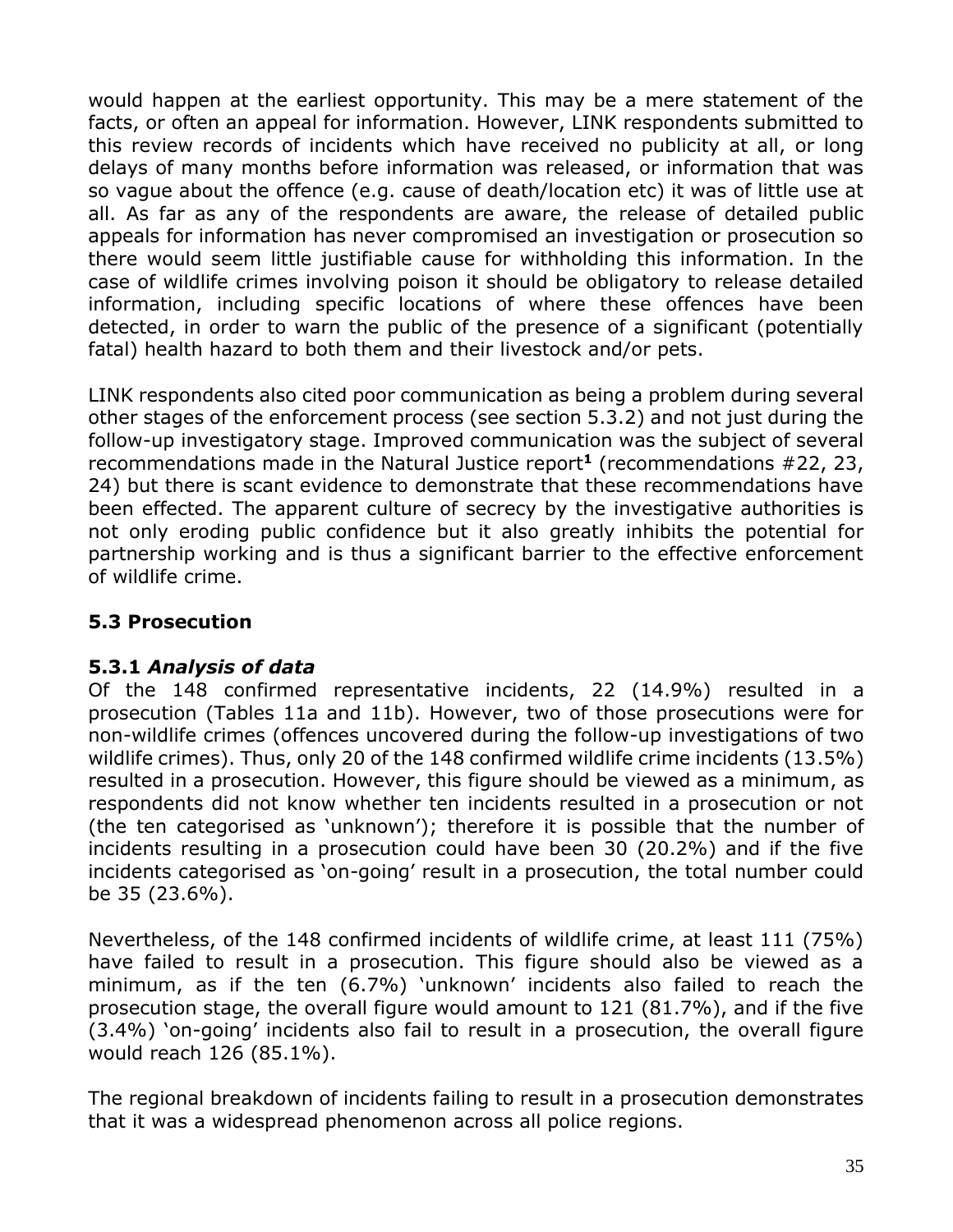would happen at the earliest opportunity. This may be a mere statement of the facts, or often an appeal for information. However, LINK respondents submitted to this review records of incidents which have received no publicity at all, or long delays of many months before information was released, or information that was so vague about the offence (e.g. cause of death/location etc) it was of little use at all. As far as any of the respondents are aware, the release of detailed public appeals for information has never compromised an investigation or prosecution so there would seem little justifiable cause for withholding this information. In the case of wildlife crimes involving poison it should be obligatory to release detailed information, including specific locations of where these offences have been detected, in order to warn the public of the presence of a significant (potentially fatal) health hazard to both them and their livestock and/or pets.

LINK respondents also cited poor communication as being a problem during several other stages of the enforcement process (see section 5.3.2) and not just during the follow-up investigatory stage. Improved communication was the subject of several recommendations made in the Natural Justice report[1] (recommendations #22, 23, 24) but there is scant evidence to demonstrate that these recommendations have been effected. The apparent culture of secrecy by the investigative authorities is not only eroding public confidence but it also greatly inhibits the potential for partnership working and is thus a significant barrier to the effective enforcement of wildlife crime.

## 5.3 Prosecution

### 5.3.1 *Analysis of data*

Of the 148 confirmed representative incidents, 22 (14.9%) resulted in a prosecution (Tables 11a and 11b). However, two of those prosecutions were for non-wildlife crimes (offences uncovered during the follow-up investigations of two wildlife crimes). Thus, only 20 of the 148 confirmed wildlife crime incidents (13.5%) resulted in a prosecution. However, this figure should be viewed as a minimum, as respondents did not know whether ten incidents resulted in a prosecution or not (the ten categorised as 'unknown'); therefore it is possible that the number of incidents resulting in a prosecution could have been 30 (20.2%) and if the five incidents categorised as 'on-going' result in a prosecution, the total number could be 35 (23.6%).

Nevertheless, of the 148 confirmed incidents of wildlife crime, at least 111 (75%) have failed to result in a prosecution. This figure should also be viewed as a minimum, as if the ten (6.7%) 'unknown' incidents also failed to reach the prosecution stage, the overall figure would amount to 121 (81.7%), and if the five (3.4%) 'on-going' incidents also fail to result in a prosecution, the overall figure would reach 126 (85.1%).

The regional breakdown of incidents failing to result in a prosecution demonstrates that it was a widespread phenomenon across all police regions.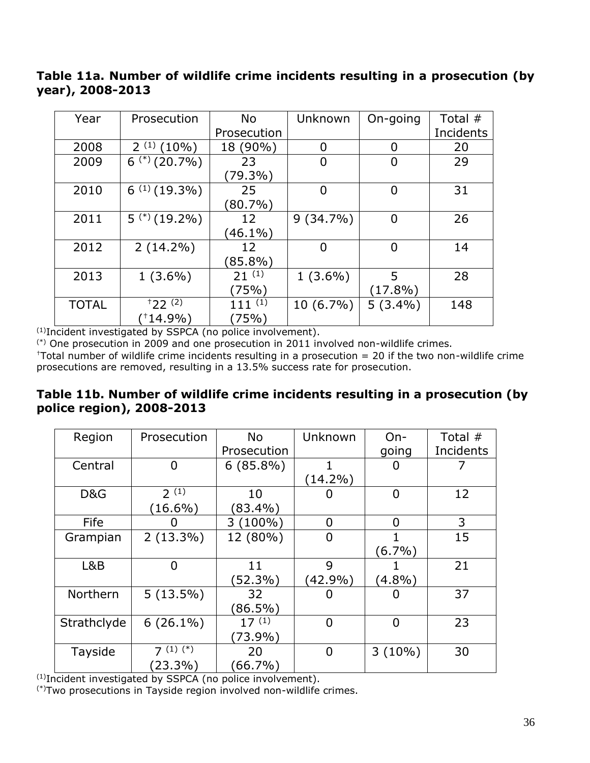**Table 11a. Number of wildlife crime incidents resulting in a prosecution (by year), 2008-2013**

| Year | Prosecution | No Prosecution | Unknown | On-going | Total # Incidents |
|---|---|---|---|---|---|
| 2008 | 2 (1) (10%) | 18 (90%) | 0 | 0 | 20 |
| 2009 | 6 (\*) (20.7%) | 23 (79.3%) | 0 | 0 | 29 |
| 2010 | 6 (1) (19.3%) | 25 (80.7%) | 0 | 0 | 31 |
| 2011 | 5 (\*) (19.2%) | 12 (46.1%) | 9 (34.7%) | 0 | 26 |
| 2012 | 2 (14.2%) | 12 (85.8%) | 0 | 0 | 14 |
| 2013 | 1 (3.6%) | 21 (1) (75%) | 1 (3.6%) | 5 (17.8%) | 28 |
| TOTAL | †22 (2) (†14.9%) | 111 (1) (75%) | 10 (6.7%) | 5 (3.4%) | 148 |

(1)Incident investigated by SSPCA (no police involvement).
(\*) One prosecution in 2009 and one prosecution in 2011 involved non-wildlife crimes.
†Total number of wildlife crime incidents resulting in a prosecution = 20 if the two non-wildlife crime prosecutions are removed, resulting in a 13.5% success rate for prosecution.

**Table 11b. Number of wildlife crime incidents resulting in a prosecution (by police region), 2008-2013**

| Region | Prosecution | No Prosecution | Unknown | On-going | Total # Incidents |
|---|---|---|---|---|---|
| Central | 0 | 6 (85.8%) | 1 (14.2%) | 0 | 7 |
| D&G | 2 (1) (16.6%) | 10 (83.4%) | 0 | 0 | 12 |
| Fife | 0 | 3 (100%) | 0 | 0 | 3 |
| Grampian | 2 (13.3%) | 12 (80%) | 0 | 1 (6.7%) | 15 |
| L&B | 0 | 11 (52.3%) | 9 (42.9%) | 1 (4.8%) | 21 |
| Northern | 5 (13.5%) | 32 (86.5%) | 0 | 0 | 37 |
| Strathclyde | 6 (26.1%) | 17 (1) (73.9%) | 0 | 0 | 23 |
| Tayside | 7 (1) (\*) (23.3%) | 20 (66.7%) | 0 | 3 (10%) | 30 |

(1)Incident investigated by SSPCA (no police involvement).
(\*)Two prosecutions in Tayside region involved non-wildlife crimes.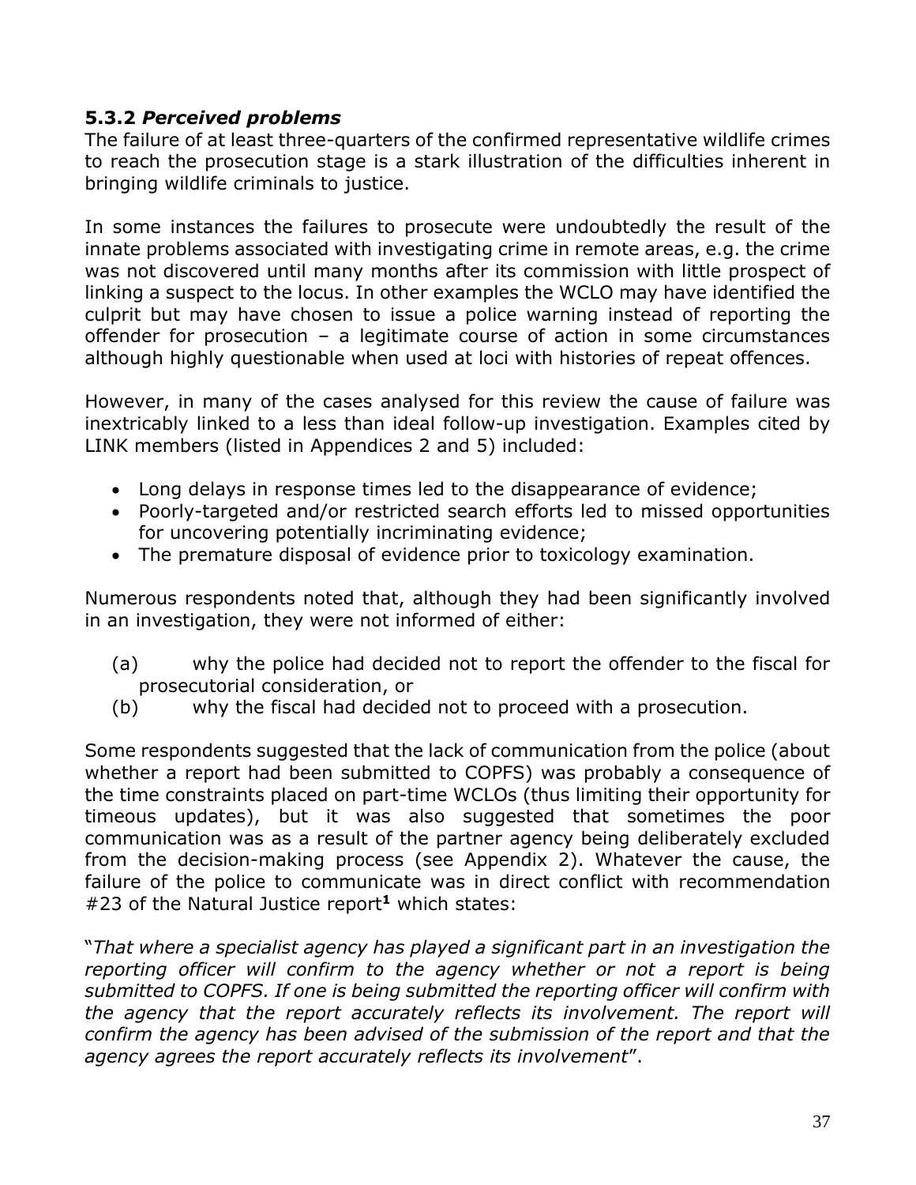### 5.3.2 *Perceived problems*

The failure of at least three-quarters of the confirmed representative wildlife crimes to reach the prosecution stage is a stark illustration of the difficulties inherent in bringing wildlife criminals to justice.

In some instances the failures to prosecute were undoubtedly the result of the innate problems associated with investigating crime in remote areas, e.g. the crime was not discovered until many months after its commission with little prospect of linking a suspect to the locus. In other examples the WCLO may have identified the culprit but may have chosen to issue a police warning instead of reporting the offender for prosecution – a legitimate course of action in some circumstances although highly questionable when used at loci with histories of repeat offences.

However, in many of the cases analysed for this review the cause of failure was inextricably linked to a less than ideal follow-up investigation. Examples cited by LINK members (listed in Appendices 2 and 5) included:

- Long delays in response times led to the disappearance of evidence;
- Poorly-targeted and/or restricted search efforts led to missed opportunities for uncovering potentially incriminating evidence;
- The premature disposal of evidence prior to toxicology examination.

Numerous respondents noted that, although they had been significantly involved in an investigation, they were not informed of either:

(a) why the police had decided not to report the offender to the fiscal for prosecutorial consideration, or
(b) why the fiscal had decided not to proceed with a prosecution.

Some respondents suggested that the lack of communication from the police (about whether a report had been submitted to COPFS) was probably a consequence of the time constraints placed on part-time WCLOs (thus limiting their opportunity for timeous updates), but it was also suggested that sometimes the poor communication was as a result of the partner agency being deliberately excluded from the decision-making process (see Appendix 2). Whatever the cause, the failure of the police to communicate was in direct conflict with recommendation #23 of the Natural Justice report[1] which states:

"*That where a specialist agency has played a significant part in an investigation the reporting officer will confirm to the agency whether or not a report is being submitted to COPFS. If one is being submitted the reporting officer will confirm with the agency that the report accurately reflects its involvement. The report will confirm the agency has been advised of the submission of the report and that the agency agrees the report accurately reflects its involvement*".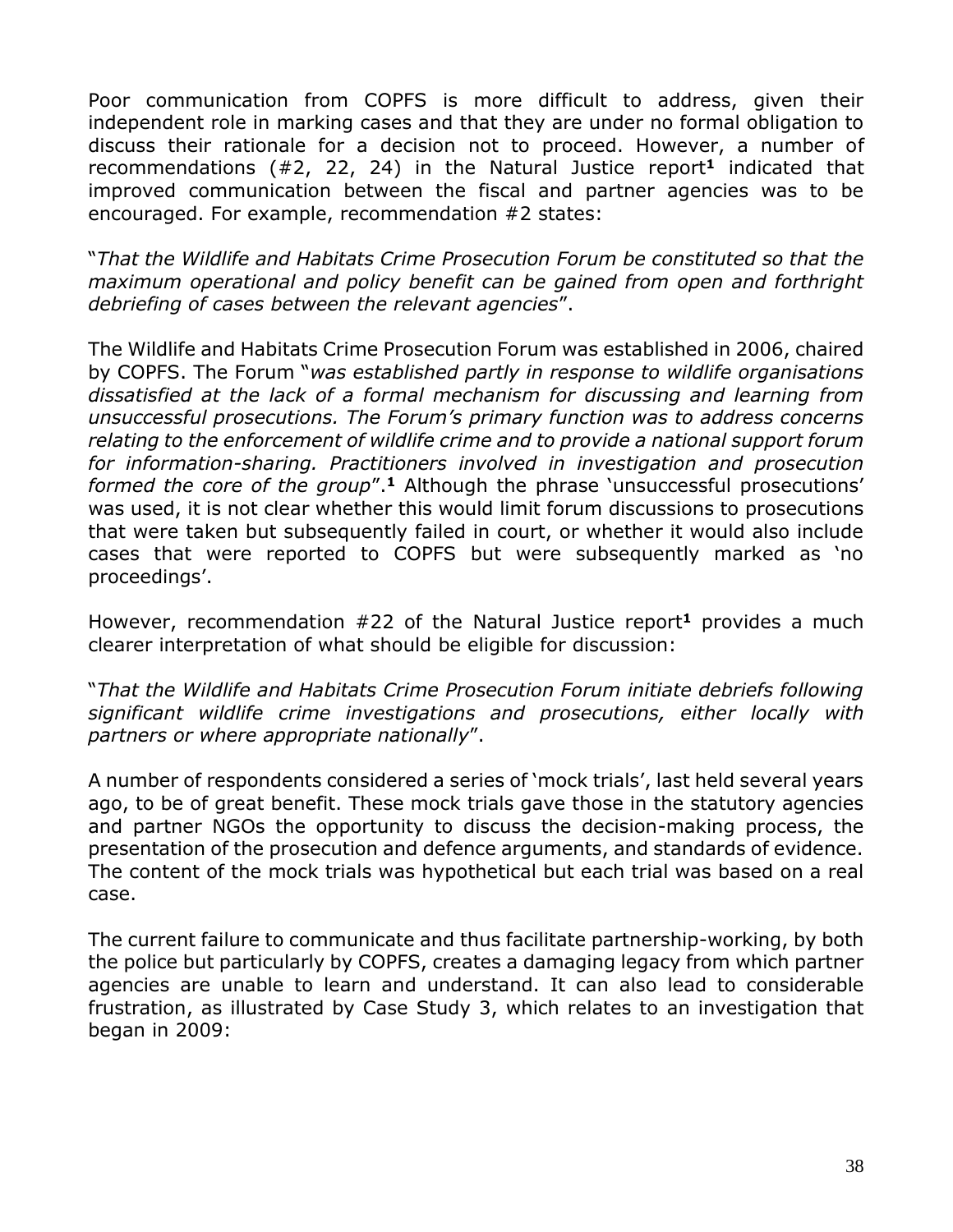Poor communication from COPFS is more difficult to address, given their independent role in marking cases and that they are under no formal obligation to discuss their rationale for a decision not to proceed. However, a number of recommendations (#2, 22, 24) in the Natural Justice report[1] indicated that improved communication between the fiscal and partner agencies was to be encouraged. For example, recommendation #2 states:

"*That the Wildlife and Habitats Crime Prosecution Forum be constituted so that the maximum operational and policy benefit can be gained from open and forthright debriefing of cases between the relevant agencies*".

The Wildlife and Habitats Crime Prosecution Forum was established in 2006, chaired by COPFS. The Forum "*was established partly in response to wildlife organisations dissatisfied at the lack of a formal mechanism for discussing and learning from unsuccessful prosecutions. The Forum's primary function was to address concerns relating to the enforcement of wildlife crime and to provide a national support forum for information-sharing. Practitioners involved in investigation and prosecution formed the core of the group*".[1] Although the phrase 'unsuccessful prosecutions' was used, it is not clear whether this would limit forum discussions to prosecutions that were taken but subsequently failed in court, or whether it would also include cases that were reported to COPFS but were subsequently marked as 'no proceedings'.

However, recommendation #22 of the Natural Justice report[1] provides a much clearer interpretation of what should be eligible for discussion:

"*That the Wildlife and Habitats Crime Prosecution Forum initiate debriefs following significant wildlife crime investigations and prosecutions, either locally with partners or where appropriate nationally*".

A number of respondents considered a series of 'mock trials', last held several years ago, to be of great benefit. These mock trials gave those in the statutory agencies and partner NGOs the opportunity to discuss the decision-making process, the presentation of the prosecution and defence arguments, and standards of evidence. The content of the mock trials was hypothetical but each trial was based on a real case.

The current failure to communicate and thus facilitate partnership-working, by both the police but particularly by COPFS, creates a damaging legacy from which partner agencies are unable to learn and understand. It can also lead to considerable frustration, as illustrated by Case Study 3, which relates to an investigation that began in 2009: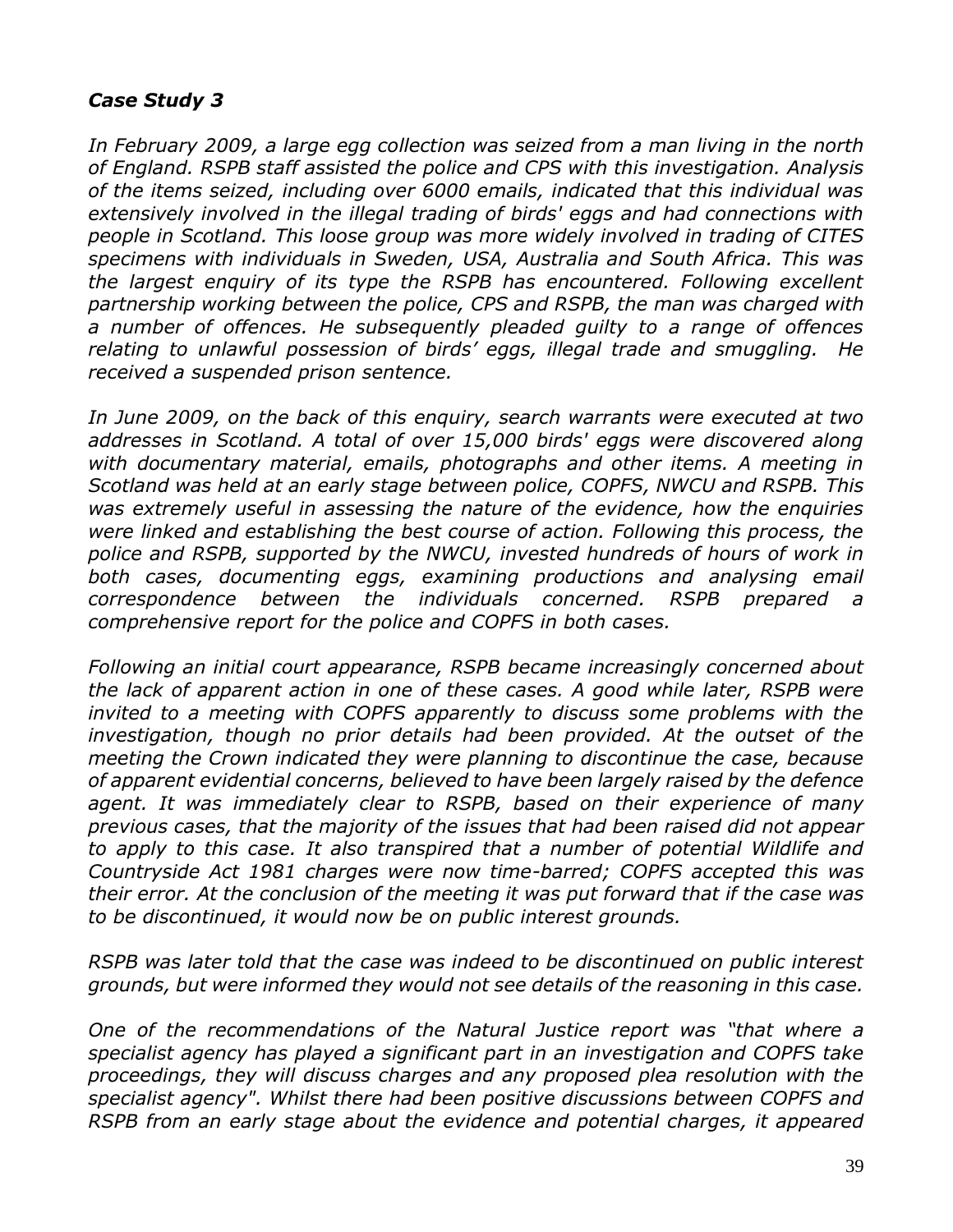### *Case Study 3*

*In February 2009, a large egg collection was seized from a man living in the north of England. RSPB staff assisted the police and CPS with this investigation. Analysis of the items seized, including over 6000 emails, indicated that this individual was extensively involved in the illegal trading of birds' eggs and had connections with people in Scotland. This loose group was more widely involved in trading of CITES specimens with individuals in Sweden, USA, Australia and South Africa. This was the largest enquiry of its type the RSPB has encountered. Following excellent partnership working between the police, CPS and RSPB, the man was charged with a number of offences. He subsequently pleaded guilty to a range of offences relating to unlawful possession of birds' eggs, illegal trade and smuggling. He received a suspended prison sentence.*

*In June 2009, on the back of this enquiry, search warrants were executed at two addresses in Scotland. A total of over 15,000 birds' eggs were discovered along with documentary material, emails, photographs and other items. A meeting in Scotland was held at an early stage between police, COPFS, NWCU and RSPB. This was extremely useful in assessing the nature of the evidence, how the enquiries were linked and establishing the best course of action. Following this process, the police and RSPB, supported by the NWCU, invested hundreds of hours of work in both cases, documenting eggs, examining productions and analysing email correspondence between the individuals concerned. RSPB prepared a comprehensive report for the police and COPFS in both cases.*

*Following an initial court appearance, RSPB became increasingly concerned about the lack of apparent action in one of these cases. A good while later, RSPB were invited to a meeting with COPFS apparently to discuss some problems with the investigation, though no prior details had been provided. At the outset of the meeting the Crown indicated they were planning to discontinue the case, because of apparent evidential concerns, believed to have been largely raised by the defence agent. It was immediately clear to RSPB, based on their experience of many previous cases, that the majority of the issues that had been raised did not appear to apply to this case. It also transpired that a number of potential Wildlife and Countryside Act 1981 charges were now time-barred; COPFS accepted this was their error. At the conclusion of the meeting it was put forward that if the case was to be discontinued, it would now be on public interest grounds.*

*RSPB was later told that the case was indeed to be discontinued on public interest grounds, but were informed they would not see details of the reasoning in this case.*

*One of the recommendations of the Natural Justice report was "that where a specialist agency has played a significant part in an investigation and COPFS take proceedings, they will discuss charges and any proposed plea resolution with the specialist agency". Whilst there had been positive discussions between COPFS and RSPB from an early stage about the evidence and potential charges, it appeared*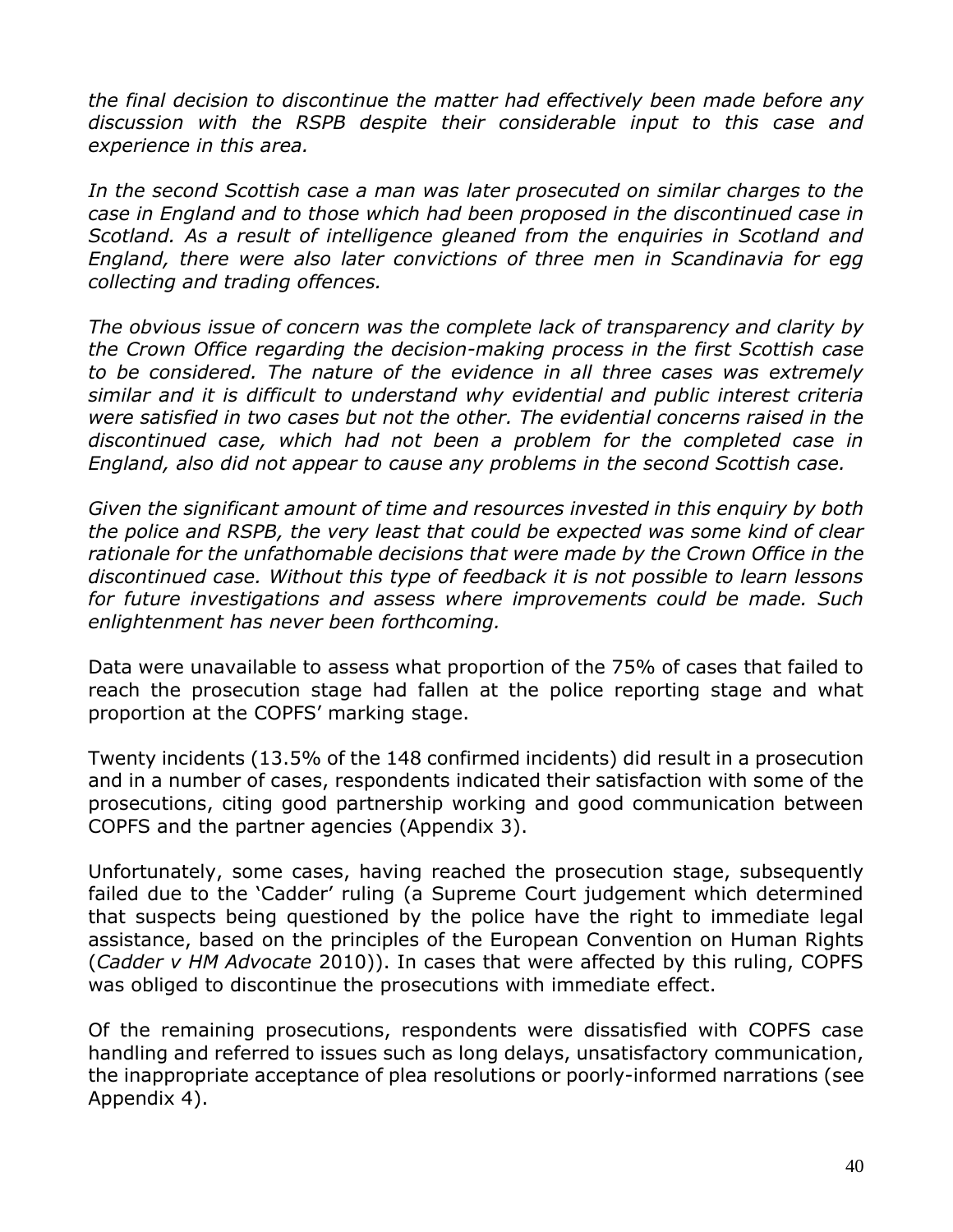*the final decision to discontinue the matter had effectively been made before any discussion with the RSPB despite their considerable input to this case and experience in this area.*

*In the second Scottish case a man was later prosecuted on similar charges to the case in England and to those which had been proposed in the discontinued case in Scotland. As a result of intelligence gleaned from the enquiries in Scotland and England, there were also later convictions of three men in Scandinavia for egg collecting and trading offences.*

*The obvious issue of concern was the complete lack of transparency and clarity by the Crown Office regarding the decision-making process in the first Scottish case to be considered. The nature of the evidence in all three cases was extremely similar and it is difficult to understand why evidential and public interest criteria were satisfied in two cases but not the other. The evidential concerns raised in the discontinued case, which had not been a problem for the completed case in England, also did not appear to cause any problems in the second Scottish case.*

*Given the significant amount of time and resources invested in this enquiry by both the police and RSPB, the very least that could be expected was some kind of clear rationale for the unfathomable decisions that were made by the Crown Office in the discontinued case. Without this type of feedback it is not possible to learn lessons for future investigations and assess where improvements could be made. Such enlightenment has never been forthcoming.*

Data were unavailable to assess what proportion of the 75% of cases that failed to reach the prosecution stage had fallen at the police reporting stage and what proportion at the COPFS' marking stage.

Twenty incidents (13.5% of the 148 confirmed incidents) did result in a prosecution and in a number of cases, respondents indicated their satisfaction with some of the prosecutions, citing good partnership working and good communication between COPFS and the partner agencies (Appendix 3).

Unfortunately, some cases, having reached the prosecution stage, subsequently failed due to the 'Cadder' ruling (a Supreme Court judgement which determined that suspects being questioned by the police have the right to immediate legal assistance, based on the principles of the European Convention on Human Rights (*Cadder v HM Advocate* 2010)). In cases that were affected by this ruling, COPFS was obliged to discontinue the prosecutions with immediate effect.

Of the remaining prosecutions, respondents were dissatisfied with COPFS case handling and referred to issues such as long delays, unsatisfactory communication, the inappropriate acceptance of plea resolutions or poorly-informed narrations (see Appendix 4).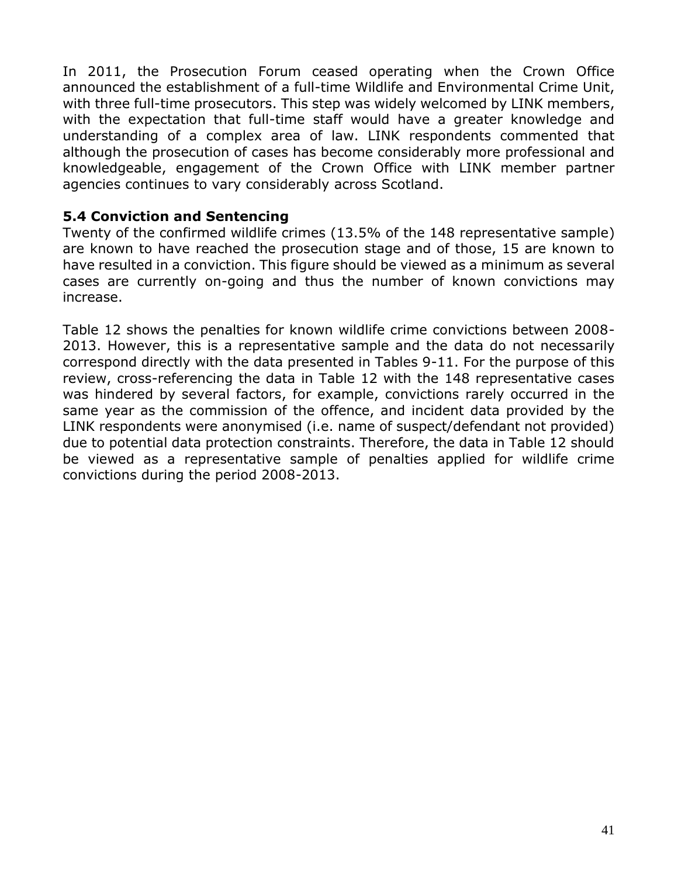In 2011, the Prosecution Forum ceased operating when the Crown Office announced the establishment of a full-time Wildlife and Environmental Crime Unit, with three full-time prosecutors. This step was widely welcomed by LINK members, with the expectation that full-time staff would have a greater knowledge and understanding of a complex area of law. LINK respondents commented that although the prosecution of cases has become considerably more professional and knowledgeable, engagement of the Crown Office with LINK member partner agencies continues to vary considerably across Scotland.

### 5.4 Conviction and Sentencing

Twenty of the confirmed wildlife crimes (13.5% of the 148 representative sample) are known to have reached the prosecution stage and of those, 15 are known to have resulted in a conviction. This figure should be viewed as a minimum as several cases are currently on-going and thus the number of known convictions may increase.

Table 12 shows the penalties for known wildlife crime convictions between 2008-2013. However, this is a representative sample and the data do not necessarily correspond directly with the data presented in Tables 9-11. For the purpose of this review, cross-referencing the data in Table 12 with the 148 representative cases was hindered by several factors, for example, convictions rarely occurred in the same year as the commission of the offence, and incident data provided by the LINK respondents were anonymised (i.e. name of suspect/defendant not provided) due to potential data protection constraints. Therefore, the data in Table 12 should be viewed as a representative sample of penalties applied for wildlife crime convictions during the period 2008-2013.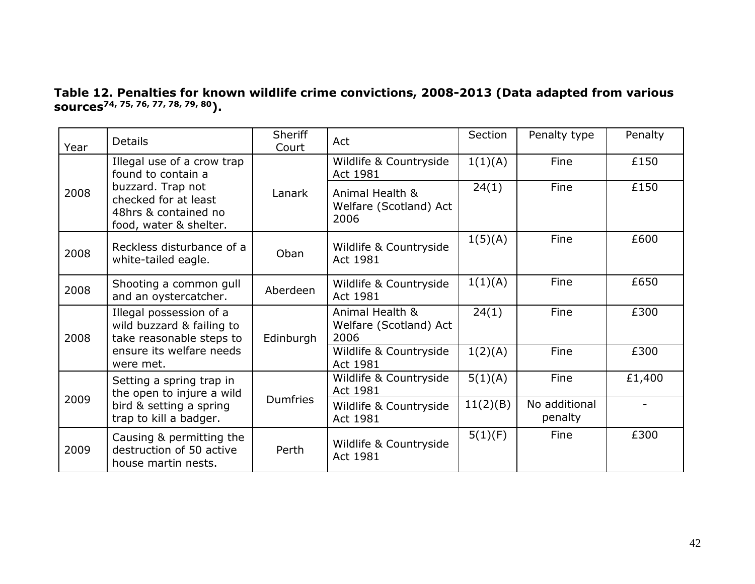**Table 12. Penalties for known wildlife crime convictions, 2008-2013 (Data adapted from various sources[74, 75, 76, 77, 78, 79, 80]).**

| Year | Details | Sheriff Court | Act | Section | Penalty type | Penalty |
|---|---|---|---|---|---|---|
| 2008 | Illegal use of a crow trap found to contain a buzzard. Trap not checked for at least 48hrs & contained no food, water & shelter. | Lanark | Wildlife & Countryside Act 1981 | 1(1)(A) | Fine | £150 |
| | | | Animal Health & Welfare (Scotland) Act 2006 | 24(1) | Fine | £150 |
| 2008 | Reckless disturbance of a white-tailed eagle. | Oban | Wildlife & Countryside Act 1981 | 1(5)(A) | Fine | £600 |
| 2008 | Shooting a common gull and an oystercatcher. | Aberdeen | Wildlife & Countryside Act 1981 | 1(1)(A) | Fine | £650 |
| 2008 | Illegal possession of a wild buzzard & failing to take reasonable steps to ensure its welfare needs were met. | Edinburgh | Animal Health & Welfare (Scotland) Act 2006 | 24(1) | Fine | £300 |
| | | | Wildlife & Countryside Act 1981 | 1(2)(A) | Fine | £300 |
| 2009 | Setting a spring trap in the open to injure a wild bird & setting a spring trap to kill a badger. | Dumfries | Wildlife & Countryside Act 1981 | 5(1)(A) | Fine | £1,400 |
| | | | Wildlife & Countryside Act 1981 | 11(2)(B) | No additional penalty | - |
| 2009 | Causing & permitting the destruction of 50 active house martin nests. | Perth | Wildlife & Countryside Act 1981 | 5(1)(F) | Fine | £300 |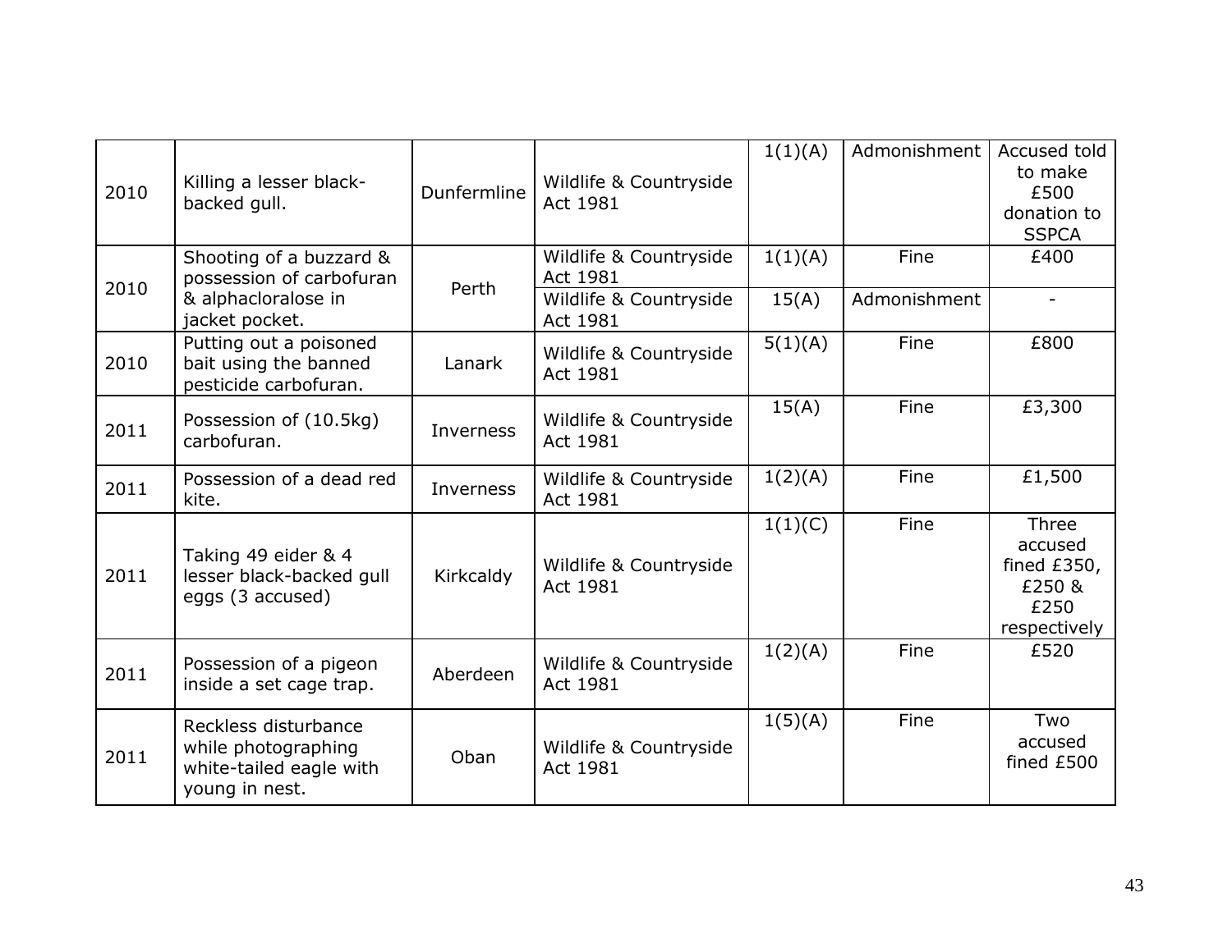| 2010 | Killing a lesser black-backed gull. | Dunfermline | Wildlife & Countryside Act 1981 | 1(1)(A) | Admonishment | Accused told to make £500 donation to SSPCA |
|---|---|---|---|---|---|---|
| 2010 | Shooting of a buzzard & possession of carbofuran & alphacloralose in jacket pocket. | Perth | Wildlife & Countryside Act 1981 | 1(1)(A) | Fine | £400 |
| | | | Wildlife & Countryside Act 1981 | 15(A) | Admonishment | - |
| 2010 | Putting out a poisoned bait using the banned pesticide carbofuran. | Lanark | Wildlife & Countryside Act 1981 | 5(1)(A) | Fine | £800 |
| 2011 | Possession of (10.5kg) carbofuran. | Inverness | Wildlife & Countryside Act 1981 | 15(A) | Fine | £3,300 |
| 2011 | Possession of a dead red kite. | Inverness | Wildlife & Countryside Act 1981 | 1(2)(A) | Fine | £1,500 |
| 2011 | Taking 49 eider & 4 lesser black-backed gull eggs (3 accused) | Kirkcaldy | Wildlife & Countryside Act 1981 | 1(1)(C) | Fine | Three accused fined £350, £250 & £250 respectively |
| 2011 | Possession of a pigeon inside a set cage trap. | Aberdeen | Wildlife & Countryside Act 1981 | 1(2)(A) | Fine | £520 |
| 2011 | Reckless disturbance while photographing white-tailed eagle with young in nest. | Oban | Wildlife & Countryside Act 1981 | 1(5)(A) | Fine | Two accused fined £500 |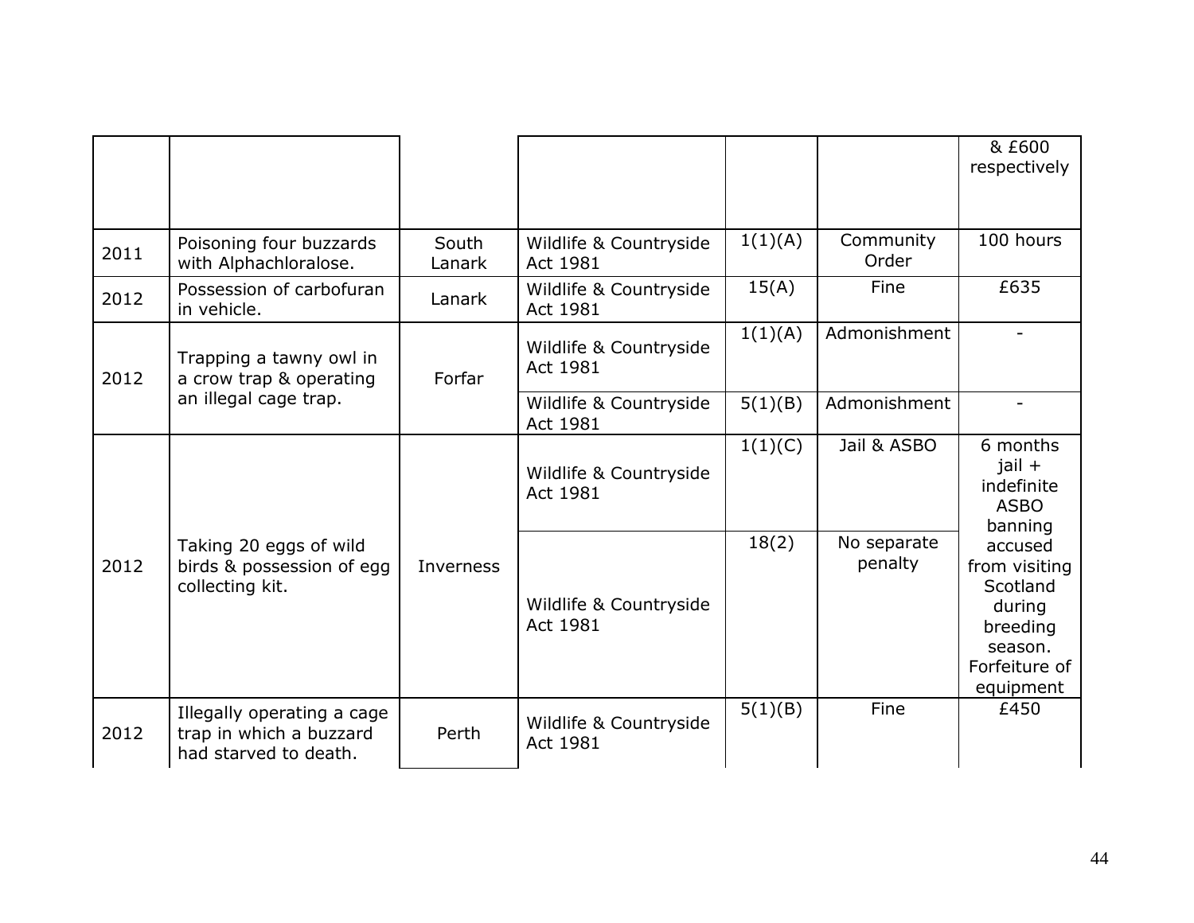| | | | | | | |
|---|---|---|---|---|---|---|
| | | | | | | & £600 respectively |
| 2011 | Poisoning four buzzards with Alphachloralose. | South Lanark | Wildlife & Countryside Act 1981 | 1(1)(A) | Community Order | 100 hours |
| 2012 | Possession of carbofuran in vehicle. | Lanark | Wildlife & Countryside Act 1981 | 15(A) | Fine | £635 |
| 2012 | Trapping a tawny owl in a crow trap & operating an illegal cage trap. | Forfar | Wildlife & Countryside Act 1981 | 1(1)(A) | Admonishment | - |
| | | | Wildlife & Countryside Act 1981 | 5(1)(B) | Admonishment | - |
| 2012 | Taking 20 eggs of wild birds & possession of egg collecting kit. | Inverness | Wildlife & Countryside Act 1981 | 1(1)(C) | Jail & ASBO | 6 months jail + indefinite ASBO banning accused from visiting Scotland during breeding season. Forfeiture of equipment |
| | | | Wildlife & Countryside Act 1981 | 18(2) | No separate penalty | |
| 2012 | Illegally operating a cage trap in which a buzzard had starved to death. | Perth | Wildlife & Countryside Act 1981 | 5(1)(B) | Fine | £450 |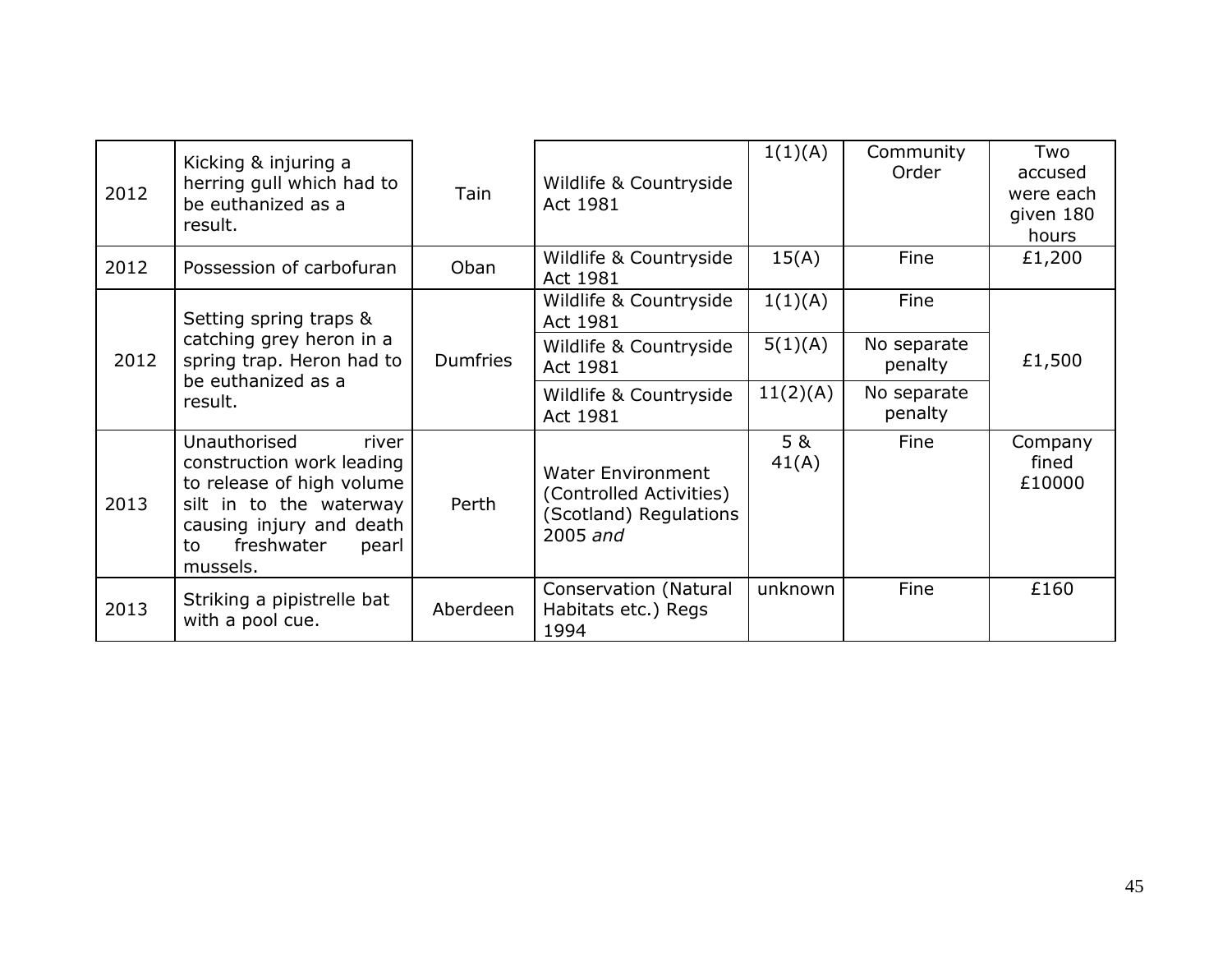| | | | | | | |
|---|---|---|---|---|---|---|
| 2012 | Kicking & injuring a herring gull which had to be euthanized as a result. | Tain | Wildlife & Countryside Act 1981 | 1(1)(A) | Community Order | Two accused were each given 180 hours |
| 2012 | Possession of carbofuran | Oban | Wildlife & Countryside Act 1981 | 15(A) | Fine | £1,200 |
| 2012 | Setting spring traps & catching grey heron in a spring trap. Heron had to be euthanized as a result. | Dumfries | Wildlife & Countryside Act 1981 | 1(1)(A) | Fine | £1,500 |
| | | | Wildlife & Countryside Act 1981 | 5(1)(A) | No separate penalty | |
| | | | Wildlife & Countryside Act 1981 | 11(2)(A) | No separate penalty | |
| 2013 | Unauthorised river construction work leading to release of high volume silt in to the waterway causing injury and death to freshwater pearl mussels. | Perth | Water Environment (Controlled Activities) (Scotland) Regulations 2005 *and* | 5 & 41(A) | Fine | Company fined £10000 |
| 2013 | Striking a pipistrelle bat with a pool cue. | Aberdeen | Conservation (Natural Habitats etc.) Regs 1994 | unknown | Fine | £160 |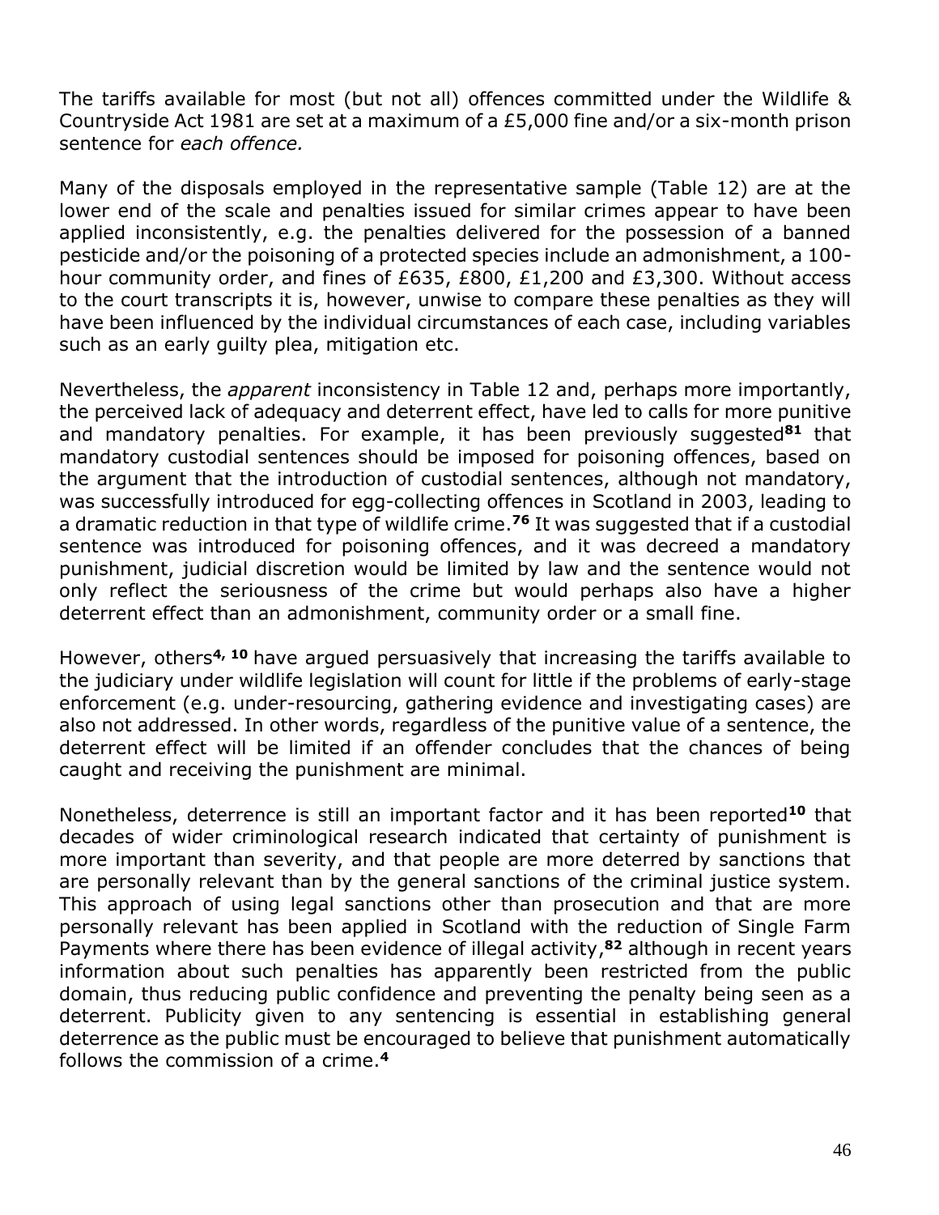The tariffs available for most (but not all) offences committed under the Wildlife & Countryside Act 1981 are set at a maximum of a £5,000 fine and/or a six-month prison sentence for *each offence.*

Many of the disposals employed in the representative sample (Table 12) are at the lower end of the scale and penalties issued for similar crimes appear to have been applied inconsistently, e.g. the penalties delivered for the possession of a banned pesticide and/or the poisoning of a protected species include an admonishment, a 100-hour community order, and fines of £635, £800, £1,200 and £3,300. Without access to the court transcripts it is, however, unwise to compare these penalties as they will have been influenced by the individual circumstances of each case, including variables such as an early guilty plea, mitigation etc.

Nevertheless, the *apparent* inconsistency in Table 12 and, perhaps more importantly, the perceived lack of adequacy and deterrent effect, have led to calls for more punitive and mandatory penalties. For example, it has been previously suggested[81] that mandatory custodial sentences should be imposed for poisoning offences, based on the argument that the introduction of custodial sentences, although not mandatory, was successfully introduced for egg-collecting offences in Scotland in 2003, leading to a dramatic reduction in that type of wildlife crime.[76] It was suggested that if a custodial sentence was introduced for poisoning offences, and it was decreed a mandatory punishment, judicial discretion would be limited by law and the sentence would not only reflect the seriousness of the crime but would perhaps also have a higher deterrent effect than an admonishment, community order or a small fine.

However, others[4, 10] have argued persuasively that increasing the tariffs available to the judiciary under wildlife legislation will count for little if the problems of early-stage enforcement (e.g. under-resourcing, gathering evidence and investigating cases) are also not addressed. In other words, regardless of the punitive value of a sentence, the deterrent effect will be limited if an offender concludes that the chances of being caught and receiving the punishment are minimal.

Nonetheless, deterrence is still an important factor and it has been reported[10] that decades of wider criminological research indicated that certainty of punishment is more important than severity, and that people are more deterred by sanctions that are personally relevant than by the general sanctions of the criminal justice system. This approach of using legal sanctions other than prosecution and that are more personally relevant has been applied in Scotland with the reduction of Single Farm Payments where there has been evidence of illegal activity,[82] although in recent years information about such penalties has apparently been restricted from the public domain, thus reducing public confidence and preventing the penalty being seen as a deterrent. Publicity given to any sentencing is essential in establishing general deterrence as the public must be encouraged to believe that punishment automatically follows the commission of a crime.[4]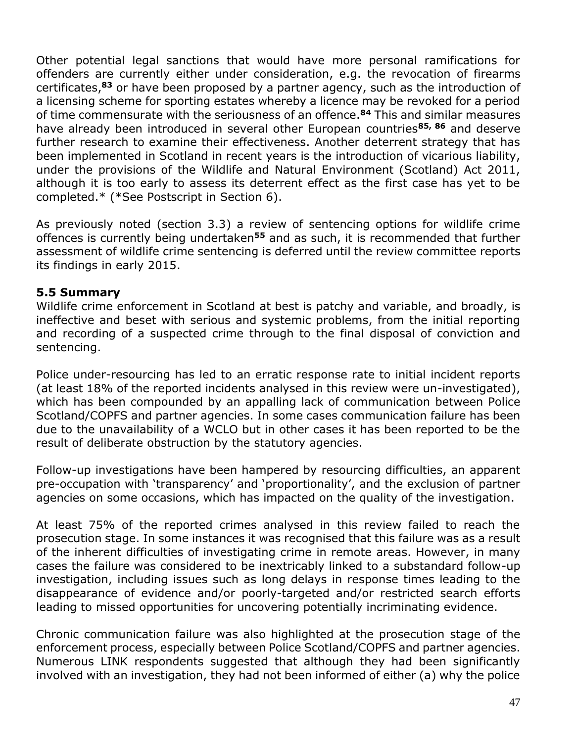Other potential legal sanctions that would have more personal ramifications for offenders are currently either under consideration, e.g. the revocation of firearms certificates,[83] or have been proposed by a partner agency, such as the introduction of a licensing scheme for sporting estates whereby a licence may be revoked for a period of time commensurate with the seriousness of an offence.[84] This and similar measures have already been introduced in several other European countries[85, 86] and deserve further research to examine their effectiveness. Another deterrent strategy that has been implemented in Scotland in recent years is the introduction of vicarious liability, under the provisions of the Wildlife and Natural Environment (Scotland) Act 2011, although it is too early to assess its deterrent effect as the first case has yet to be completed.* (*See Postscript in Section 6).

As previously noted (section 3.3) a review of sentencing options for wildlife crime offences is currently being undertaken[55] and as such, it is recommended that further assessment of wildlife crime sentencing is deferred until the review committee reports its findings in early 2015.

### 5.5 Summary

Wildlife crime enforcement in Scotland at best is patchy and variable, and broadly, is ineffective and beset with serious and systemic problems, from the initial reporting and recording of a suspected crime through to the final disposal of conviction and sentencing.

Police under-resourcing has led to an erratic response rate to initial incident reports (at least 18% of the reported incidents analysed in this review were un-investigated), which has been compounded by an appalling lack of communication between Police Scotland/COPFS and partner agencies. In some cases communication failure has been due to the unavailability of a WCLO but in other cases it has been reported to be the result of deliberate obstruction by the statutory agencies.

Follow-up investigations have been hampered by resourcing difficulties, an apparent pre-occupation with 'transparency' and 'proportionality', and the exclusion of partner agencies on some occasions, which has impacted on the quality of the investigation.

At least 75% of the reported crimes analysed in this review failed to reach the prosecution stage. In some instances it was recognised that this failure was as a result of the inherent difficulties of investigating crime in remote areas. However, in many cases the failure was considered to be inextricably linked to a substandard follow-up investigation, including issues such as long delays in response times leading to the disappearance of evidence and/or poorly-targeted and/or restricted search efforts leading to missed opportunities for uncovering potentially incriminating evidence.

Chronic communication failure was also highlighted at the prosecution stage of the enforcement process, especially between Police Scotland/COPFS and partner agencies. Numerous LINK respondents suggested that although they had been significantly involved with an investigation, they had not been informed of either (a) why the police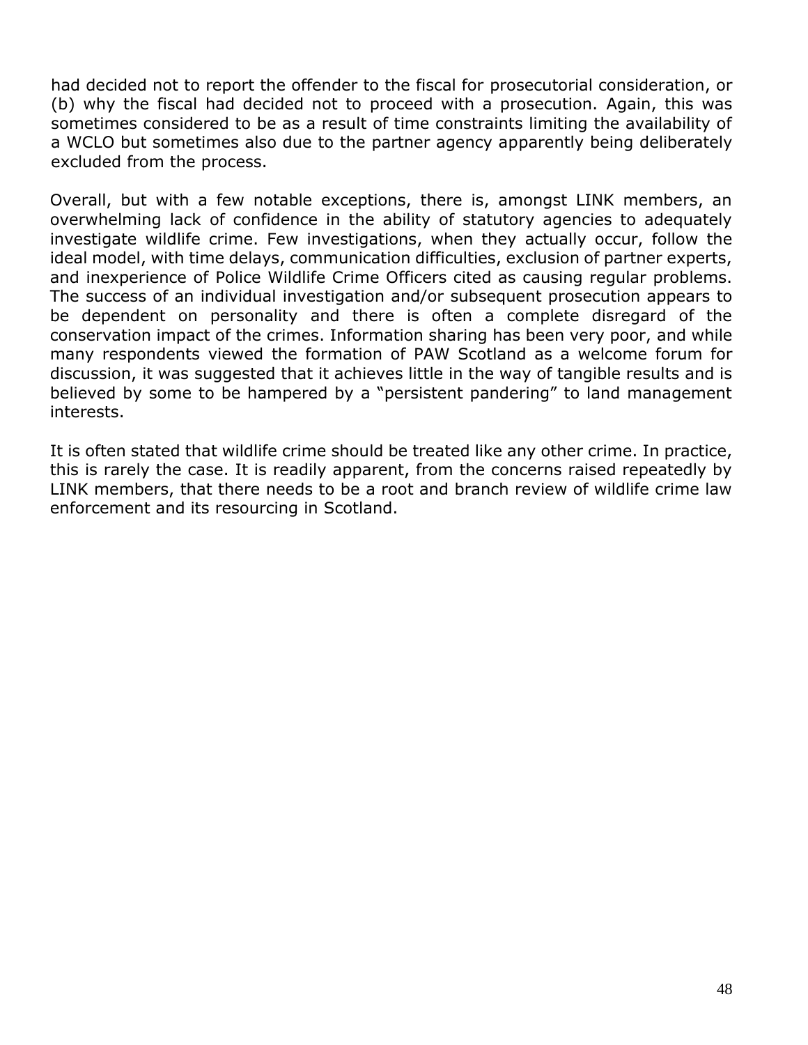had decided not to report the offender to the fiscal for prosecutorial consideration, or (b) why the fiscal had decided not to proceed with a prosecution. Again, this was sometimes considered to be as a result of time constraints limiting the availability of a WCLO but sometimes also due to the partner agency apparently being deliberately excluded from the process.

Overall, but with a few notable exceptions, there is, amongst LINK members, an overwhelming lack of confidence in the ability of statutory agencies to adequately investigate wildlife crime. Few investigations, when they actually occur, follow the ideal model, with time delays, communication difficulties, exclusion of partner experts, and inexperience of Police Wildlife Crime Officers cited as causing regular problems. The success of an individual investigation and/or subsequent prosecution appears to be dependent on personality and there is often a complete disregard of the conservation impact of the crimes. Information sharing has been very poor, and while many respondents viewed the formation of PAW Scotland as a welcome forum for discussion, it was suggested that it achieves little in the way of tangible results and is believed by some to be hampered by a "persistent pandering" to land management interests.

It is often stated that wildlife crime should be treated like any other crime. In practice, this is rarely the case. It is readily apparent, from the concerns raised repeatedly by LINK members, that there needs to be a root and branch review of wildlife crime law enforcement and its resourcing in Scotland.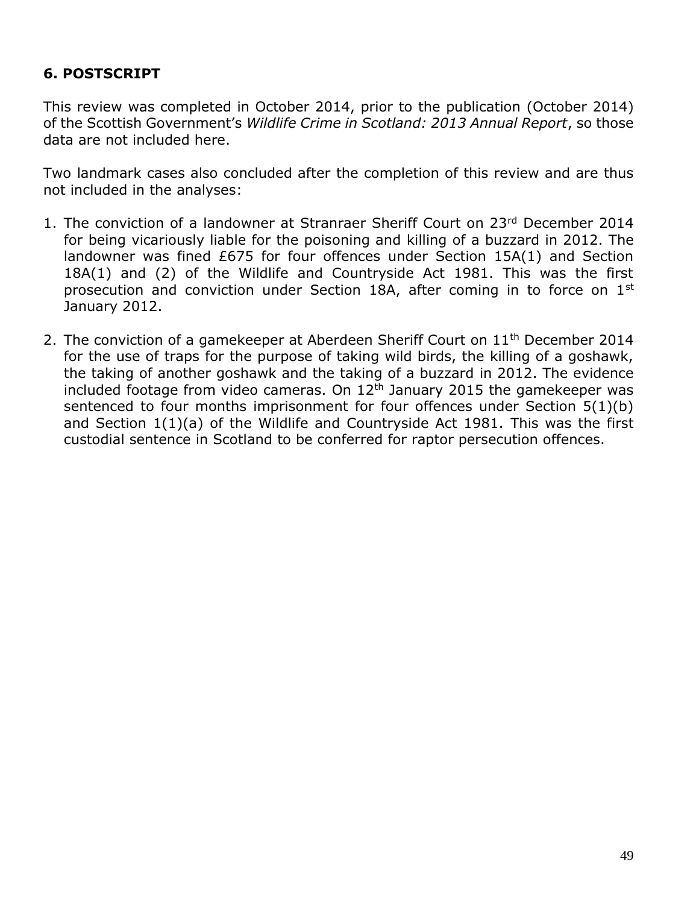## 6. POSTSCRIPT

This review was completed in October 2014, prior to the publication (October 2014) of the Scottish Government's *Wildlife Crime in Scotland: 2013 Annual Report*, so those data are not included here.

Two landmark cases also concluded after the completion of this review and are thus not included in the analyses:

1. The conviction of a landowner at Stranraer Sheriff Court on 23rd December 2014 for being vicariously liable for the poisoning and killing of a buzzard in 2012. The landowner was fined £675 for four offences under Section 15A(1) and Section 18A(1) and (2) of the Wildlife and Countryside Act 1981. This was the first prosecution and conviction under Section 18A, after coming in to force on 1st January 2012.
2. The conviction of a gamekeeper at Aberdeen Sheriff Court on 11th December 2014 for the use of traps for the purpose of taking wild birds, the killing of a goshawk, the taking of another goshawk and the taking of a buzzard in 2012. The evidence included footage from video cameras. On 12th January 2015 the gamekeeper was sentenced to four months imprisonment for four offences under Section 5(1)(b) and Section 1(1)(a) of the Wildlife and Countryside Act 1981. This was the first custodial sentence in Scotland to be conferred for raptor persecution offences.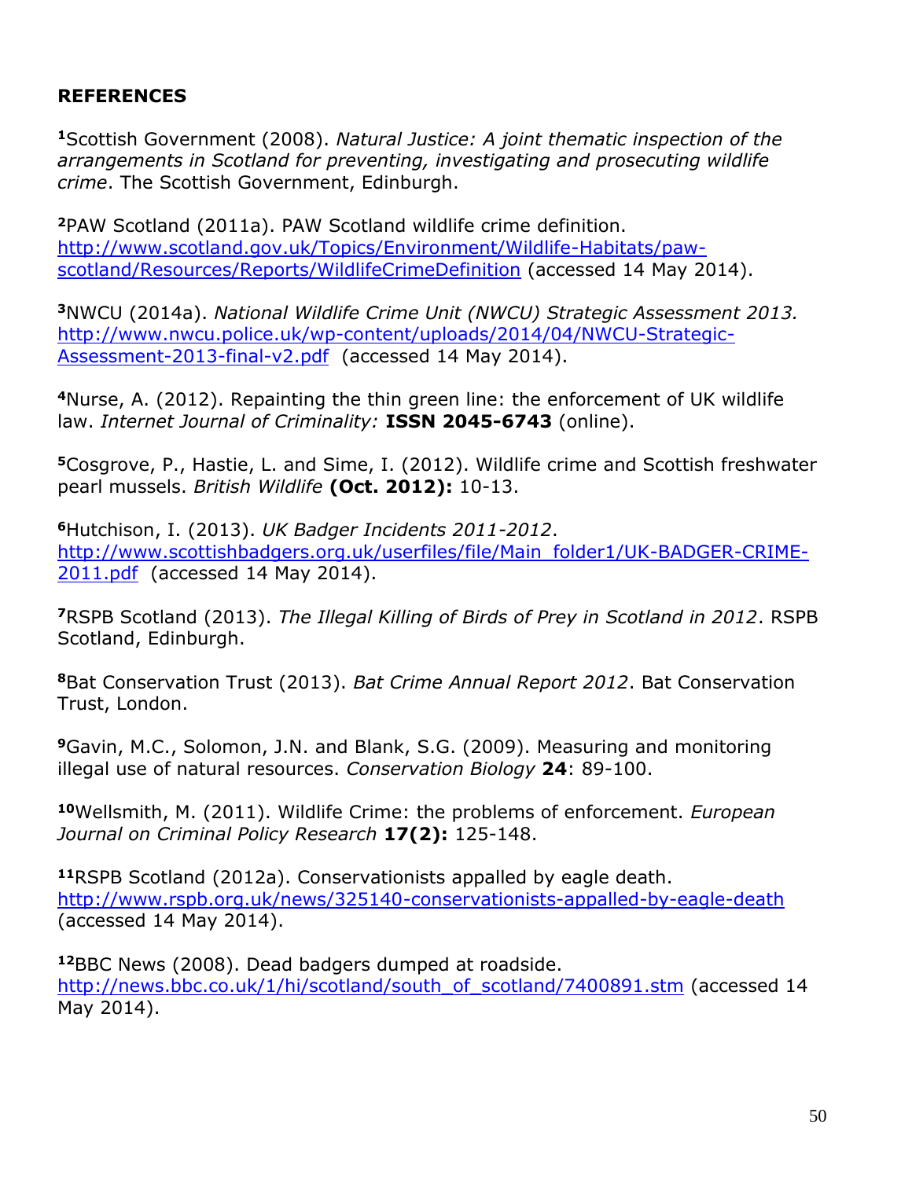**REFERENCES**

[1]Scottish Government (2008). *Natural Justice: A joint thematic inspection of the arrangements in Scotland for preventing, investigating and prosecuting wildlife crime*. The Scottish Government, Edinburgh.

[2]PAW Scotland (2011a). PAW Scotland wildlife crime definition. http://www.scotland.gov.uk/Topics/Environment/Wildlife-Habitats/paw-scotland/Resources/Reports/WildlifeCrimeDefinition (accessed 14 May 2014).

[3]NWCU (2014a). *National Wildlife Crime Unit (NWCU) Strategic Assessment 2013.* http://www.nwcu.police.uk/wp-content/uploads/2014/04/NWCU-Strategic-Assessment-2013-final-v2.pdf (accessed 14 May 2014).

[4]Nurse, A. (2012). Repainting the thin green line: the enforcement of UK wildlife law. *Internet Journal of Criminality:* **ISSN 2045-6743** (online).

[5]Cosgrove, P., Hastie, L. and Sime, I. (2012). Wildlife crime and Scottish freshwater pearl mussels. *British Wildlife* **(Oct. 2012):** 10-13.

[6]Hutchison, I. (2013). *UK Badger Incidents 2011-2012*. http://www.scottishbadgers.org.uk/userfiles/file/Main_folder1/UK-BADGER-CRIME-2011.pdf (accessed 14 May 2014).

[7]RSPB Scotland (2013). *The Illegal Killing of Birds of Prey in Scotland in 2012*. RSPB Scotland, Edinburgh.

[8]Bat Conservation Trust (2013). *Bat Crime Annual Report 2012*. Bat Conservation Trust, London.

[9]Gavin, M.C., Solomon, J.N. and Blank, S.G. (2009). Measuring and monitoring illegal use of natural resources. *Conservation Biology* **24**: 89-100.

[10]Wellsmith, M. (2011). Wildlife Crime: the problems of enforcement. *European Journal on Criminal Policy Research* **17(2):** 125-148.

[11]RSPB Scotland (2012a). Conservationists appalled by eagle death. http://www.rspb.org.uk/news/325140-conservationists-appalled-by-eagle-death (accessed 14 May 2014).

[12]BBC News (2008). Dead badgers dumped at roadside. http://news.bbc.co.uk/1/hi/scotland/south_of_scotland/7400891.stm (accessed 14 May 2014).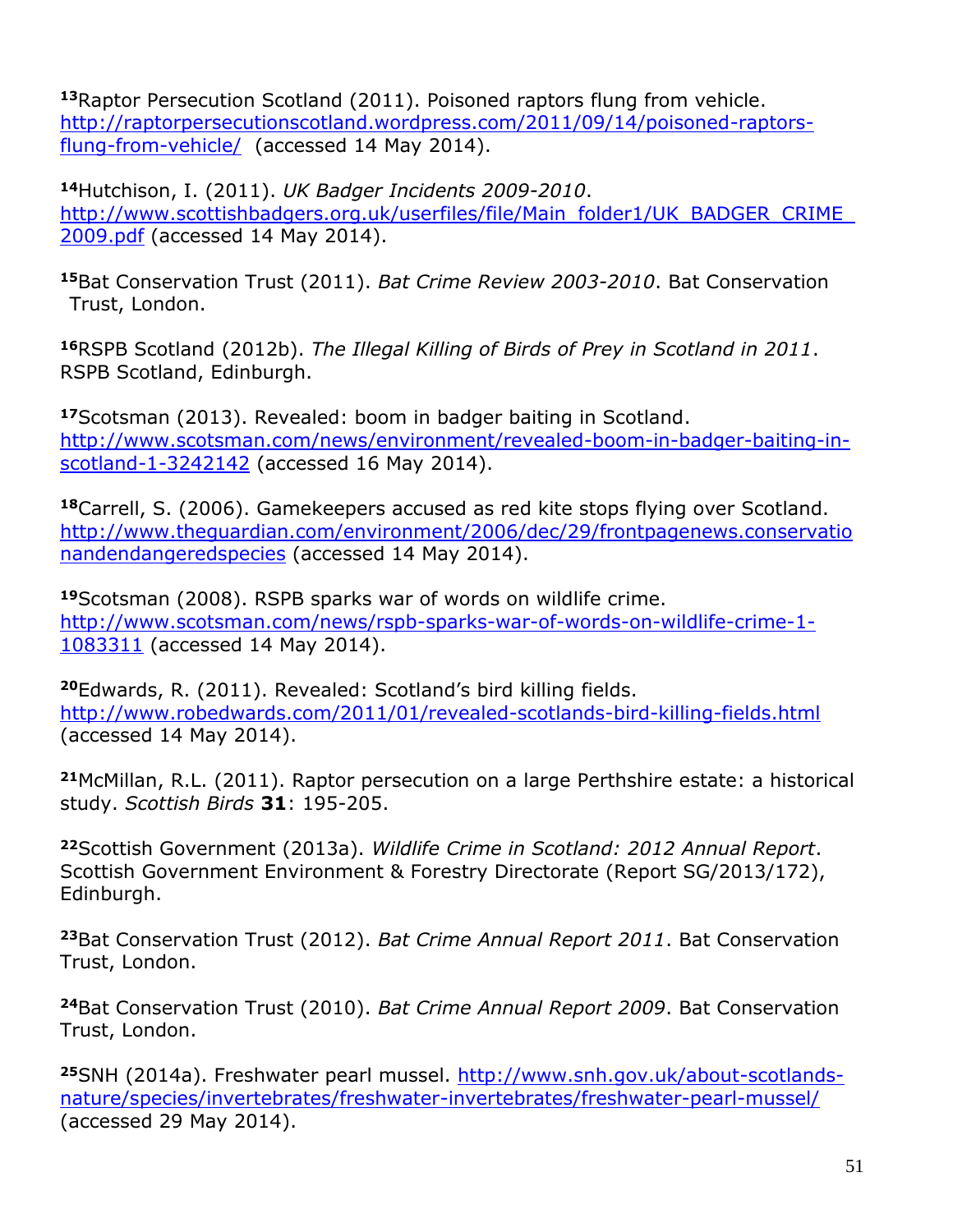[13]Raptor Persecution Scotland (2011). Poisoned raptors flung from vehicle. http://raptorpersecutionscotland.wordpress.com/2011/09/14/poisoned-raptors-flung-from-vehicle/ (accessed 14 May 2014).

[14]Hutchison, I. (2011). *UK Badger Incidents 2009-2010*. http://www.scottishbadgers.org.uk/userfiles/file/Main_folder1/UK_BADGER_CRIME_2009.pdf (accessed 14 May 2014).

[15]Bat Conservation Trust (2011). *Bat Crime Review 2003-2010*. Bat Conservation Trust, London.

[16]RSPB Scotland (2012b). *The Illegal Killing of Birds of Prey in Scotland in 2011*. RSPB Scotland, Edinburgh.

[17]Scotsman (2013). Revealed: boom in badger baiting in Scotland. http://www.scotsman.com/news/environment/revealed-boom-in-badger-baiting-in-scotland-1-3242142 (accessed 16 May 2014).

[18]Carrell, S. (2006). Gamekeepers accused as red kite stops flying over Scotland. http://www.theguardian.com/environment/2006/dec/29/frontpagenews.conservationandendangeredspecies (accessed 14 May 2014).

[19]Scotsman (2008). RSPB sparks war of words on wildlife crime. http://www.scotsman.com/news/rspb-sparks-war-of-words-on-wildlife-crime-1-1083311 (accessed 14 May 2014).

[20]Edwards, R. (2011). Revealed: Scotland's bird killing fields. http://www.robedwards.com/2011/01/revealed-scotlands-bird-killing-fields.html (accessed 14 May 2014).

[21]McMillan, R.L. (2011). Raptor persecution on a large Perthshire estate: a historical study. *Scottish Birds* **31**: 195-205.

[22]Scottish Government (2013a). *Wildlife Crime in Scotland: 2012 Annual Report*. Scottish Government Environment & Forestry Directorate (Report SG/2013/172), Edinburgh.

[23]Bat Conservation Trust (2012). *Bat Crime Annual Report 2011*. Bat Conservation Trust, London.

[24]Bat Conservation Trust (2010). *Bat Crime Annual Report 2009*. Bat Conservation Trust, London.

[25]SNH (2014a). Freshwater pearl mussel. http://www.snh.gov.uk/about-scotlands-nature/species/invertebrates/freshwater-invertebrates/freshwater-pearl-mussel/ (accessed 29 May 2014).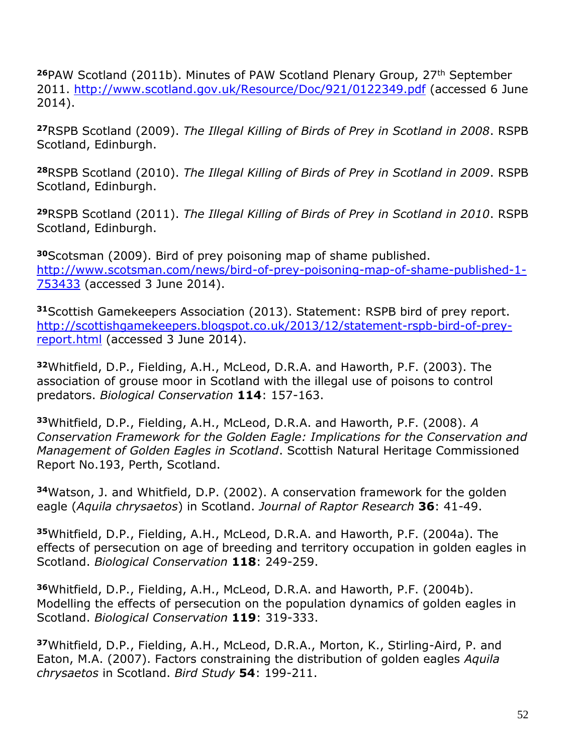[26]PAW Scotland (2011b). Minutes of PAW Scotland Plenary Group, 27th September 2011. http://www.scotland.gov.uk/Resource/Doc/921/0122349.pdf (accessed 6 June 2014).

[27]RSPB Scotland (2009). *The Illegal Killing of Birds of Prey in Scotland in 2008*. RSPB Scotland, Edinburgh.

[28]RSPB Scotland (2010). *The Illegal Killing of Birds of Prey in Scotland in 2009*. RSPB Scotland, Edinburgh.

[29]RSPB Scotland (2011). *The Illegal Killing of Birds of Prey in Scotland in 2010*. RSPB Scotland, Edinburgh.

[30]Scotsman (2009). Bird of prey poisoning map of shame published. http://www.scotsman.com/news/bird-of-prey-poisoning-map-of-shame-published-1-753433 (accessed 3 June 2014).

[31]Scottish Gamekeepers Association (2013). Statement: RSPB bird of prey report. http://scottishgamekeepers.blogspot.co.uk/2013/12/statement-rspb-bird-of-prey-report.html (accessed 3 June 2014).

[32]Whitfield, D.P., Fielding, A.H., McLeod, D.R.A. and Haworth, P.F. (2003). The association of grouse moor in Scotland with the illegal use of poisons to control predators. *Biological Conservation* **114**: 157-163.

[33]Whitfield, D.P., Fielding, A.H., McLeod, D.R.A. and Haworth, P.F. (2008). *A Conservation Framework for the Golden Eagle: Implications for the Conservation and Management of Golden Eagles in Scotland*. Scottish Natural Heritage Commissioned Report No.193, Perth, Scotland.

[34]Watson, J. and Whitfield, D.P. (2002). A conservation framework for the golden eagle (*Aquila chrysaetos*) in Scotland. *Journal of Raptor Research* **36**: 41-49.

[35]Whitfield, D.P., Fielding, A.H., McLeod, D.R.A. and Haworth, P.F. (2004a). The effects of persecution on age of breeding and territory occupation in golden eagles in Scotland. *Biological Conservation* **118**: 249-259.

[36]Whitfield, D.P., Fielding, A.H., McLeod, D.R.A. and Haworth, P.F. (2004b). Modelling the effects of persecution on the population dynamics of golden eagles in Scotland. *Biological Conservation* **119**: 319-333.

[37]Whitfield, D.P., Fielding, A.H., McLeod, D.R.A., Morton, K., Stirling-Aird, P. and Eaton, M.A. (2007). Factors constraining the distribution of golden eagles *Aquila chrysaetos* in Scotland. *Bird Study* **54**: 199-211.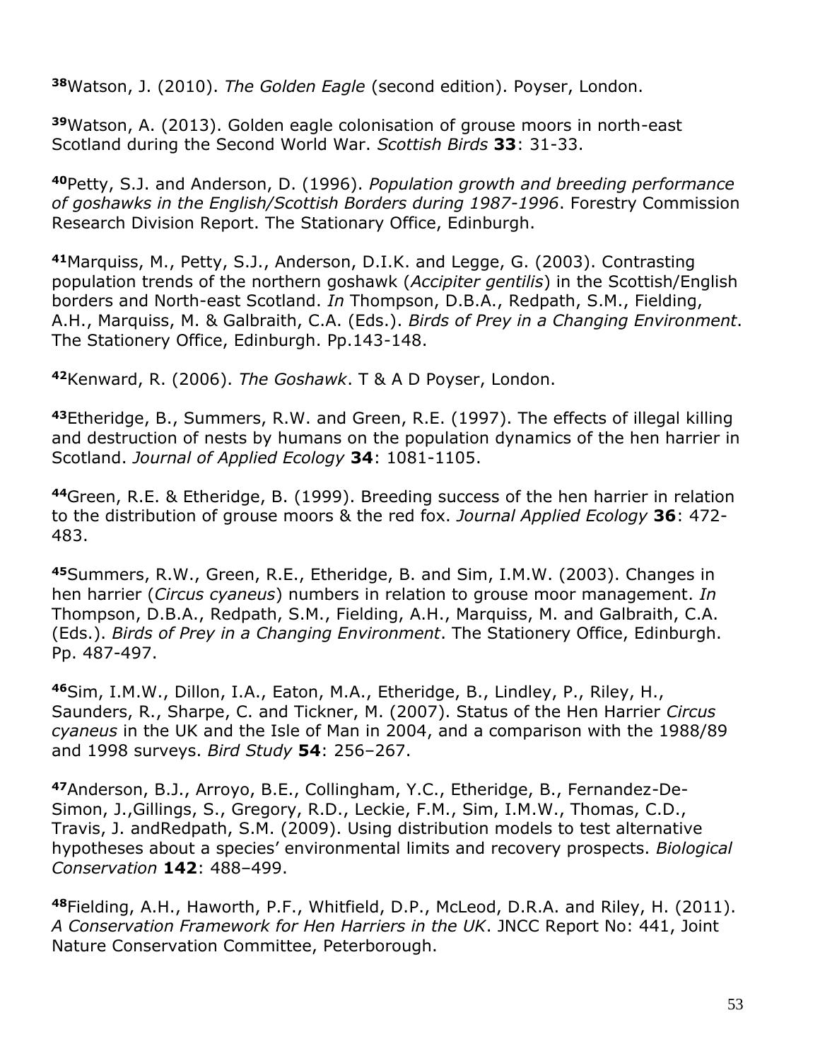[38]Watson, J. (2010). *The Golden Eagle* (second edition). Poyser, London.

[39]Watson, A. (2013). Golden eagle colonisation of grouse moors in north-east Scotland during the Second World War. *Scottish Birds* **33**: 31-33.

[40]Petty, S.J. and Anderson, D. (1996). *Population growth and breeding performance of goshawks in the English/Scottish Borders during 1987-1996*. Forestry Commission Research Division Report. The Stationary Office, Edinburgh.

[41]Marquiss, M., Petty, S.J., Anderson, D.I.K. and Legge, G. (2003). Contrasting population trends of the northern goshawk (*Accipiter gentilis*) in the Scottish/English borders and North-east Scotland. *In* Thompson, D.B.A., Redpath, S.M., Fielding, A.H., Marquiss, M. & Galbraith, C.A. (Eds.). *Birds of Prey in a Changing Environment*. The Stationery Office, Edinburgh. Pp.143-148.

[42]Kenward, R. (2006). *The Goshawk*. T & A D Poyser, London.

[43]Etheridge, B., Summers, R.W. and Green, R.E. (1997). The effects of illegal killing and destruction of nests by humans on the population dynamics of the hen harrier in Scotland. *Journal of Applied Ecology* **34**: 1081-1105.

[44]Green, R.E. & Etheridge, B. (1999). Breeding success of the hen harrier in relation to the distribution of grouse moors & the red fox. *Journal Applied Ecology* **36**: 472-483.

[45]Summers, R.W., Green, R.E., Etheridge, B. and Sim, I.M.W. (2003). Changes in hen harrier (*Circus cyaneus*) numbers in relation to grouse moor management. *In* Thompson, D.B.A., Redpath, S.M., Fielding, A.H., Marquiss, M. and Galbraith, C.A. (Eds.). *Birds of Prey in a Changing Environment*. The Stationery Office, Edinburgh. Pp. 487-497.

[46]Sim, I.M.W., Dillon, I.A., Eaton, M.A., Etheridge, B., Lindley, P., Riley, H., Saunders, R., Sharpe, C. and Tickner, M. (2007). Status of the Hen Harrier *Circus cyaneus* in the UK and the Isle of Man in 2004, and a comparison with the 1988/89 and 1998 surveys. *Bird Study* **54**: 256–267.

[47]Anderson, B.J., Arroyo, B.E., Collingham, Y.C., Etheridge, B., Fernandez-De-Simon, J.,Gillings, S., Gregory, R.D., Leckie, F.M., Sim, I.M.W., Thomas, C.D., Travis, J. andRedpath, S.M. (2009). Using distribution models to test alternative hypotheses about a species' environmental limits and recovery prospects. *Biological Conservation* **142**: 488–499.

[48]Fielding, A.H., Haworth, P.F., Whitfield, D.P., McLeod, D.R.A. and Riley, H. (2011). *A Conservation Framework for Hen Harriers in the UK*. JNCC Report No: 441, Joint Nature Conservation Committee, Peterborough.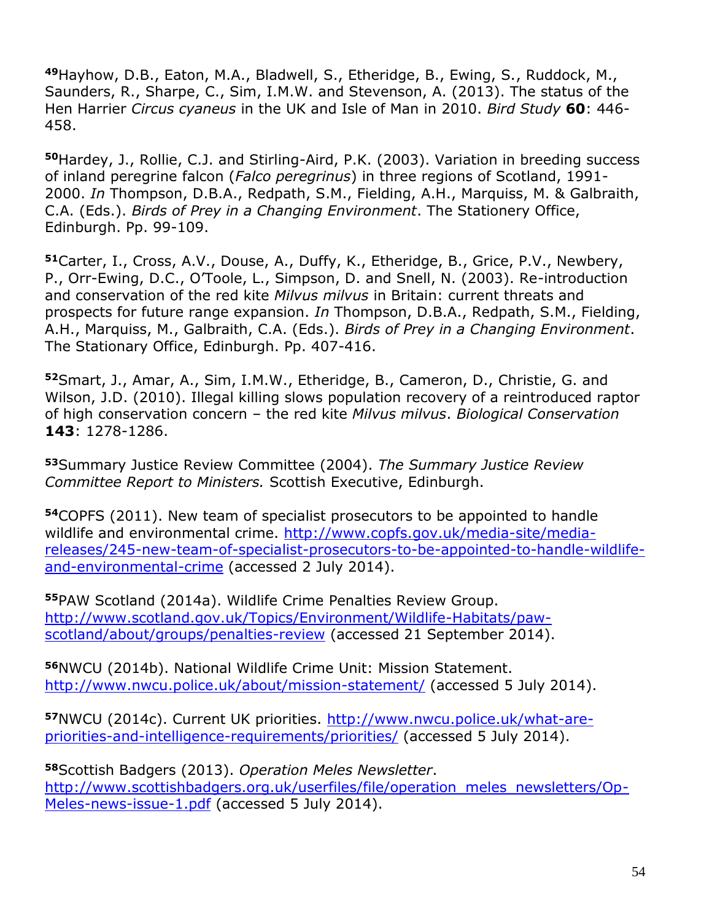[49]Hayhow, D.B., Eaton, M.A., Bladwell, S., Etheridge, B., Ewing, S., Ruddock, M., Saunders, R., Sharpe, C., Sim, I.M.W. and Stevenson, A. (2013). The status of the Hen Harrier *Circus cyaneus* in the UK and Isle of Man in 2010. *Bird Study* **60**: 446-458.

[50]Hardey, J., Rollie, C.J. and Stirling-Aird, P.K. (2003). Variation in breeding success of inland peregrine falcon (*Falco peregrinus*) in three regions of Scotland, 1991-2000. *In* Thompson, D.B.A., Redpath, S.M., Fielding, A.H., Marquiss, M. & Galbraith, C.A. (Eds.). *Birds of Prey in a Changing Environment*. The Stationery Office, Edinburgh. Pp. 99-109.

[51]Carter, I., Cross, A.V., Douse, A., Duffy, K., Etheridge, B., Grice, P.V., Newbery, P., Orr-Ewing, D.C., O'Toole, L., Simpson, D. and Snell, N. (2003). Re-introduction and conservation of the red kite *Milvus milvus* in Britain: current threats and prospects for future range expansion. *In* Thompson, D.B.A., Redpath, S.M., Fielding, A.H., Marquiss, M., Galbraith, C.A. (Eds.). *Birds of Prey in a Changing Environment*. The Stationary Office, Edinburgh. Pp. 407-416.

[52]Smart, J., Amar, A., Sim, I.M.W., Etheridge, B., Cameron, D., Christie, G. and Wilson, J.D. (2010). Illegal killing slows population recovery of a reintroduced raptor of high conservation concern – the red kite *Milvus milvus*. *Biological Conservation* **143**: 1278-1286.

[53]Summary Justice Review Committee (2004). *The Summary Justice Review Committee Report to Ministers.* Scottish Executive, Edinburgh.

[54]COPFS (2011). New team of specialist prosecutors to be appointed to handle wildlife and environmental crime. http://www.copfs.gov.uk/media-site/media-releases/245-new-team-of-specialist-prosecutors-to-be-appointed-to-handle-wildlife-and-environmental-crime (accessed 2 July 2014).

[55]PAW Scotland (2014a). Wildlife Crime Penalties Review Group. http://www.scotland.gov.uk/Topics/Environment/Wildlife-Habitats/paw-scotland/about/groups/penalties-review (accessed 21 September 2014).

[56]NWCU (2014b). National Wildlife Crime Unit: Mission Statement. http://www.nwcu.police.uk/about/mission-statement/ (accessed 5 July 2014).

[57]NWCU (2014c). Current UK priorities. http://www.nwcu.police.uk/what-are-priorities-and-intelligence-requirements/priorities/ (accessed 5 July 2014).

[58]Scottish Badgers (2013). *Operation Meles Newsletter*. http://www.scottishbadgers.org.uk/userfiles/file/operation_meles_newsletters/Op-Meles-news-issue-1.pdf (accessed 5 July 2014).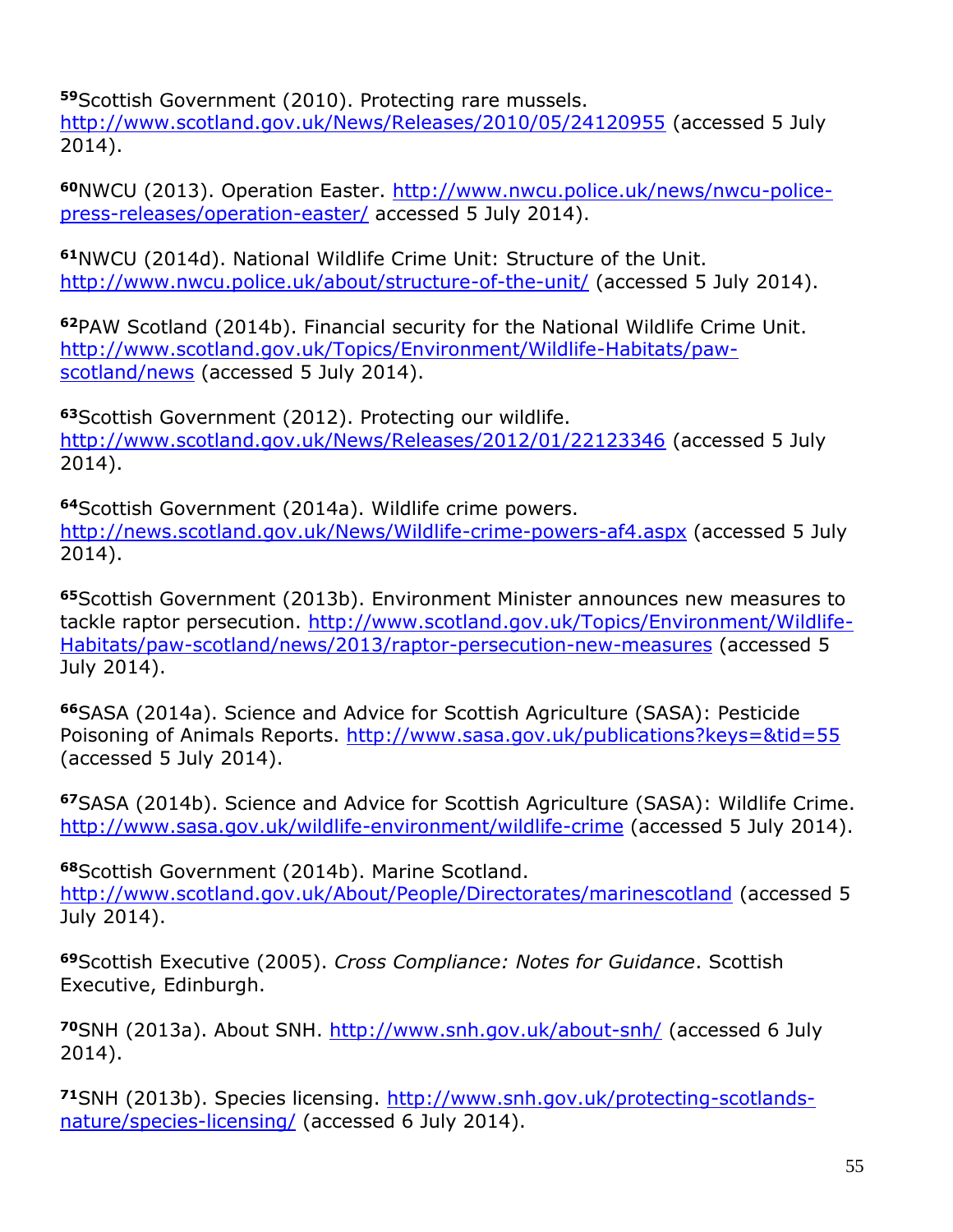[59]Scottish Government (2010). Protecting rare mussels. http://www.scotland.gov.uk/News/Releases/2010/05/24120955 (accessed 5 July 2014).

[60]NWCU (2013). Operation Easter. http://www.nwcu.police.uk/news/nwcu-police-press-releases/operation-easter/ accessed 5 July 2014).

[61]NWCU (2014d). National Wildlife Crime Unit: Structure of the Unit. http://www.nwcu.police.uk/about/structure-of-the-unit/ (accessed 5 July 2014).

[62]PAW Scotland (2014b). Financial security for the National Wildlife Crime Unit. http://www.scotland.gov.uk/Topics/Environment/Wildlife-Habitats/paw-scotland/news (accessed 5 July 2014).

[63]Scottish Government (2012). Protecting our wildlife. http://www.scotland.gov.uk/News/Releases/2012/01/22123346 (accessed 5 July 2014).

[64]Scottish Government (2014a). Wildlife crime powers. http://news.scotland.gov.uk/News/Wildlife-crime-powers-af4.aspx (accessed 5 July 2014).

[65]Scottish Government (2013b). Environment Minister announces new measures to tackle raptor persecution. http://www.scotland.gov.uk/Topics/Environment/Wildlife-Habitats/paw-scotland/news/2013/raptor-persecution-new-measures (accessed 5 July 2014).

[66]SASA (2014a). Science and Advice for Scottish Agriculture (SASA): Pesticide Poisoning of Animals Reports. http://www.sasa.gov.uk/publications?keys=&tid=55 (accessed 5 July 2014).

[67]SASA (2014b). Science and Advice for Scottish Agriculture (SASA): Wildlife Crime. http://www.sasa.gov.uk/wildlife-environment/wildlife-crime (accessed 5 July 2014).

[68]Scottish Government (2014b). Marine Scotland. http://www.scotland.gov.uk/About/People/Directorates/marinescotland (accessed 5 July 2014).

[69]Scottish Executive (2005). *Cross Compliance: Notes for Guidance*. Scottish Executive, Edinburgh.

[70]SNH (2013a). About SNH. http://www.snh.gov.uk/about-snh/ (accessed 6 July 2014).

[71]SNH (2013b). Species licensing. http://www.snh.gov.uk/protecting-scotlands-nature/species-licensing/ (accessed 6 July 2014).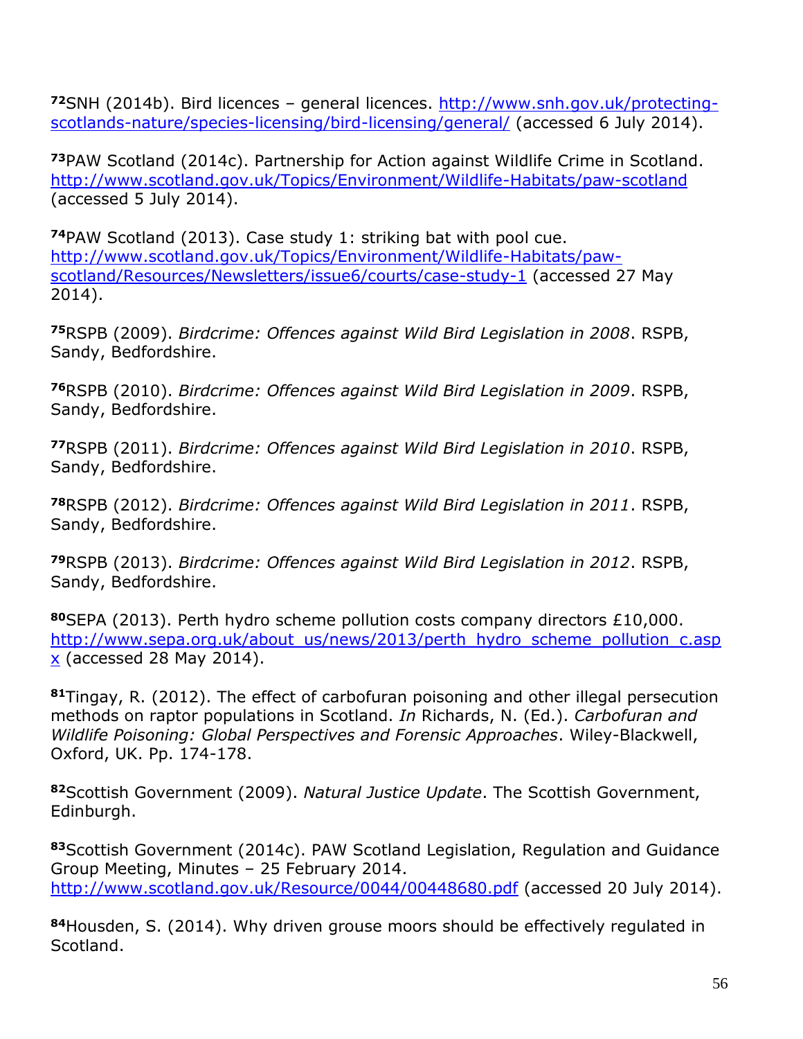[72]SNH (2014b). Bird licences – general licences. http://www.snh.gov.uk/protecting-scotlands-nature/species-licensing/bird-licensing/general/ (accessed 6 July 2014).

[73]PAW Scotland (2014c). Partnership for Action against Wildlife Crime in Scotland. http://www.scotland.gov.uk/Topics/Environment/Wildlife-Habitats/paw-scotland (accessed 5 July 2014).

[74]PAW Scotland (2013). Case study 1: striking bat with pool cue. http://www.scotland.gov.uk/Topics/Environment/Wildlife-Habitats/paw-scotland/Resources/Newsletters/issue6/courts/case-study-1 (accessed 27 May 2014).

[75]RSPB (2009). *Birdcrime: Offences against Wild Bird Legislation in 2008*. RSPB, Sandy, Bedfordshire.

[76]RSPB (2010). *Birdcrime: Offences against Wild Bird Legislation in 2009*. RSPB, Sandy, Bedfordshire.

[77]RSPB (2011). *Birdcrime: Offences against Wild Bird Legislation in 2010*. RSPB, Sandy, Bedfordshire.

[78]RSPB (2012). *Birdcrime: Offences against Wild Bird Legislation in 2011*. RSPB, Sandy, Bedfordshire.

[79]RSPB (2013). *Birdcrime: Offences against Wild Bird Legislation in 2012*. RSPB, Sandy, Bedfordshire.

[80]SEPA (2013). Perth hydro scheme pollution costs company directors £10,000. http://www.sepa.org.uk/about_us/news/2013/perth_hydro_scheme_pollution_c.aspx (accessed 28 May 2014).

[81]Tingay, R. (2012). The effect of carbofuran poisoning and other illegal persecution methods on raptor populations in Scotland. *In* Richards, N. (Ed.). *Carbofuran and Wildlife Poisoning: Global Perspectives and Forensic Approaches*. Wiley-Blackwell, Oxford, UK. Pp. 174-178.

[82]Scottish Government (2009). *Natural Justice Update*. The Scottish Government, Edinburgh.

[83]Scottish Government (2014c). PAW Scotland Legislation, Regulation and Guidance Group Meeting, Minutes – 25 February 2014. http://www.scotland.gov.uk/Resource/0044/00448680.pdf (accessed 20 July 2014).

[84]Housden, S. (2014). Why driven grouse moors should be effectively regulated in Scotland.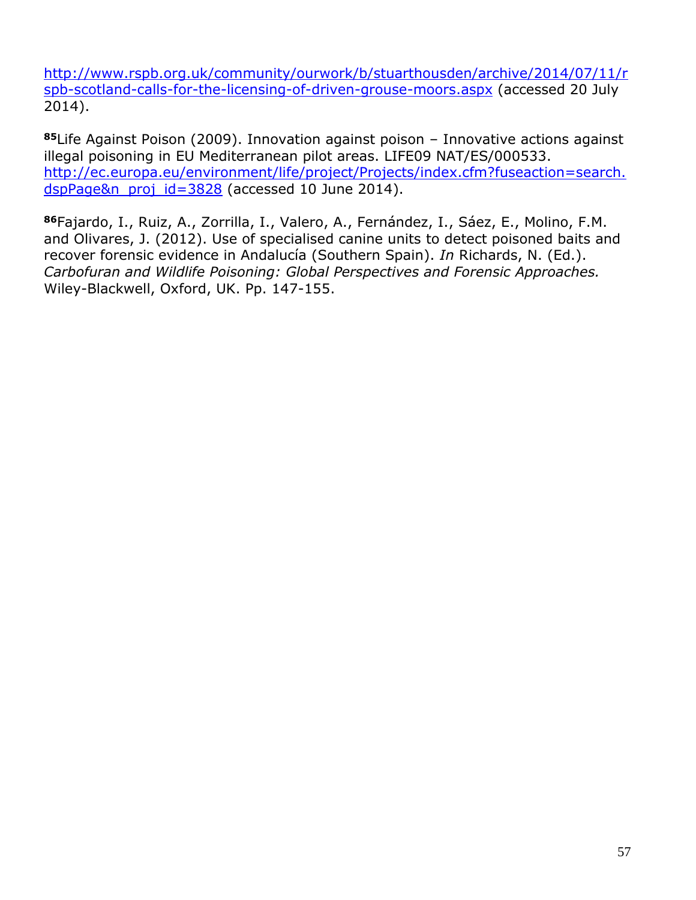http://www.rspb.org.uk/community/ourwork/b/stuarthousden/archive/2014/07/11/rspb-scotland-calls-for-the-licensing-of-driven-grouse-moors.aspx (accessed 20 July 2014).

[85]Life Against Poison (2009). Innovation against poison – Innovative actions against illegal poisoning in EU Mediterranean pilot areas. LIFE09 NAT/ES/000533. http://ec.europa.eu/environment/life/project/Projects/index.cfm?fuseaction=search.dspPage&n_proj_id=3828 (accessed 10 June 2014).

[86]Fajardo, I., Ruiz, A., Zorrilla, I., Valero, A., Fernández, I., Sáez, E., Molino, F.M. and Olivares, J. (2012). Use of specialised canine units to detect poisoned baits and recover forensic evidence in Andalucía (Southern Spain). *In* Richards, N. (Ed.). *Carbofuran and Wildlife Poisoning: Global Perspectives and Forensic Approaches.* Wiley-Blackwell, Oxford, UK. Pp. 147-155.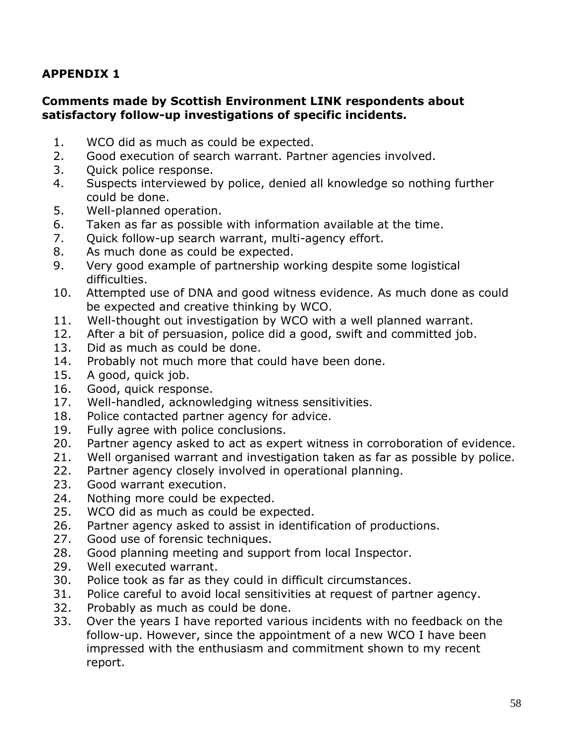**APPENDIX 1**

**Comments made by Scottish Environment LINK respondents about satisfactory follow-up investigations of specific incidents.**

1. WCO did as much as could be expected.
2. Good execution of search warrant. Partner agencies involved.
3. Quick police response.
4. Suspects interviewed by police, denied all knowledge so nothing further could be done.
5. Well-planned operation.
6. Taken as far as possible with information available at the time.
7. Quick follow-up search warrant, multi-agency effort.
8. As much done as could be expected.
9. Very good example of partnership working despite some logistical difficulties.
10. Attempted use of DNA and good witness evidence. As much done as could be expected and creative thinking by WCO.
11. Well-thought out investigation by WCO with a well planned warrant.
12. After a bit of persuasion, police did a good, swift and committed job.
13. Did as much as could be done.
14. Probably not much more that could have been done.
15. A good, quick job.
16. Good, quick response.
17. Well-handled, acknowledging witness sensitivities.
18. Police contacted partner agency for advice.
19. Fully agree with police conclusions.
20. Partner agency asked to act as expert witness in corroboration of evidence.
21. Well organised warrant and investigation taken as far as possible by police.
22. Partner agency closely involved in operational planning.
23. Good warrant execution.
24. Nothing more could be expected.
25. WCO did as much as could be expected.
26. Partner agency asked to assist in identification of productions.
27. Good use of forensic techniques.
28. Good planning meeting and support from local Inspector.
29. Well executed warrant.
30. Police took as far as they could in difficult circumstances.
31. Police careful to avoid local sensitivities at request of partner agency.
32. Probably as much as could be done.
33. Over the years I have reported various incidents with no feedback on the follow-up. However, since the appointment of a new WCO I have been impressed with the enthusiasm and commitment shown to my recent report.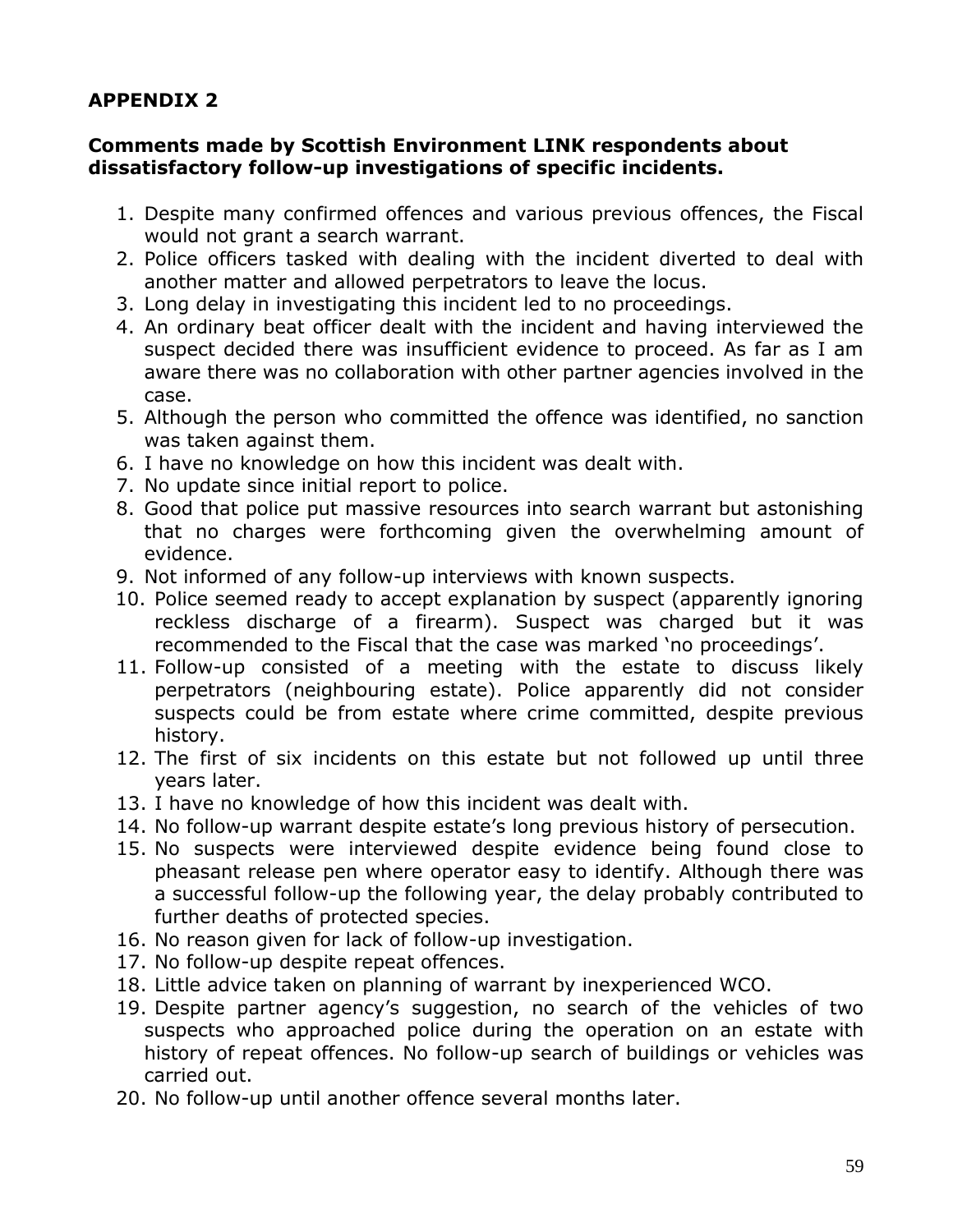## APPENDIX 2

**Comments made by Scottish Environment LINK respondents about dissatisfactory follow-up investigations of specific incidents.**

1. Despite many confirmed offences and various previous offences, the Fiscal would not grant a search warrant.
2. Police officers tasked with dealing with the incident diverted to deal with another matter and allowed perpetrators to leave the locus.
3. Long delay in investigating this incident led to no proceedings.
4. An ordinary beat officer dealt with the incident and having interviewed the suspect decided there was insufficient evidence to proceed. As far as I am aware there was no collaboration with other partner agencies involved in the case.
5. Although the person who committed the offence was identified, no sanction was taken against them.
6. I have no knowledge on how this incident was dealt with.
7. No update since initial report to police.
8. Good that police put massive resources into search warrant but astonishing that no charges were forthcoming given the overwhelming amount of evidence.
9. Not informed of any follow-up interviews with known suspects.
10. Police seemed ready to accept explanation by suspect (apparently ignoring reckless discharge of a firearm). Suspect was charged but it was recommended to the Fiscal that the case was marked 'no proceedings'.
11. Follow-up consisted of a meeting with the estate to discuss likely perpetrators (neighbouring estate). Police apparently did not consider suspects could be from estate where crime committed, despite previous history.
12. The first of six incidents on this estate but not followed up until three years later.
13. I have no knowledge of how this incident was dealt with.
14. No follow-up warrant despite estate's long previous history of persecution.
15. No suspects were interviewed despite evidence being found close to pheasant release pen where operator easy to identify. Although there was a successful follow-up the following year, the delay probably contributed to further deaths of protected species.
16. No reason given for lack of follow-up investigation.
17. No follow-up despite repeat offences.
18. Little advice taken on planning of warrant by inexperienced WCO.
19. Despite partner agency's suggestion, no search of the vehicles of two suspects who approached police during the operation on an estate with history of repeat offences. No follow-up search of buildings or vehicles was carried out.
20. No follow-up until another offence several months later.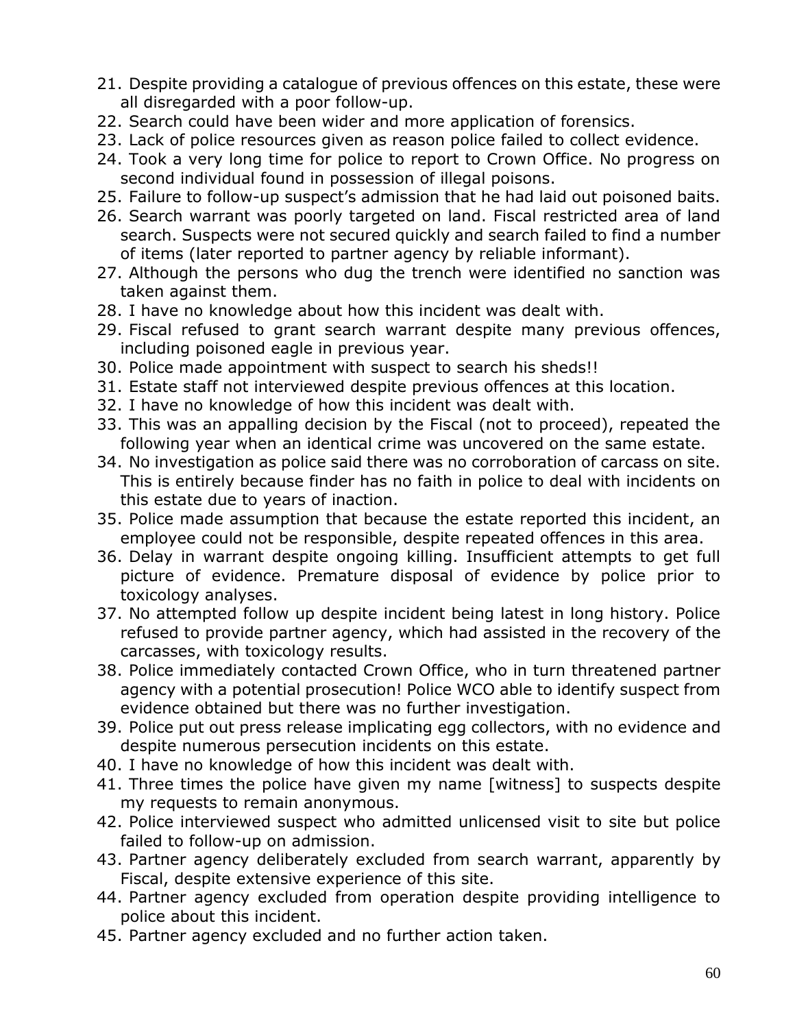21. Despite providing a catalogue of previous offences on this estate, these were all disregarded with a poor follow-up.
22. Search could have been wider and more application of forensics.
23. Lack of police resources given as reason police failed to collect evidence.
24. Took a very long time for police to report to Crown Office. No progress on second individual found in possession of illegal poisons.
25. Failure to follow-up suspect's admission that he had laid out poisoned baits.
26. Search warrant was poorly targeted on land. Fiscal restricted area of land search. Suspects were not secured quickly and search failed to find a number of items (later reported to partner agency by reliable informant).
27. Although the persons who dug the trench were identified no sanction was taken against them.
28. I have no knowledge about how this incident was dealt with.
29. Fiscal refused to grant search warrant despite many previous offences, including poisoned eagle in previous year.
30. Police made appointment with suspect to search his sheds!!
31. Estate staff not interviewed despite previous offences at this location.
32. I have no knowledge of how this incident was dealt with.
33. This was an appalling decision by the Fiscal (not to proceed), repeated the following year when an identical crime was uncovered on the same estate.
34. No investigation as police said there was no corroboration of carcass on site. This is entirely because finder has no faith in police to deal with incidents on this estate due to years of inaction.
35. Police made assumption that because the estate reported this incident, an employee could not be responsible, despite repeated offences in this area.
36. Delay in warrant despite ongoing killing. Insufficient attempts to get full picture of evidence. Premature disposal of evidence by police prior to toxicology analyses.
37. No attempted follow up despite incident being latest in long history. Police refused to provide partner agency, which had assisted in the recovery of the carcasses, with toxicology results.
38. Police immediately contacted Crown Office, who in turn threatened partner agency with a potential prosecution! Police WCO able to identify suspect from evidence obtained but there was no further investigation.
39. Police put out press release implicating egg collectors, with no evidence and despite numerous persecution incidents on this estate.
40. I have no knowledge of how this incident was dealt with.
41. Three times the police have given my name [witness] to suspects despite my requests to remain anonymous.
42. Police interviewed suspect who admitted unlicensed visit to site but police failed to follow-up on admission.
43. Partner agency deliberately excluded from search warrant, apparently by Fiscal, despite extensive experience of this site.
44. Partner agency excluded from operation despite providing intelligence to police about this incident.
45. Partner agency excluded and no further action taken.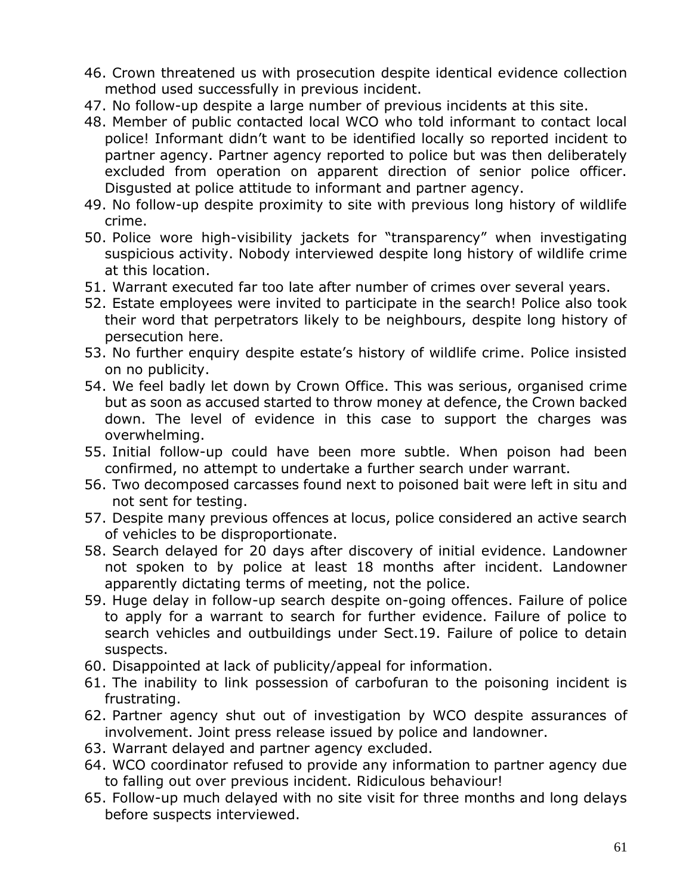46. Crown threatened us with prosecution despite identical evidence collection method used successfully in previous incident.
47. No follow-up despite a large number of previous incidents at this site.
48. Member of public contacted local WCO who told informant to contact local police! Informant didn't want to be identified locally so reported incident to partner agency. Partner agency reported to police but was then deliberately excluded from operation on apparent direction of senior police officer. Disgusted at police attitude to informant and partner agency.
49. No follow-up despite proximity to site with previous long history of wildlife crime.
50. Police wore high-visibility jackets for "transparency" when investigating suspicious activity. Nobody interviewed despite long history of wildlife crime at this location.
51. Warrant executed far too late after number of crimes over several years.
52. Estate employees were invited to participate in the search! Police also took their word that perpetrators likely to be neighbours, despite long history of persecution here.
53. No further enquiry despite estate's history of wildlife crime. Police insisted on no publicity.
54. We feel badly let down by Crown Office. This was serious, organised crime but as soon as accused started to throw money at defence, the Crown backed down. The level of evidence in this case to support the charges was overwhelming.
55. Initial follow-up could have been more subtle. When poison had been confirmed, no attempt to undertake a further search under warrant.
56. Two decomposed carcasses found next to poisoned bait were left in situ and not sent for testing.
57. Despite many previous offences at locus, police considered an active search of vehicles to be disproportionate.
58. Search delayed for 20 days after discovery of initial evidence. Landowner not spoken to by police at least 18 months after incident. Landowner apparently dictating terms of meeting, not the police.
59. Huge delay in follow-up search despite on-going offences. Failure of police to apply for a warrant to search for further evidence. Failure of police to search vehicles and outbuildings under Sect.19. Failure of police to detain suspects.
60. Disappointed at lack of publicity/appeal for information.
61. The inability to link possession of carbofuran to the poisoning incident is frustrating.
62. Partner agency shut out of investigation by WCO despite assurances of involvement. Joint press release issued by police and landowner.
63. Warrant delayed and partner agency excluded.
64. WCO coordinator refused to provide any information to partner agency due to falling out over previous incident. Ridiculous behaviour!
65. Follow-up much delayed with no site visit for three months and long delays before suspects interviewed.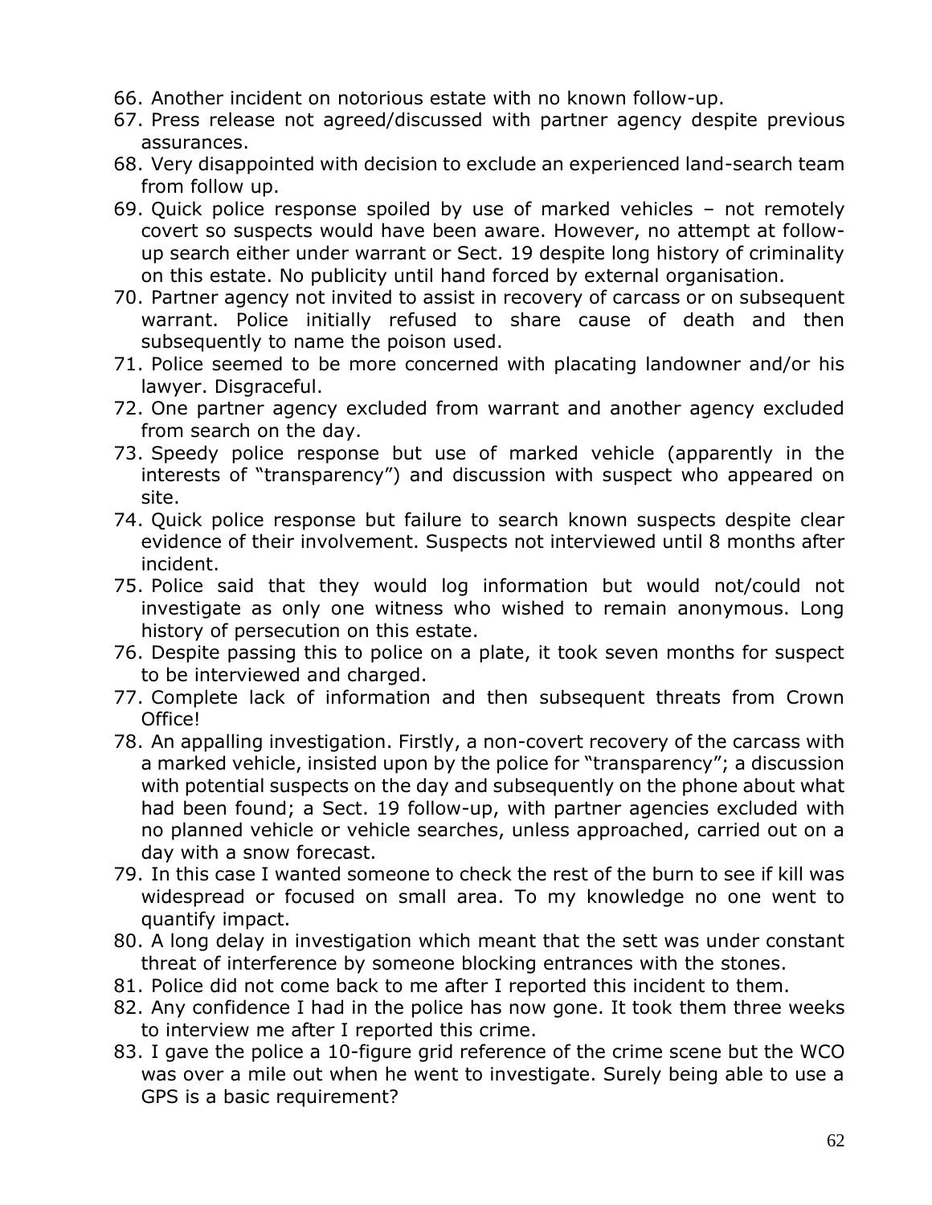66. Another incident on notorious estate with no known follow-up.
67. Press release not agreed/discussed with partner agency despite previous assurances.
68. Very disappointed with decision to exclude an experienced land-search team from follow up.
69. Quick police response spoiled by use of marked vehicles – not remotely covert so suspects would have been aware. However, no attempt at follow-up search either under warrant or Sect. 19 despite long history of criminality on this estate. No publicity until hand forced by external organisation.
70. Partner agency not invited to assist in recovery of carcass or on subsequent warrant. Police initially refused to share cause of death and then subsequently to name the poison used.
71. Police seemed to be more concerned with placating landowner and/or his lawyer. Disgraceful.
72. One partner agency excluded from warrant and another agency excluded from search on the day.
73. Speedy police response but use of marked vehicle (apparently in the interests of "transparency") and discussion with suspect who appeared on site.
74. Quick police response but failure to search known suspects despite clear evidence of their involvement. Suspects not interviewed until 8 months after incident.
75. Police said that they would log information but would not/could not investigate as only one witness who wished to remain anonymous. Long history of persecution on this estate.
76. Despite passing this to police on a plate, it took seven months for suspect to be interviewed and charged.
77. Complete lack of information and then subsequent threats from Crown Office!
78. An appalling investigation. Firstly, a non-covert recovery of the carcass with a marked vehicle, insisted upon by the police for "transparency"; a discussion with potential suspects on the day and subsequently on the phone about what had been found; a Sect. 19 follow-up, with partner agencies excluded with no planned vehicle or vehicle searches, unless approached, carried out on a day with a snow forecast.
79. In this case I wanted someone to check the rest of the burn to see if kill was widespread or focused on small area. To my knowledge no one went to quantify impact.
80. A long delay in investigation which meant that the sett was under constant threat of interference by someone blocking entrances with the stones.
81. Police did not come back to me after I reported this incident to them.
82. Any confidence I had in the police has now gone. It took them three weeks to interview me after I reported this crime.
83. I gave the police a 10-figure grid reference of the crime scene but the WCO was over a mile out when he went to investigate. Surely being able to use a GPS is a basic requirement?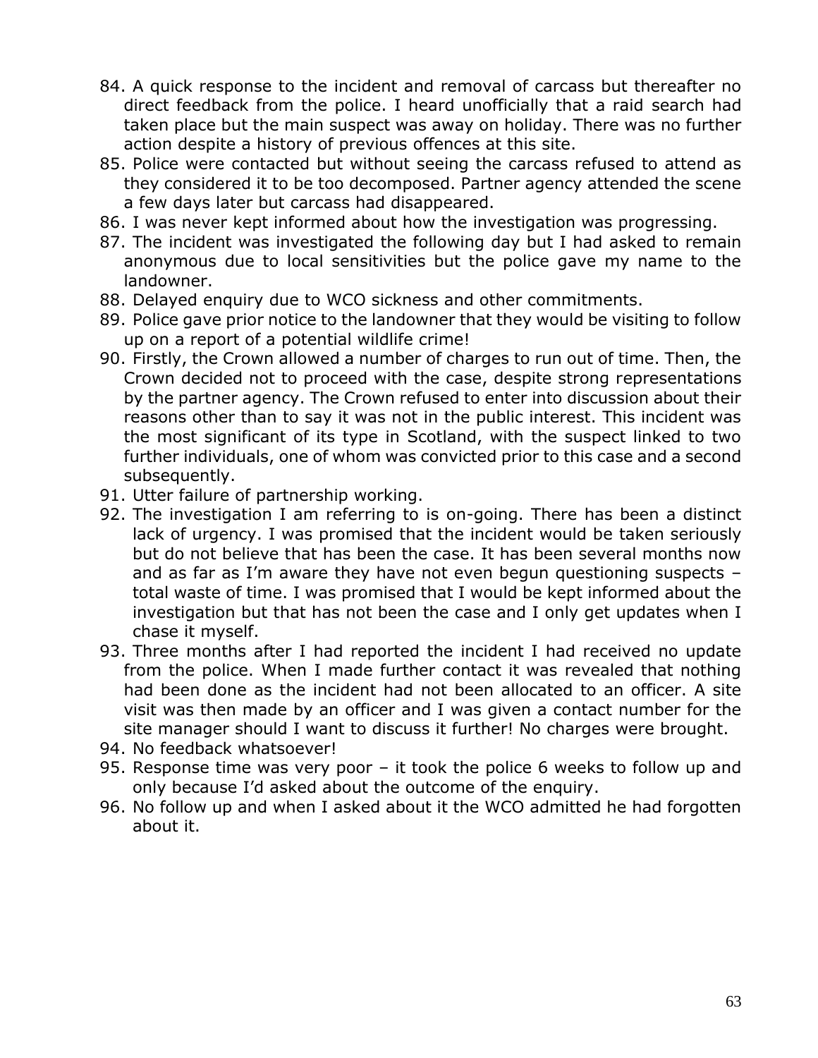84. A quick response to the incident and removal of carcass but thereafter no direct feedback from the police. I heard unofficially that a raid search had taken place but the main suspect was away on holiday. There was no further action despite a history of previous offences at this site.
85. Police were contacted but without seeing the carcass refused to attend as they considered it to be too decomposed. Partner agency attended the scene a few days later but carcass had disappeared.
86. I was never kept informed about how the investigation was progressing.
87. The incident was investigated the following day but I had asked to remain anonymous due to local sensitivities but the police gave my name to the landowner.
88. Delayed enquiry due to WCO sickness and other commitments.
89. Police gave prior notice to the landowner that they would be visiting to follow up on a report of a potential wildlife crime!
90. Firstly, the Crown allowed a number of charges to run out of time. Then, the Crown decided not to proceed with the case, despite strong representations by the partner agency. The Crown refused to enter into discussion about their reasons other than to say it was not in the public interest. This incident was the most significant of its type in Scotland, with the suspect linked to two further individuals, one of whom was convicted prior to this case and a second subsequently.
91. Utter failure of partnership working.
92. The investigation I am referring to is on-going. There has been a distinct lack of urgency. I was promised that the incident would be taken seriously but do not believe that has been the case. It has been several months now and as far as I'm aware they have not even begun questioning suspects – total waste of time. I was promised that I would be kept informed about the investigation but that has not been the case and I only get updates when I chase it myself.
93. Three months after I had reported the incident I had received no update from the police. When I made further contact it was revealed that nothing had been done as the incident had not been allocated to an officer. A site visit was then made by an officer and I was given a contact number for the site manager should I want to discuss it further! No charges were brought.
94. No feedback whatsoever!
95. Response time was very poor – it took the police 6 weeks to follow up and only because I'd asked about the outcome of the enquiry.
96. No follow up and when I asked about it the WCO admitted he had forgotten about it.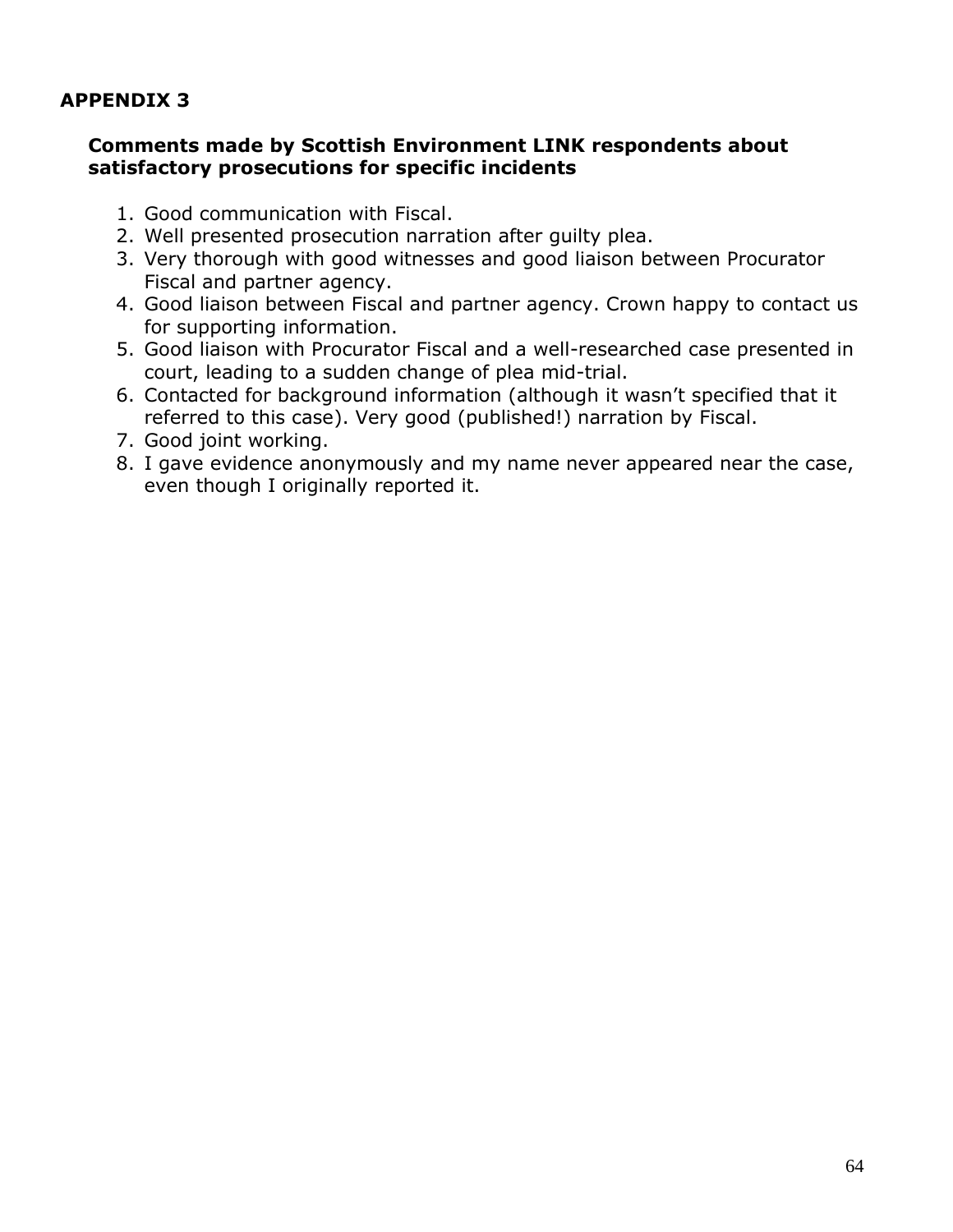# APPENDIX 3

## Comments made by Scottish Environment LINK respondents about satisfactory prosecutions for specific incidents

1. Good communication with Fiscal.
2. Well presented prosecution narration after guilty plea.
3. Very thorough with good witnesses and good liaison between Procurator Fiscal and partner agency.
4. Good liaison between Fiscal and partner agency. Crown happy to contact us for supporting information.
5. Good liaison with Procurator Fiscal and a well-researched case presented in court, leading to a sudden change of plea mid-trial.
6. Contacted for background information (although it wasn't specified that it referred to this case). Very good (published!) narration by Fiscal.
7. Good joint working.
8. I gave evidence anonymously and my name never appeared near the case, even though I originally reported it.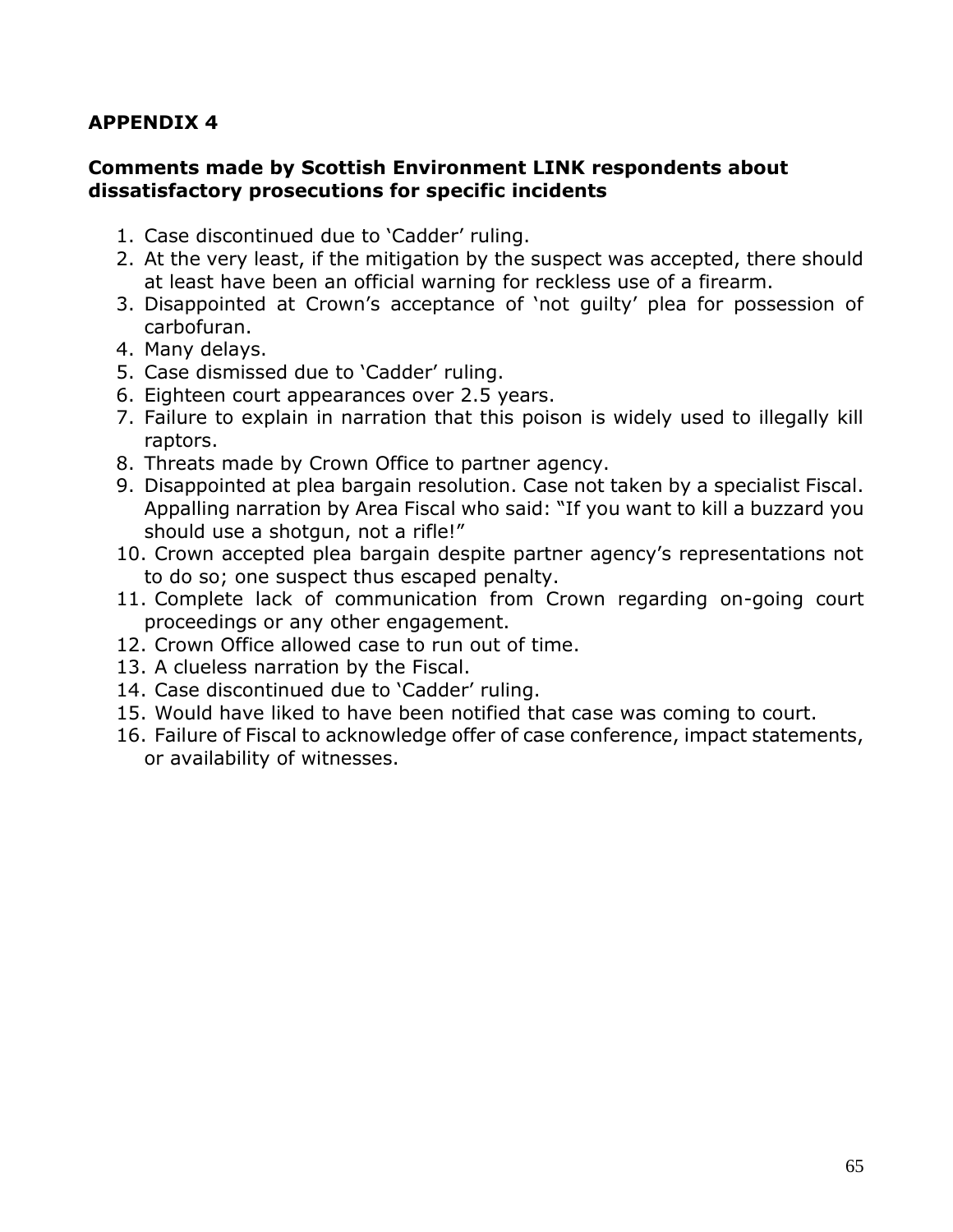## APPENDIX 4

### Comments made by Scottish Environment LINK respondents about dissatisfactory prosecutions for specific incidents

1. Case discontinued due to 'Cadder' ruling.
2. At the very least, if the mitigation by the suspect was accepted, there should at least have been an official warning for reckless use of a firearm.
3. Disappointed at Crown's acceptance of 'not guilty' plea for possession of carbofuran.
4. Many delays.
5. Case dismissed due to 'Cadder' ruling.
6. Eighteen court appearances over 2.5 years.
7. Failure to explain in narration that this poison is widely used to illegally kill raptors.
8. Threats made by Crown Office to partner agency.
9. Disappointed at plea bargain resolution. Case not taken by a specialist Fiscal. Appalling narration by Area Fiscal who said: "If you want to kill a buzzard you should use a shotgun, not a rifle!"
10. Crown accepted plea bargain despite partner agency's representations not to do so; one suspect thus escaped penalty.
11. Complete lack of communication from Crown regarding on-going court proceedings or any other engagement.
12. Crown Office allowed case to run out of time.
13. A clueless narration by the Fiscal.
14. Case discontinued due to 'Cadder' ruling.
15. Would have liked to have been notified that case was coming to court.
16. Failure of Fiscal to acknowledge offer of case conference, impact statements, or availability of witnesses.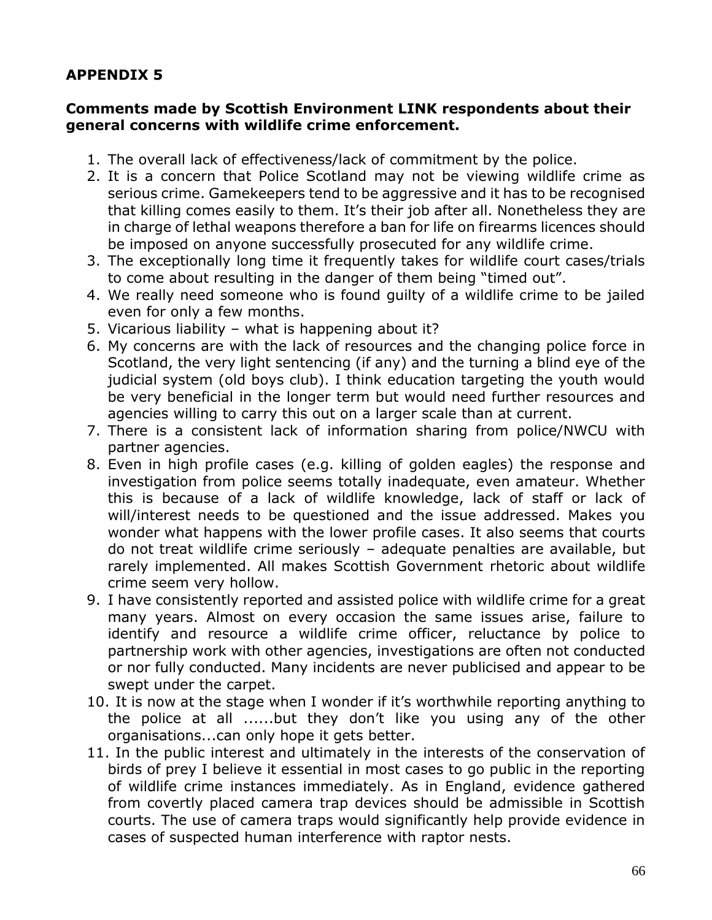## APPENDIX 5

**Comments made by Scottish Environment LINK respondents about their general concerns with wildlife crime enforcement.**

1. The overall lack of effectiveness/lack of commitment by the police.
2. It is a concern that Police Scotland may not be viewing wildlife crime as serious crime. Gamekeepers tend to be aggressive and it has to be recognised that killing comes easily to them. It's their job after all. Nonetheless they are in charge of lethal weapons therefore a ban for life on firearms licences should be imposed on anyone successfully prosecuted for any wildlife crime.
3. The exceptionally long time it frequently takes for wildlife court cases/trials to come about resulting in the danger of them being "timed out".
4. We really need someone who is found guilty of a wildlife crime to be jailed even for only a few months.
5. Vicarious liability – what is happening about it?
6. My concerns are with the lack of resources and the changing police force in Scotland, the very light sentencing (if any) and the turning a blind eye of the judicial system (old boys club). I think education targeting the youth would be very beneficial in the longer term but would need further resources and agencies willing to carry this out on a larger scale than at current.
7. There is a consistent lack of information sharing from police/NWCU with partner agencies.
8. Even in high profile cases (e.g. killing of golden eagles) the response and investigation from police seems totally inadequate, even amateur. Whether this is because of a lack of wildlife knowledge, lack of staff or lack of will/interest needs to be questioned and the issue addressed. Makes you wonder what happens with the lower profile cases. It also seems that courts do not treat wildlife crime seriously – adequate penalties are available, but rarely implemented. All makes Scottish Government rhetoric about wildlife crime seem very hollow.
9. I have consistently reported and assisted police with wildlife crime for a great many years. Almost on every occasion the same issues arise, failure to identify and resource a wildlife crime officer, reluctance by police to partnership work with other agencies, investigations are often not conducted or nor fully conducted. Many incidents are never publicised and appear to be swept under the carpet.
10. It is now at the stage when I wonder if it's worthwhile reporting anything to the police at all ......but they don't like you using any of the other organisations...can only hope it gets better.
11. In the public interest and ultimately in the interests of the conservation of birds of prey I believe it essential in most cases to go public in the reporting of wildlife crime instances immediately. As in England, evidence gathered from covertly placed camera trap devices should be admissible in Scottish courts. The use of camera traps would significantly help provide evidence in cases of suspected human interference with raptor nests.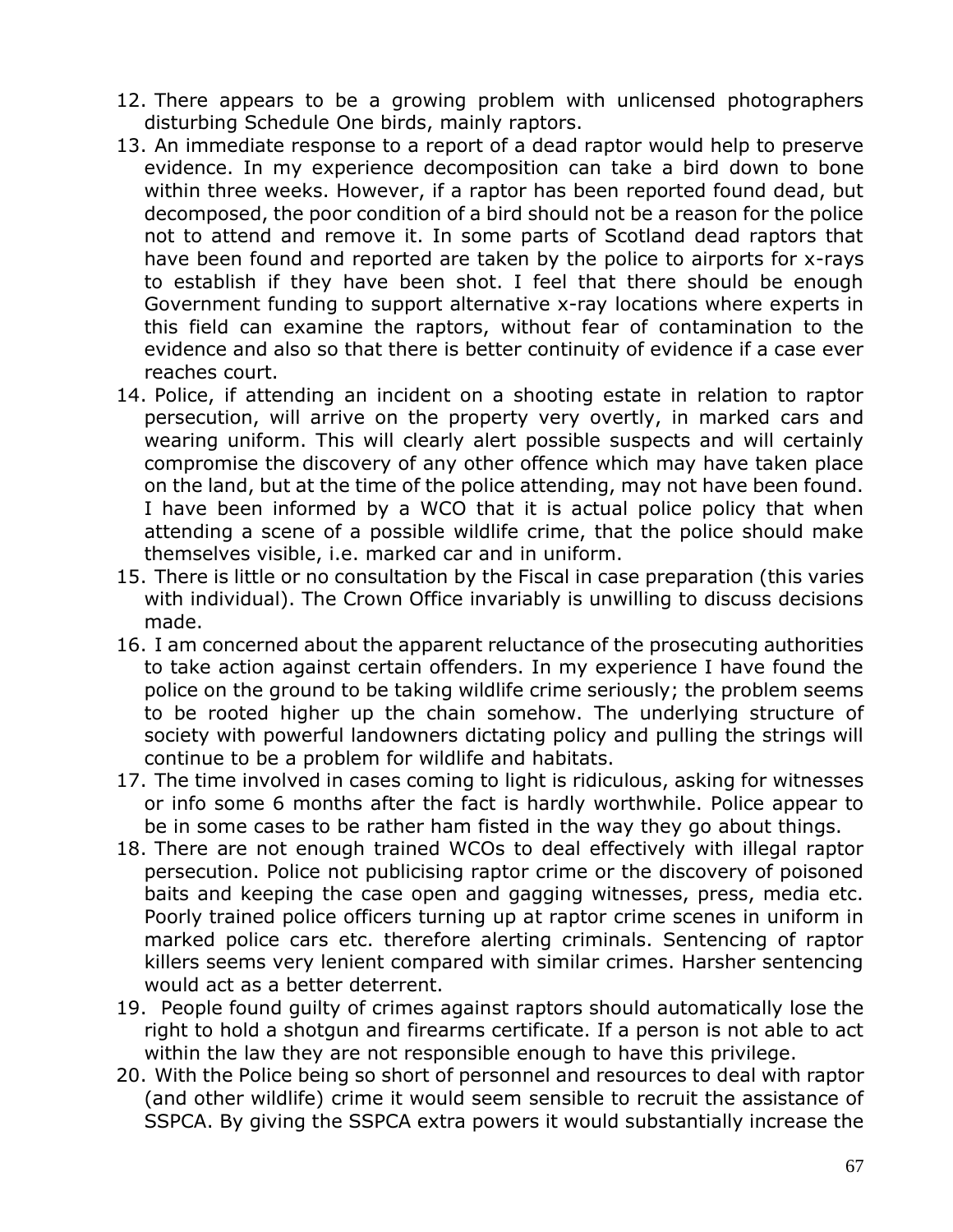12. There appears to be a growing problem with unlicensed photographers disturbing Schedule One birds, mainly raptors.
13. An immediate response to a report of a dead raptor would help to preserve evidence. In my experience decomposition can take a bird down to bone within three weeks. However, if a raptor has been reported found dead, but decomposed, the poor condition of a bird should not be a reason for the police not to attend and remove it. In some parts of Scotland dead raptors that have been found and reported are taken by the police to airports for x-rays to establish if they have been shot. I feel that there should be enough Government funding to support alternative x-ray locations where experts in this field can examine the raptors, without fear of contamination to the evidence and also so that there is better continuity of evidence if a case ever reaches court.
14. Police, if attending an incident on a shooting estate in relation to raptor persecution, will arrive on the property very overtly, in marked cars and wearing uniform. This will clearly alert possible suspects and will certainly compromise the discovery of any other offence which may have taken place on the land, but at the time of the police attending, may not have been found. I have been informed by a WCO that it is actual police policy that when attending a scene of a possible wildlife crime, that the police should make themselves visible, i.e. marked car and in uniform.
15. There is little or no consultation by the Fiscal in case preparation (this varies with individual). The Crown Office invariably is unwilling to discuss decisions made.
16. I am concerned about the apparent reluctance of the prosecuting authorities to take action against certain offenders. In my experience I have found the police on the ground to be taking wildlife crime seriously; the problem seems to be rooted higher up the chain somehow. The underlying structure of society with powerful landowners dictating policy and pulling the strings will continue to be a problem for wildlife and habitats.
17. The time involved in cases coming to light is ridiculous, asking for witnesses or info some 6 months after the fact is hardly worthwhile. Police appear to be in some cases to be rather ham fisted in the way they go about things.
18. There are not enough trained WCOs to deal effectively with illegal raptor persecution. Police not publicising raptor crime or the discovery of poisoned baits and keeping the case open and gagging witnesses, press, media etc. Poorly trained police officers turning up at raptor crime scenes in uniform in marked police cars etc. therefore alerting criminals. Sentencing of raptor killers seems very lenient compared with similar crimes. Harsher sentencing would act as a better deterrent.
19. People found guilty of crimes against raptors should automatically lose the right to hold a shotgun and firearms certificate. If a person is not able to act within the law they are not responsible enough to have this privilege.
20. With the Police being so short of personnel and resources to deal with raptor (and other wildlife) crime it would seem sensible to recruit the assistance of SSPCA. By giving the SSPCA extra powers it would substantially increase the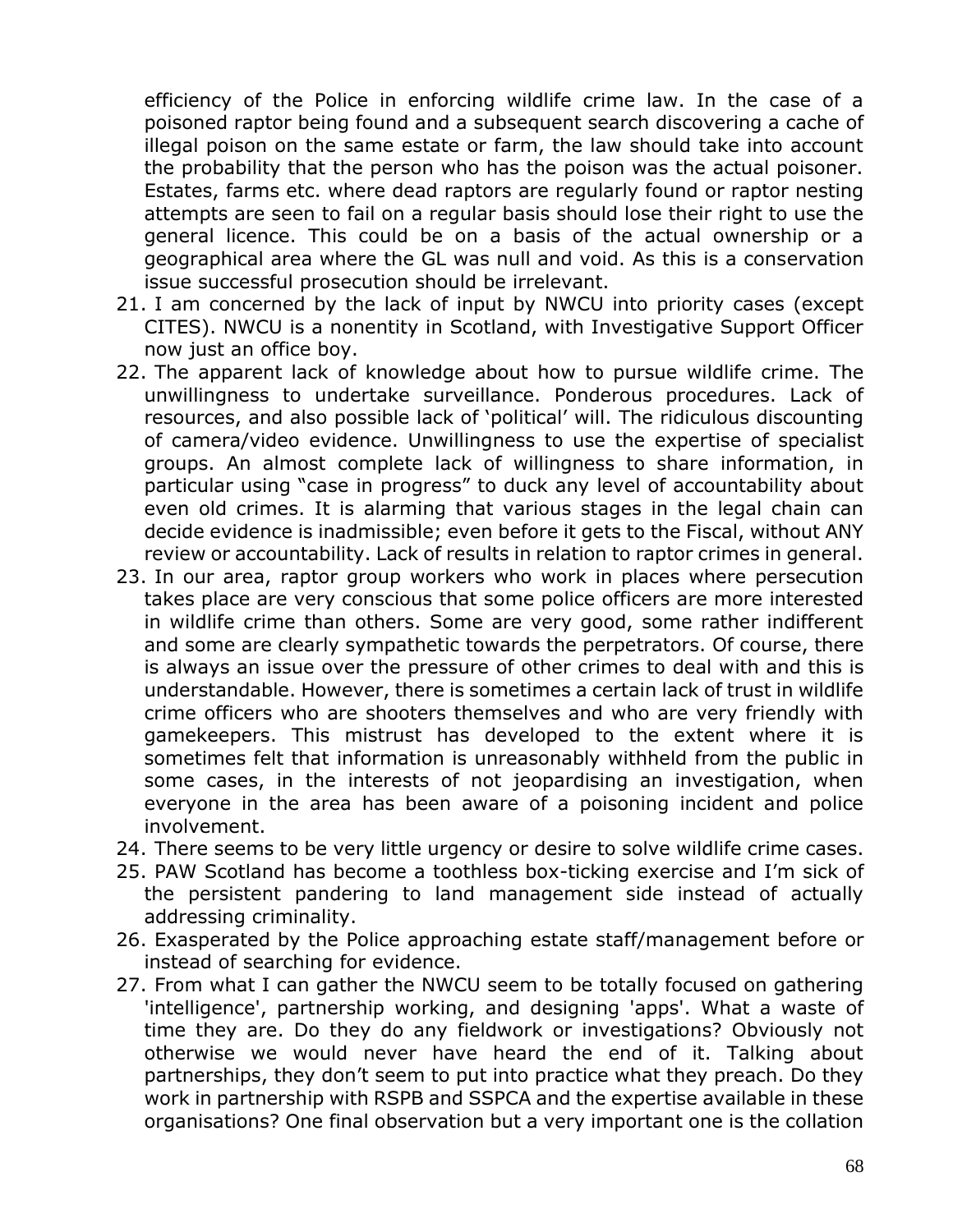efficiency of the Police in enforcing wildlife crime law. In the case of a poisoned raptor being found and a subsequent search discovering a cache of illegal poison on the same estate or farm, the law should take into account the probability that the person who has the poison was the actual poisoner. Estates, farms etc. where dead raptors are regularly found or raptor nesting attempts are seen to fail on a regular basis should lose their right to use the general licence. This could be on a basis of the actual ownership or a geographical area where the GL was null and void. As this is a conservation issue successful prosecution should be irrelevant.

21. I am concerned by the lack of input by NWCU into priority cases (except CITES). NWCU is a nonentity in Scotland, with Investigative Support Officer now just an office boy.
22. The apparent lack of knowledge about how to pursue wildlife crime. The unwillingness to undertake surveillance. Ponderous procedures. Lack of resources, and also possible lack of 'political' will. The ridiculous discounting of camera/video evidence. Unwillingness to use the expertise of specialist groups. An almost complete lack of willingness to share information, in particular using "case in progress" to duck any level of accountability about even old crimes. It is alarming that various stages in the legal chain can decide evidence is inadmissible; even before it gets to the Fiscal, without ANY review or accountability. Lack of results in relation to raptor crimes in general.
23. In our area, raptor group workers who work in places where persecution takes place are very conscious that some police officers are more interested in wildlife crime than others. Some are very good, some rather indifferent and some are clearly sympathetic towards the perpetrators. Of course, there is always an issue over the pressure of other crimes to deal with and this is understandable. However, there is sometimes a certain lack of trust in wildlife crime officers who are shooters themselves and who are very friendly with gamekeepers. This mistrust has developed to the extent where it is sometimes felt that information is unreasonably withheld from the public in some cases, in the interests of not jeopardising an investigation, when everyone in the area has been aware of a poisoning incident and police involvement.
24. There seems to be very little urgency or desire to solve wildlife crime cases.
25. PAW Scotland has become a toothless box-ticking exercise and I'm sick of the persistent pandering to land management side instead of actually addressing criminality.
26. Exasperated by the Police approaching estate staff/management before or instead of searching for evidence.
27. From what I can gather the NWCU seem to be totally focused on gathering 'intelligence', partnership working, and designing 'apps'. What a waste of time they are. Do they do any fieldwork or investigations? Obviously not otherwise we would never have heard the end of it. Talking about partnerships, they don't seem to put into practice what they preach. Do they work in partnership with RSPB and SSPCA and the expertise available in these organisations? One final observation but a very important one is the collation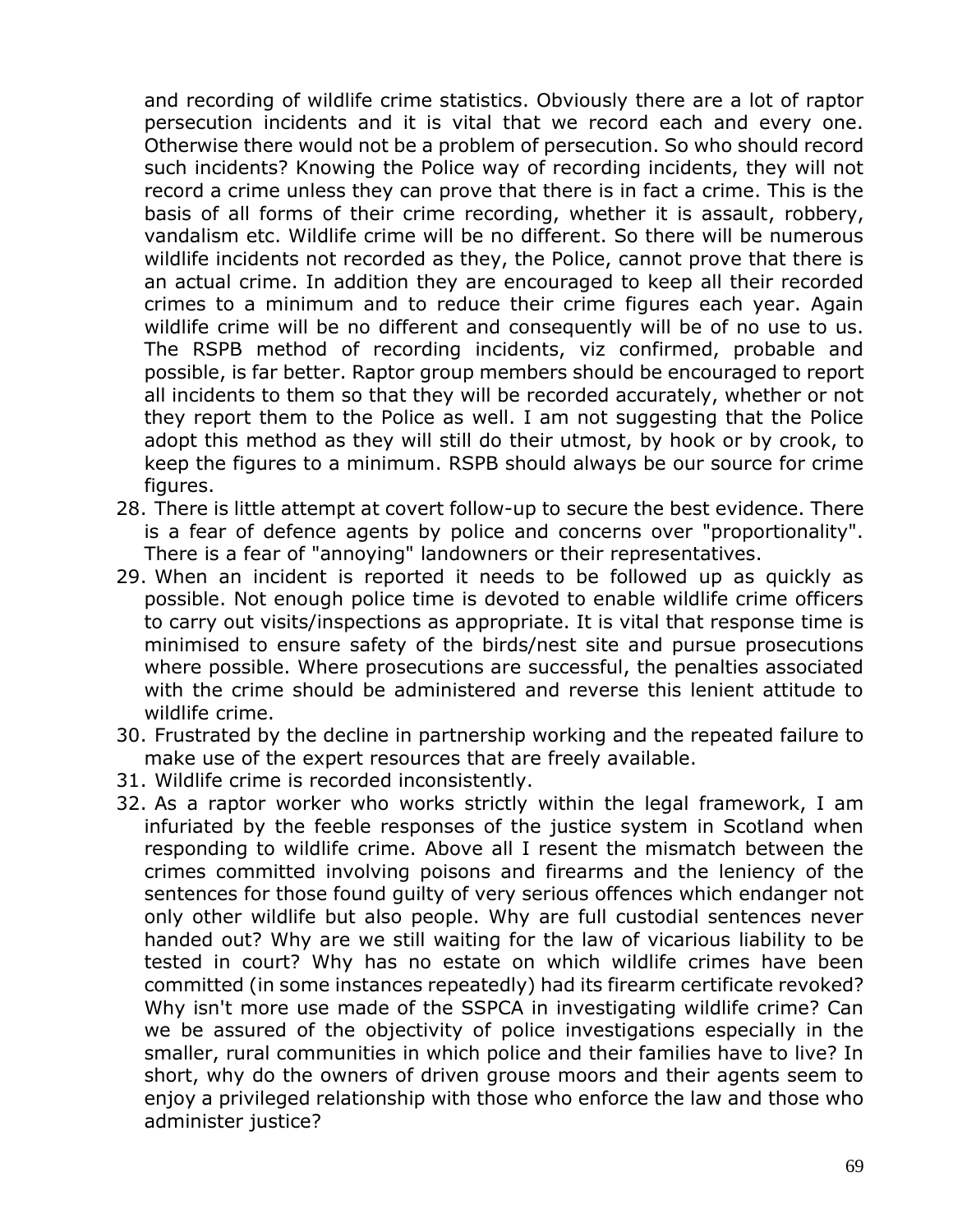and recording of wildlife crime statistics. Obviously there are a lot of raptor persecution incidents and it is vital that we record each and every one. Otherwise there would not be a problem of persecution. So who should record such incidents? Knowing the Police way of recording incidents, they will not record a crime unless they can prove that there is in fact a crime. This is the basis of all forms of their crime recording, whether it is assault, robbery, vandalism etc. Wildlife crime will be no different. So there will be numerous wildlife incidents not recorded as they, the Police, cannot prove that there is an actual crime. In addition they are encouraged to keep all their recorded crimes to a minimum and to reduce their crime figures each year. Again wildlife crime will be no different and consequently will be of no use to us. The RSPB method of recording incidents, viz confirmed, probable and possible, is far better. Raptor group members should be encouraged to report all incidents to them so that they will be recorded accurately, whether or not they report them to the Police as well. I am not suggesting that the Police adopt this method as they will still do their utmost, by hook or by crook, to keep the figures to a minimum. RSPB should always be our source for crime figures.

28. There is little attempt at covert follow-up to secure the best evidence. There is a fear of defence agents by police and concerns over "proportionality". There is a fear of "annoying" landowners or their representatives.
29. When an incident is reported it needs to be followed up as quickly as possible. Not enough police time is devoted to enable wildlife crime officers to carry out visits/inspections as appropriate. It is vital that response time is minimised to ensure safety of the birds/nest site and pursue prosecutions where possible. Where prosecutions are successful, the penalties associated with the crime should be administered and reverse this lenient attitude to wildlife crime.
30. Frustrated by the decline in partnership working and the repeated failure to make use of the expert resources that are freely available.
31. Wildlife crime is recorded inconsistently.
32. As a raptor worker who works strictly within the legal framework, I am infuriated by the feeble responses of the justice system in Scotland when responding to wildlife crime. Above all I resent the mismatch between the crimes committed involving poisons and firearms and the leniency of the sentences for those found guilty of very serious offences which endanger not only other wildlife but also people. Why are full custodial sentences never handed out? Why are we still waiting for the law of vicarious liability to be tested in court? Why has no estate on which wildlife crimes have been committed (in some instances repeatedly) had its firearm certificate revoked? Why isn't more use made of the SSPCA in investigating wildlife crime? Can we be assured of the objectivity of police investigations especially in the smaller, rural communities in which police and their families have to live? In short, why do the owners of driven grouse moors and their agents seem to enjoy a privileged relationship with those who enforce the law and those who administer justice?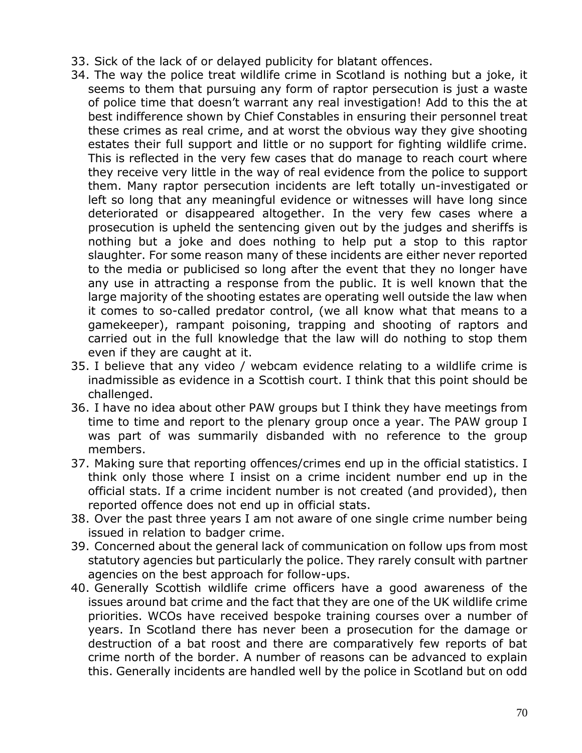33. Sick of the lack of or delayed publicity for blatant offences.
34. The way the police treat wildlife crime in Scotland is nothing but a joke, it seems to them that pursuing any form of raptor persecution is just a waste of police time that doesn't warrant any real investigation! Add to this the at best indifference shown by Chief Constables in ensuring their personnel treat these crimes as real crime, and at worst the obvious way they give shooting estates their full support and little or no support for fighting wildlife crime. This is reflected in the very few cases that do manage to reach court where they receive very little in the way of real evidence from the police to support them. Many raptor persecution incidents are left totally un-investigated or left so long that any meaningful evidence or witnesses will have long since deteriorated or disappeared altogether. In the very few cases where a prosecution is upheld the sentencing given out by the judges and sheriffs is nothing but a joke and does nothing to help put a stop to this raptor slaughter. For some reason many of these incidents are either never reported to the media or publicised so long after the event that they no longer have any use in attracting a response from the public. It is well known that the large majority of the shooting estates are operating well outside the law when it comes to so-called predator control, (we all know what that means to a gamekeeper), rampant poisoning, trapping and shooting of raptors and carried out in the full knowledge that the law will do nothing to stop them even if they are caught at it.
35. I believe that any video / webcam evidence relating to a wildlife crime is inadmissible as evidence in a Scottish court. I think that this point should be challenged.
36. I have no idea about other PAW groups but I think they have meetings from time to time and report to the plenary group once a year. The PAW group I was part of was summarily disbanded with no reference to the group members.
37. Making sure that reporting offences/crimes end up in the official statistics. I think only those where I insist on a crime incident number end up in the official stats. If a crime incident number is not created (and provided), then reported offence does not end up in official stats.
38. Over the past three years I am not aware of one single crime number being issued in relation to badger crime.
39. Concerned about the general lack of communication on follow ups from most statutory agencies but particularly the police. They rarely consult with partner agencies on the best approach for follow-ups.
40. Generally Scottish wildlife crime officers have a good awareness of the issues around bat crime and the fact that they are one of the UK wildlife crime priorities. WCOs have received bespoke training courses over a number of years. In Scotland there has never been a prosecution for the damage or destruction of a bat roost and there are comparatively few reports of bat crime north of the border. A number of reasons can be advanced to explain this. Generally incidents are handled well by the police in Scotland but on odd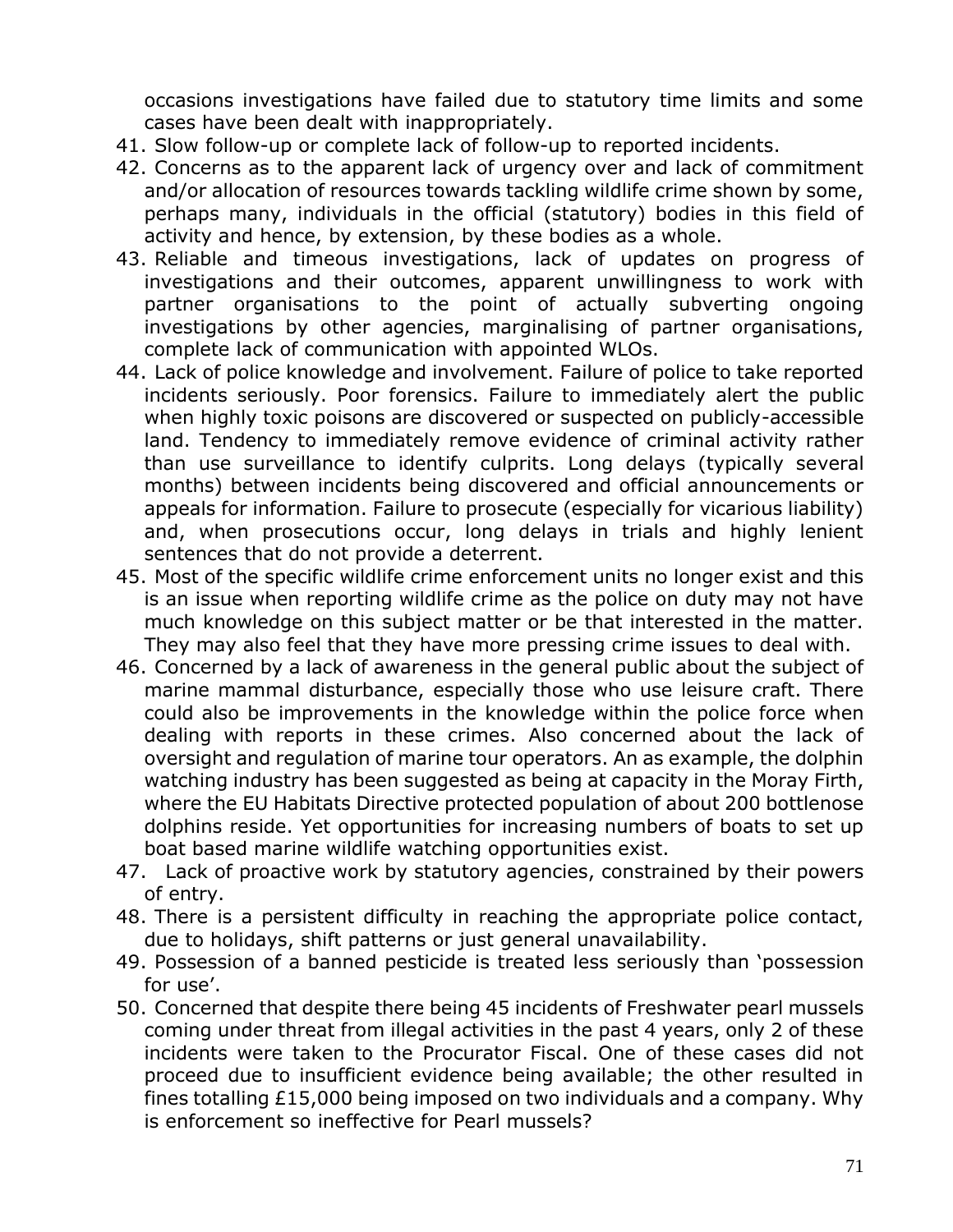occasions investigations have failed due to statutory time limits and some cases have been dealt with inappropriately.

41. Slow follow-up or complete lack of follow-up to reported incidents.
42. Concerns as to the apparent lack of urgency over and lack of commitment and/or allocation of resources towards tackling wildlife crime shown by some, perhaps many, individuals in the official (statutory) bodies in this field of activity and hence, by extension, by these bodies as a whole.
43. Reliable and timeous investigations, lack of updates on progress of investigations and their outcomes, apparent unwillingness to work with partner organisations to the point of actually subverting ongoing investigations by other agencies, marginalising of partner organisations, complete lack of communication with appointed WLOs.
44. Lack of police knowledge and involvement. Failure of police to take reported incidents seriously. Poor forensics. Failure to immediately alert the public when highly toxic poisons are discovered or suspected on publicly-accessible land. Tendency to immediately remove evidence of criminal activity rather than use surveillance to identify culprits. Long delays (typically several months) between incidents being discovered and official announcements or appeals for information. Failure to prosecute (especially for vicarious liability) and, when prosecutions occur, long delays in trials and highly lenient sentences that do not provide a deterrent.
45. Most of the specific wildlife crime enforcement units no longer exist and this is an issue when reporting wildlife crime as the police on duty may not have much knowledge on this subject matter or be that interested in the matter. They may also feel that they have more pressing crime issues to deal with.
46. Concerned by a lack of awareness in the general public about the subject of marine mammal disturbance, especially those who use leisure craft. There could also be improvements in the knowledge within the police force when dealing with reports in these crimes. Also concerned about the lack of oversight and regulation of marine tour operators. An as example, the dolphin watching industry has been suggested as being at capacity in the Moray Firth, where the EU Habitats Directive protected population of about 200 bottlenose dolphins reside. Yet opportunities for increasing numbers of boats to set up boat based marine wildlife watching opportunities exist.
47. Lack of proactive work by statutory agencies, constrained by their powers of entry.
48. There is a persistent difficulty in reaching the appropriate police contact, due to holidays, shift patterns or just general unavailability.
49. Possession of a banned pesticide is treated less seriously than 'possession for use'.
50. Concerned that despite there being 45 incidents of Freshwater pearl mussels coming under threat from illegal activities in the past 4 years, only 2 of these incidents were taken to the Procurator Fiscal. One of these cases did not proceed due to insufficient evidence being available; the other resulted in fines totalling £15,000 being imposed on two individuals and a company. Why is enforcement so ineffective for Pearl mussels?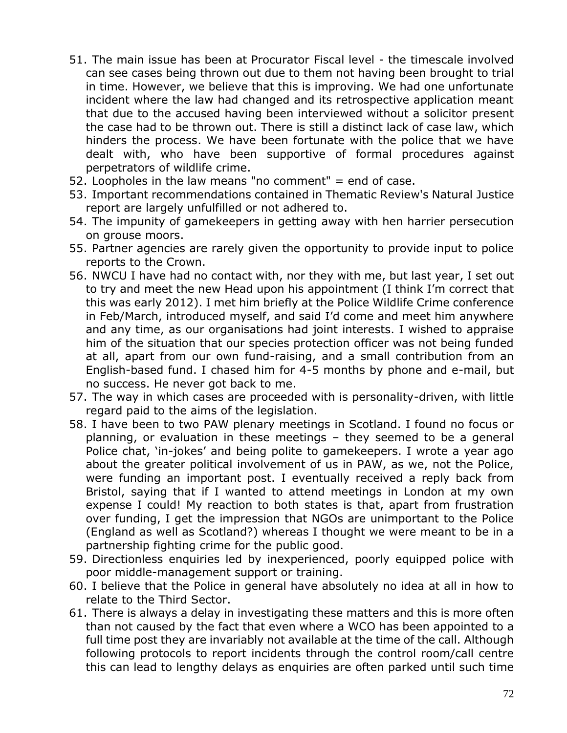51. The main issue has been at Procurator Fiscal level - the timescale involved can see cases being thrown out due to them not having been brought to trial in time. However, we believe that this is improving. We had one unfortunate incident where the law had changed and its retrospective application meant that due to the accused having been interviewed without a solicitor present the case had to be thrown out. There is still a distinct lack of case law, which hinders the process. We have been fortunate with the police that we have dealt with, who have been supportive of formal procedures against perpetrators of wildlife crime.
52. Loopholes in the law means "no comment" = end of case.
53. Important recommendations contained in Thematic Review's Natural Justice report are largely unfulfilled or not adhered to.
54. The impunity of gamekeepers in getting away with hen harrier persecution on grouse moors.
55. Partner agencies are rarely given the opportunity to provide input to police reports to the Crown.
56. NWCU I have had no contact with, nor they with me, but last year, I set out to try and meet the new Head upon his appointment (I think I'm correct that this was early 2012). I met him briefly at the Police Wildlife Crime conference in Feb/March, introduced myself, and said I'd come and meet him anywhere and any time, as our organisations had joint interests. I wished to appraise him of the situation that our species protection officer was not being funded at all, apart from our own fund-raising, and a small contribution from an English-based fund. I chased him for 4-5 months by phone and e-mail, but no success. He never got back to me.
57. The way in which cases are proceeded with is personality-driven, with little regard paid to the aims of the legislation.
58. I have been to two PAW plenary meetings in Scotland. I found no focus or planning, or evaluation in these meetings – they seemed to be a general Police chat, 'in-jokes' and being polite to gamekeepers. I wrote a year ago about the greater political involvement of us in PAW, as we, not the Police, were funding an important post. I eventually received a reply back from Bristol, saying that if I wanted to attend meetings in London at my own expense I could! My reaction to both states is that, apart from frustration over funding, I get the impression that NGOs are unimportant to the Police (England as well as Scotland?) whereas I thought we were meant to be in a partnership fighting crime for the public good.
59. Directionless enquiries led by inexperienced, poorly equipped police with poor middle-management support or training.
60. I believe that the Police in general have absolutely no idea at all in how to relate to the Third Sector.
61. There is always a delay in investigating these matters and this is more often than not caused by the fact that even where a WCO has been appointed to a full time post they are invariably not available at the time of the call. Although following protocols to report incidents through the control room/call centre this can lead to lengthy delays as enquiries are often parked until such time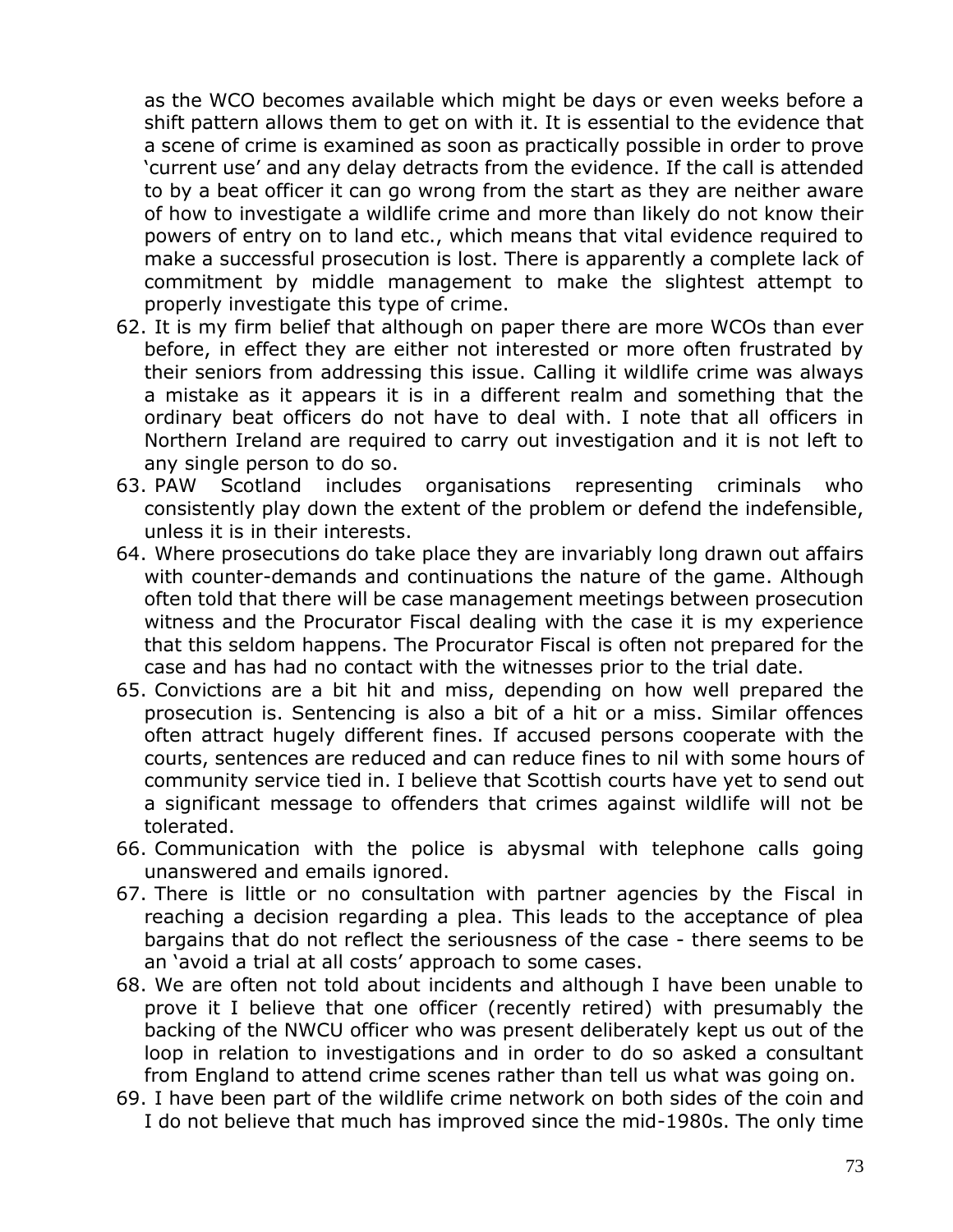as the WCO becomes available which might be days or even weeks before a shift pattern allows them to get on with it. It is essential to the evidence that a scene of crime is examined as soon as practically possible in order to prove 'current use' and any delay detracts from the evidence. If the call is attended to by a beat officer it can go wrong from the start as they are neither aware of how to investigate a wildlife crime and more than likely do not know their powers of entry on to land etc., which means that vital evidence required to make a successful prosecution is lost. There is apparently a complete lack of commitment by middle management to make the slightest attempt to properly investigate this type of crime.

62. It is my firm belief that although on paper there are more WCOs than ever before, in effect they are either not interested or more often frustrated by their seniors from addressing this issue. Calling it wildlife crime was always a mistake as it appears it is in a different realm and something that the ordinary beat officers do not have to deal with. I note that all officers in Northern Ireland are required to carry out investigation and it is not left to any single person to do so.
63. PAW Scotland includes organisations representing criminals who consistently play down the extent of the problem or defend the indefensible, unless it is in their interests.
64. Where prosecutions do take place they are invariably long drawn out affairs with counter-demands and continuations the nature of the game. Although often told that there will be case management meetings between prosecution witness and the Procurator Fiscal dealing with the case it is my experience that this seldom happens. The Procurator Fiscal is often not prepared for the case and has had no contact with the witnesses prior to the trial date.
65. Convictions are a bit hit and miss, depending on how well prepared the prosecution is. Sentencing is also a bit of a hit or a miss. Similar offences often attract hugely different fines. If accused persons cooperate with the courts, sentences are reduced and can reduce fines to nil with some hours of community service tied in. I believe that Scottish courts have yet to send out a significant message to offenders that crimes against wildlife will not be tolerated.
66. Communication with the police is abysmal with telephone calls going unanswered and emails ignored.
67. There is little or no consultation with partner agencies by the Fiscal in reaching a decision regarding a plea. This leads to the acceptance of plea bargains that do not reflect the seriousness of the case - there seems to be an 'avoid a trial at all costs' approach to some cases.
68. We are often not told about incidents and although I have been unable to prove it I believe that one officer (recently retired) with presumably the backing of the NWCU officer who was present deliberately kept us out of the loop in relation to investigations and in order to do so asked a consultant from England to attend crime scenes rather than tell us what was going on.
69. I have been part of the wildlife crime network on both sides of the coin and I do not believe that much has improved since the mid-1980s. The only time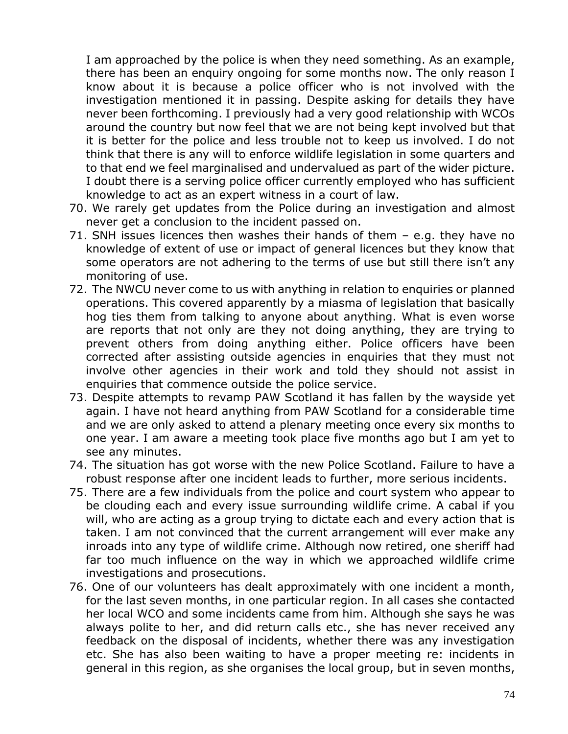I am approached by the police is when they need something. As an example, there has been an enquiry ongoing for some months now. The only reason I know about it is because a police officer who is not involved with the investigation mentioned it in passing. Despite asking for details they have never been forthcoming. I previously had a very good relationship with WCOs around the country but now feel that we are not being kept involved but that it is better for the police and less trouble not to keep us involved. I do not think that there is any will to enforce wildlife legislation in some quarters and to that end we feel marginalised and undervalued as part of the wider picture. I doubt there is a serving police officer currently employed who has sufficient knowledge to act as an expert witness in a court of law.

70. We rarely get updates from the Police during an investigation and almost never get a conclusion to the incident passed on.
71. SNH issues licences then washes their hands of them – e.g. they have no knowledge of extent of use or impact of general licences but they know that some operators are not adhering to the terms of use but still there isn't any monitoring of use.
72. The NWCU never come to us with anything in relation to enquiries or planned operations. This covered apparently by a miasma of legislation that basically hog ties them from talking to anyone about anything. What is even worse are reports that not only are they not doing anything, they are trying to prevent others from doing anything either. Police officers have been corrected after assisting outside agencies in enquiries that they must not involve other agencies in their work and told they should not assist in enquiries that commence outside the police service.
73. Despite attempts to revamp PAW Scotland it has fallen by the wayside yet again. I have not heard anything from PAW Scotland for a considerable time and we are only asked to attend a plenary meeting once every six months to one year. I am aware a meeting took place five months ago but I am yet to see any minutes.
74. The situation has got worse with the new Police Scotland. Failure to have a robust response after one incident leads to further, more serious incidents.
75. There are a few individuals from the police and court system who appear to be clouding each and every issue surrounding wildlife crime. A cabal if you will, who are acting as a group trying to dictate each and every action that is taken. I am not convinced that the current arrangement will ever make any inroads into any type of wildlife crime. Although now retired, one sheriff had far too much influence on the way in which we approached wildlife crime investigations and prosecutions.
76. One of our volunteers has dealt approximately with one incident a month, for the last seven months, in one particular region. In all cases she contacted her local WCO and some incidents came from him. Although she says he was always polite to her, and did return calls etc., she has never received any feedback on the disposal of incidents, whether there was any investigation etc. She has also been waiting to have a proper meeting re: incidents in general in this region, as she organises the local group, but in seven months,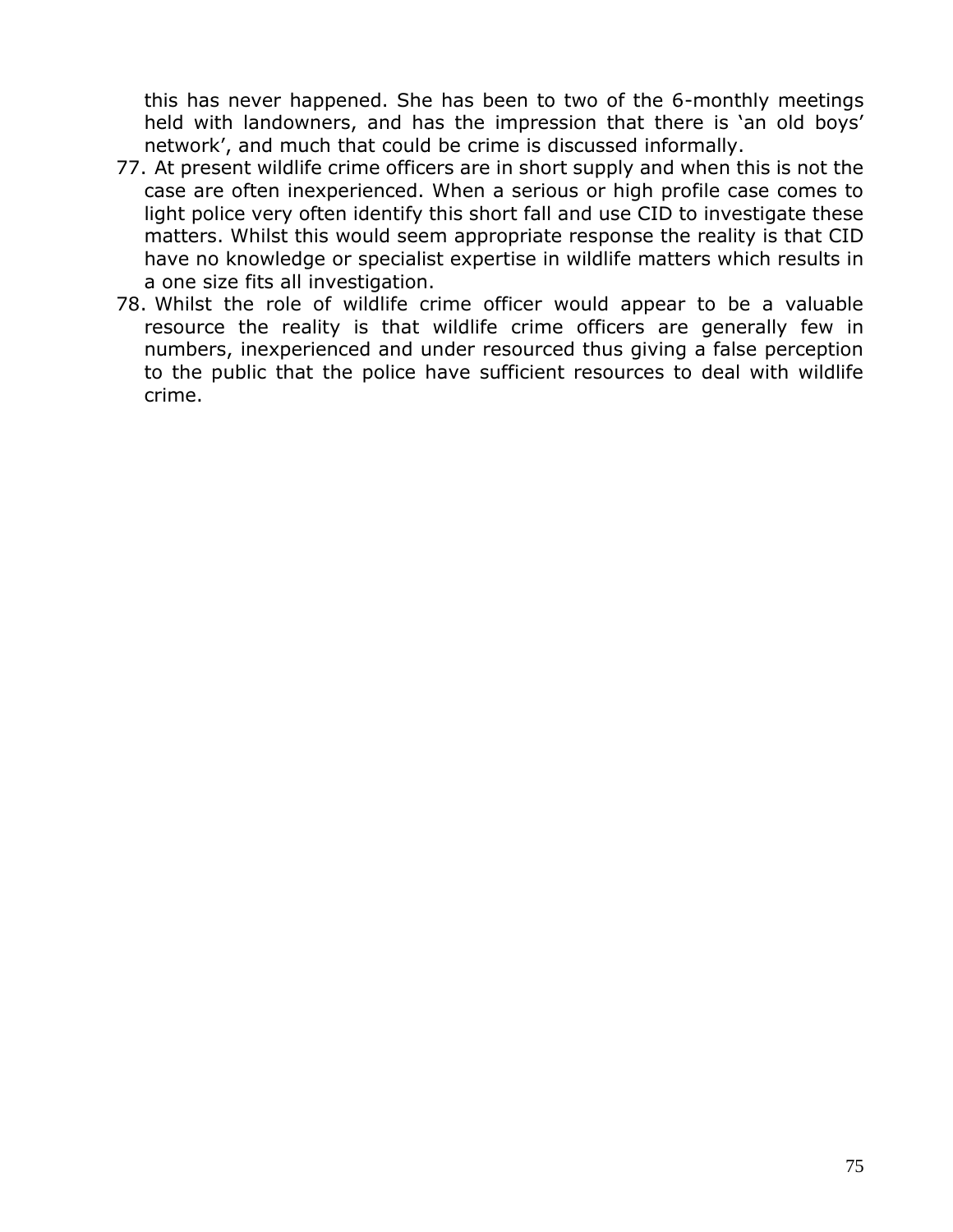this has never happened. She has been to two of the 6-monthly meetings held with landowners, and has the impression that there is 'an old boys' network', and much that could be crime is discussed informally.

77. At present wildlife crime officers are in short supply and when this is not the case are often inexperienced. When a serious or high profile case comes to light police very often identify this short fall and use CID to investigate these matters. Whilst this would seem appropriate response the reality is that CID have no knowledge or specialist expertise in wildlife matters which results in a one size fits all investigation.
78. Whilst the role of wildlife crime officer would appear to be a valuable resource the reality is that wildlife crime officers are generally few in numbers, inexperienced and under resourced thus giving a false perception to the public that the police have sufficient resources to deal with wildlife crime.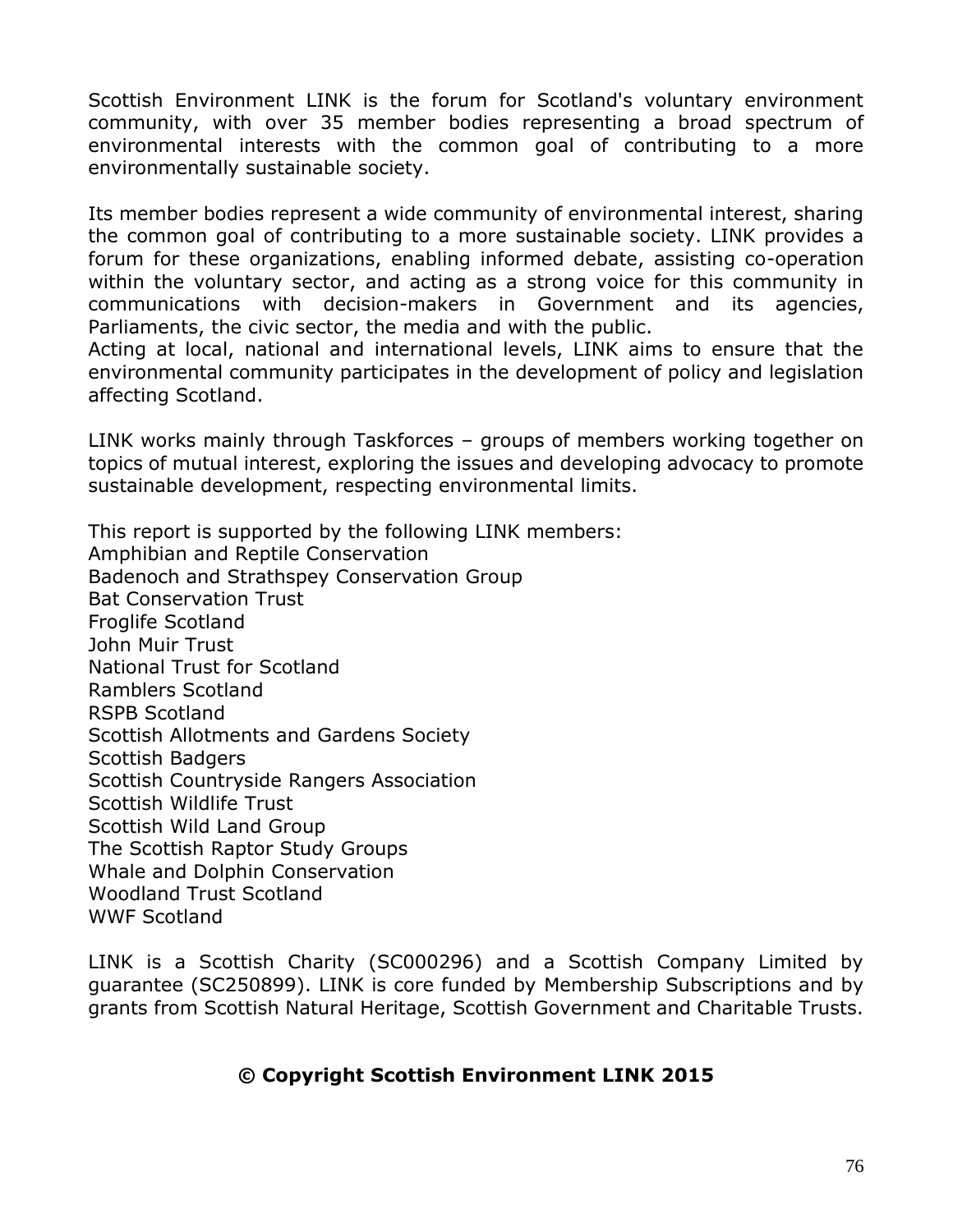Scottish Environment LINK is the forum for Scotland's voluntary environment community, with over 35 member bodies representing a broad spectrum of environmental interests with the common goal of contributing to a more environmentally sustainable society.

Its member bodies represent a wide community of environmental interest, sharing the common goal of contributing to a more sustainable society. LINK provides a forum for these organizations, enabling informed debate, assisting co-operation within the voluntary sector, and acting as a strong voice for this community in communications with decision-makers in Government and its agencies, Parliaments, the civic sector, the media and with the public.
Acting at local, national and international levels, LINK aims to ensure that the environmental community participates in the development of policy and legislation affecting Scotland.

LINK works mainly through Taskforces – groups of members working together on topics of mutual interest, exploring the issues and developing advocacy to promote sustainable development, respecting environmental limits.

This report is supported by the following LINK members:
Amphibian and Reptile Conservation
Badenoch and Strathspey Conservation Group
Bat Conservation Trust
Froglife Scotland
John Muir Trust
National Trust for Scotland
Ramblers Scotland
RSPB Scotland
Scottish Allotments and Gardens Society
Scottish Badgers
Scottish Countryside Rangers Association
Scottish Wildlife Trust
Scottish Wild Land Group
The Scottish Raptor Study Groups
Whale and Dolphin Conservation
Woodland Trust Scotland
WWF Scotland

LINK is a Scottish Charity (SC000296) and a Scottish Company Limited by guarantee (SC250899). LINK is core funded by Membership Subscriptions and by grants from Scottish Natural Heritage, Scottish Government and Charitable Trusts.

**© Copyright Scottish Environment LINK 2015**